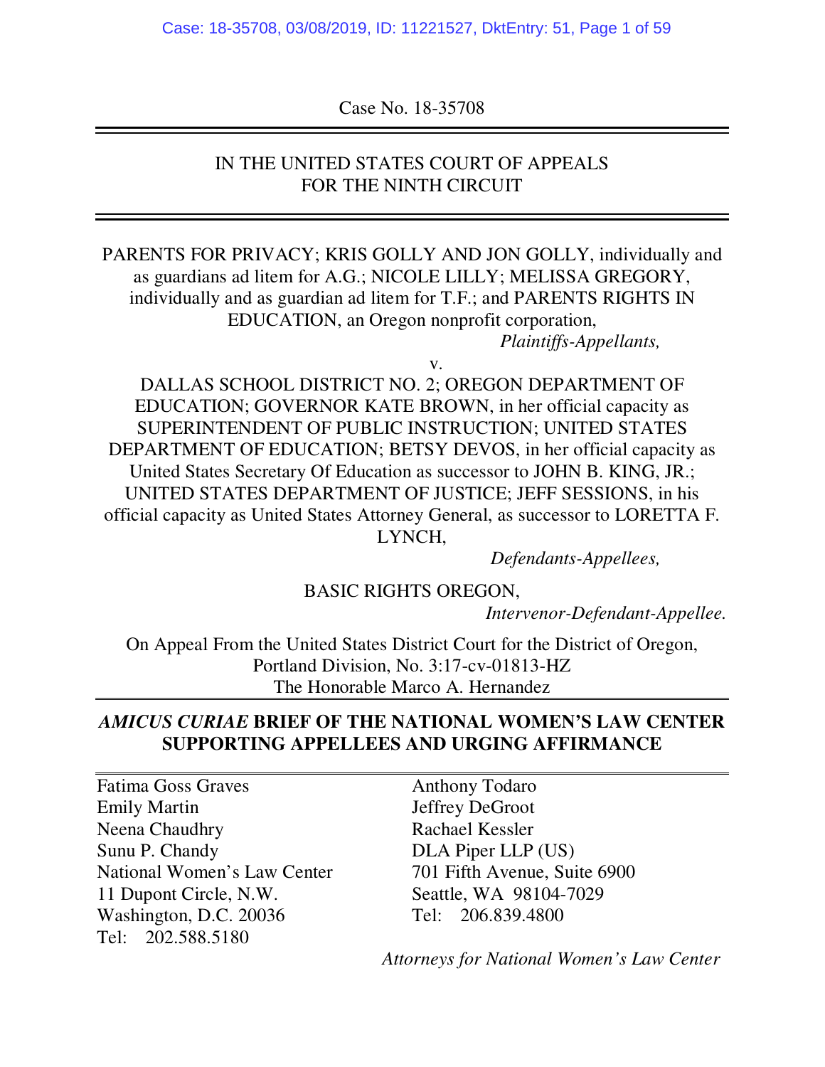Case No. 18-35708

---

IN THE UNITED STATES COURT OF APPEALS
FOR THE NINTH CIRCUIT

---

PARENTS FOR PRIVACY; KRIS GOLLY AND JON GOLLY, individually and as guardians ad litem for A.G.; NICOLE LILLY; MELISSA GREGORY, individually and as guardian ad litem for T.F.; and PARENTS RIGHTS IN EDUCATION, an Oregon nonprofit corporation,

*Plaintiffs-Appellants,*

v.

DALLAS SCHOOL DISTRICT NO. 2; OREGON DEPARTMENT OF EDUCATION; GOVERNOR KATE BROWN, in her official capacity as SUPERINTENDENT OF PUBLIC INSTRUCTION; UNITED STATES DEPARTMENT OF EDUCATION; BETSY DEVOS, in her official capacity as United States Secretary Of Education as successor to JOHN B. KING, JR.; UNITED STATES DEPARTMENT OF JUSTICE; JEFF SESSIONS, in his official capacity as United States Attorney General, as successor to LORETTA F. LYNCH,

*Defendants-Appellees,*

BASIC RIGHTS OREGON,

*Intervenor-Defendant-Appellee.*

On Appeal From the United States District Court for the District of Oregon, Portland Division, No. 3:17-cv-01813-HZ
The Honorable Marco A. Hernandez

---

## ***AMICUS CURIAE* BRIEF OF THE NATIONAL WOMEN'S LAW CENTER SUPPORTING APPELLEES AND URGING AFFIRMANCE**

---

Fatima Goss Graves
Emily Martin
Neena Chaudhry
Sunu P. Chandy
National Women's Law Center
11 Dupont Circle, N.W.
Washington, D.C. 20036
Tel: 202.588.5180

Anthony Todaro
Jeffrey DeGroot
Rachael Kessler
DLA Piper LLP (US)
701 Fifth Avenue, Suite 6900
Seattle, WA 98104-7029
Tel: 206.839.4800

*Attorneys for National Women's Law Center*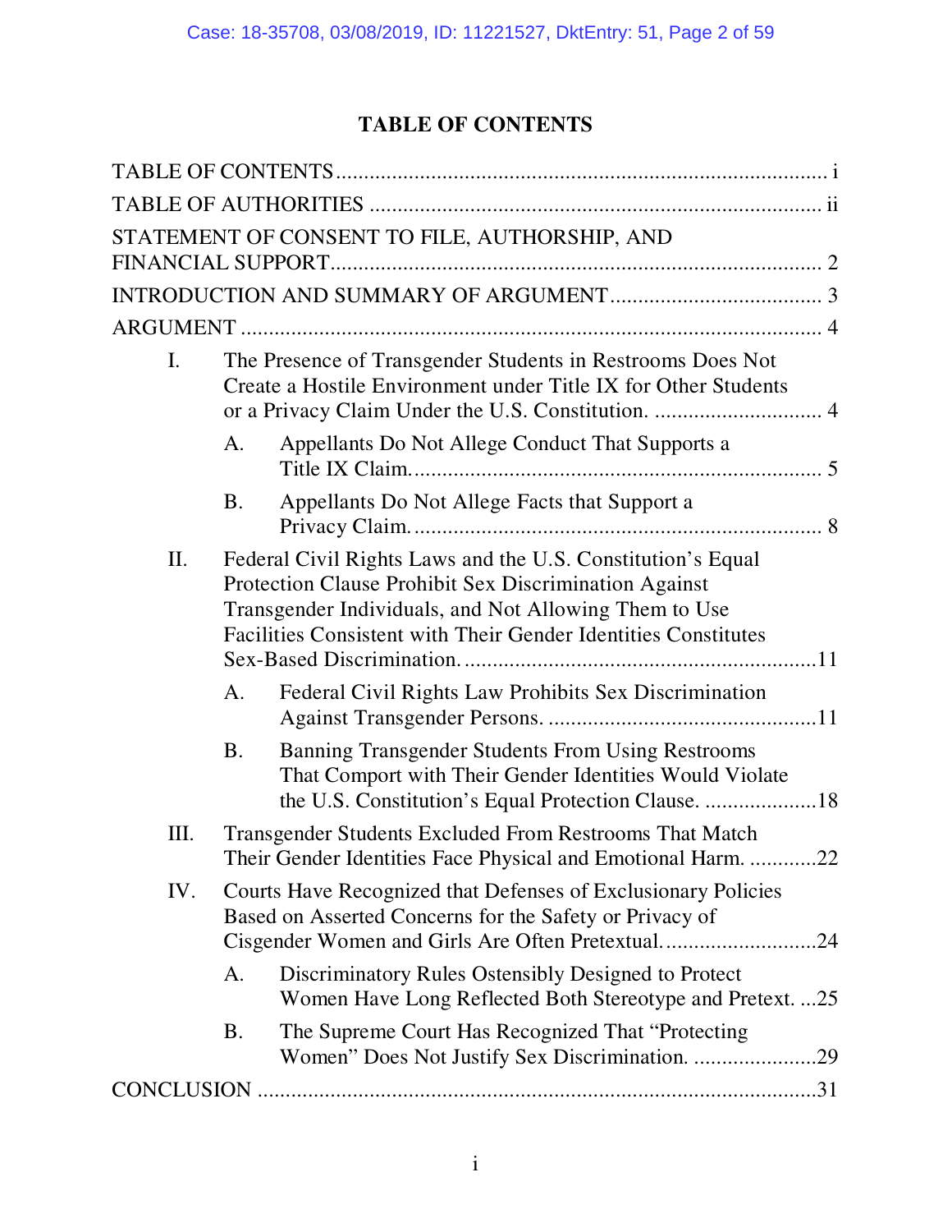# TABLE OF CONTENTS

TABLE OF CONTENTS ........................................................................................ i

TABLE OF AUTHORITIES ................................................................................. ii

STATEMENT OF CONSENT TO FILE, AUTHORSHIP, AND FINANCIAL SUPPORT........................................................................................ 2

INTRODUCTION AND SUMMARY OF ARGUMENT ..................................... 3

ARGUMENT ........................................................................................................ 4

- I. The Presence of Transgender Students in Restrooms Does Not Create a Hostile Environment under Title IX for Other Students or a Privacy Claim Under the U.S. Constitution. .............................. 4
  - A. Appellants Do Not Allege Conduct That Supports a Title IX Claim......................................................................... 5
  - B. Appellants Do Not Allege Facts that Support a Privacy Claim. ........................................................................ 8
- II. Federal Civil Rights Laws and the U.S. Constitution's Equal Protection Clause Prohibit Sex Discrimination Against Transgender Individuals, and Not Allowing Them to Use Facilities Consistent with Their Gender Identities Constitutes Sex-Based Discrimination. ..............................................................11
  - A. Federal Civil Rights Law Prohibits Sex Discrimination Against Transgender Persons. ................................................11
  - B. Banning Transgender Students From Using Restrooms That Comport with Their Gender Identities Would Violate the U.S. Constitution's Equal Protection Clause. ....................18
- III. Transgender Students Excluded From Restrooms That Match Their Gender Identities Face Physical and Emotional Harm. ............22
- IV. Courts Have Recognized that Defenses of Exclusionary Policies Based on Asserted Concerns for the Safety or Privacy of Cisgender Women and Girls Are Often Pretextual...........................24
  - A. Discriminatory Rules Ostensibly Designed to Protect Women Have Long Reflected Both Stereotype and Pretext. ...25
  - B. The Supreme Court Has Recognized That "Protecting Women" Does Not Justify Sex Discrimination. ......................29

CONCLUSION ..................................................................................................31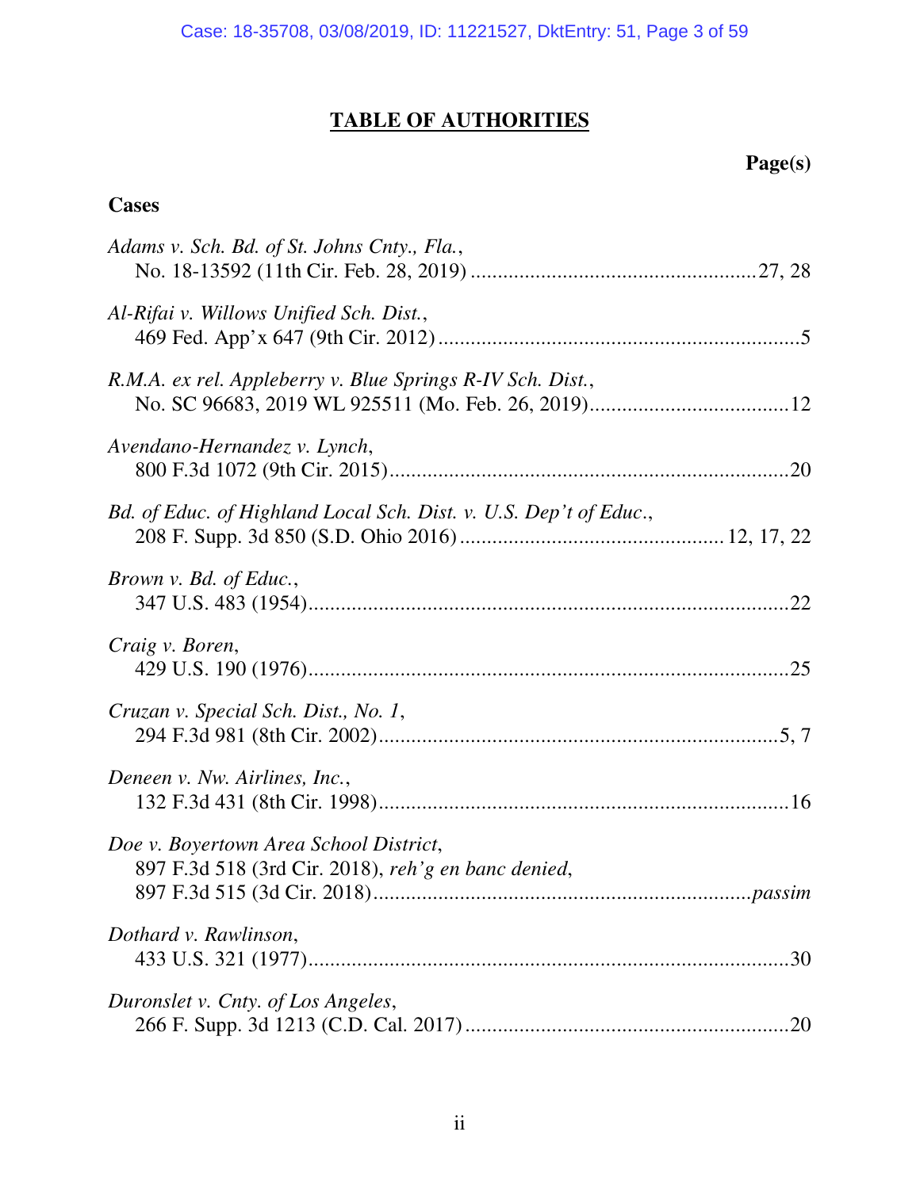# TABLE OF AUTHORITIES

**Page(s)**

**Cases**

*Adams v. Sch. Bd. of St. Johns Cnty., Fla.*,
No. 18-13592 (11th Cir. Feb. 28, 2019) .................................................... 27, 28

*Al-Rifai v. Willows Unified Sch. Dist.*,
469 Fed. App'x 647 (9th Cir. 2012) ................................................................... 5

*R.M.A. ex rel. Appleberry v. Blue Springs R-IV Sch. Dist.*,
No. SC 96683, 2019 WL 925511 (Mo. Feb. 26, 2019) ..................................... 12

*Avendano-Hernandez v. Lynch*,
800 F.3d 1072 (9th Cir. 2015) .......................................................................... 20

*Bd. of Educ. of Highland Local Sch. Dist. v. U.S. Dep't of Educ.*,
208 F. Supp. 3d 850 (S.D. Ohio 2016) ................................................ 12, 17, 22

*Brown v. Bd. of Educ.*,
347 U.S. 483 (1954) ......................................................................................... 22

*Craig v. Boren*,
429 U.S. 190 (1976) ......................................................................................... 25

*Cruzan v. Special Sch. Dist., No. 1*,
294 F.3d 981 (8th Cir. 2002) ........................................................................ 5, 7

*Deneen v. Nw. Airlines, Inc.*,
132 F.3d 431 (8th Cir. 1998) ............................................................................ 16

*Doe v. Boyertown Area School District*,
897 F.3d 518 (3rd Cir. 2018), *reh'g en banc denied*,
897 F.3d 515 (3d Cir. 2018) ...................................................................... *passim*

*Dothard v. Rawlinson*,
433 U.S. 321 (1977) ......................................................................................... 30

*Duronslet v. Cnty. of Los Angeles*,
266 F. Supp. 3d 1213 (C.D. Cal. 2017) ............................................................ 20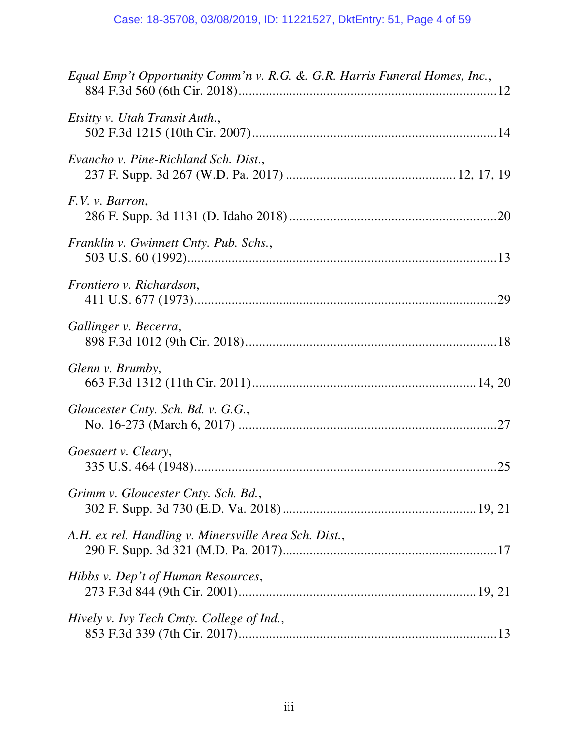*Equal Emp't Opportunity Comm'n v. R.G. &. G.R. Harris Funeral Homes, Inc.*,
884 F.3d 560 (6th Cir. 2018)........................................................................12

*Etsitty v. Utah Transit Auth.*,
502 F.3d 1215 (10th Cir. 2007).....................................................................14

*Evancho v. Pine-Richland Sch. Dist.*,
237 F. Supp. 3d 267 (W.D. Pa. 2017) ................................................ 12, 17, 19

*F.V. v. Barron*,
286 F. Supp. 3d 1131 (D. Idaho 2018) ...........................................................20

*Franklin v. Gwinnett Cnty. Pub. Schs.*,
503 U.S. 60 (1992).........................................................................................13

*Frontiero v. Richardson*,
411 U.S. 677 (1973).......................................................................................29

*Gallinger v. Becerra*,
898 F.3d 1012 (9th Cir. 2018).........................................................................18

*Glenn v. Brumby*,
663 F.3d 1312 (11th Cir. 2011)..................................................................14, 20

*Gloucester Cnty. Sch. Bd. v. G.G.*,
No. 16-273 (March 6, 2017) ..........................................................................27

*Goesaert v. Cleary*,
335 U.S. 464 (1948).......................................................................................25

*Grimm v. Gloucester Cnty. Sch. Bd.*,
302 F. Supp. 3d 730 (E.D. Va. 2018).........................................................19, 21

*A.H. ex rel. Handling v. Minersville Area Sch. Dist.*,
290 F. Supp. 3d 321 (M.D. Pa. 2017).............................................................17

*Hibbs v. Dep't of Human Resources*,
273 F.3d 844 (9th Cir. 2001)....................................................................19, 21

*Hively v. Ivy Tech Cmty. College of Ind.*,
853 F.3d 339 (7th Cir. 2017)...........................................................................13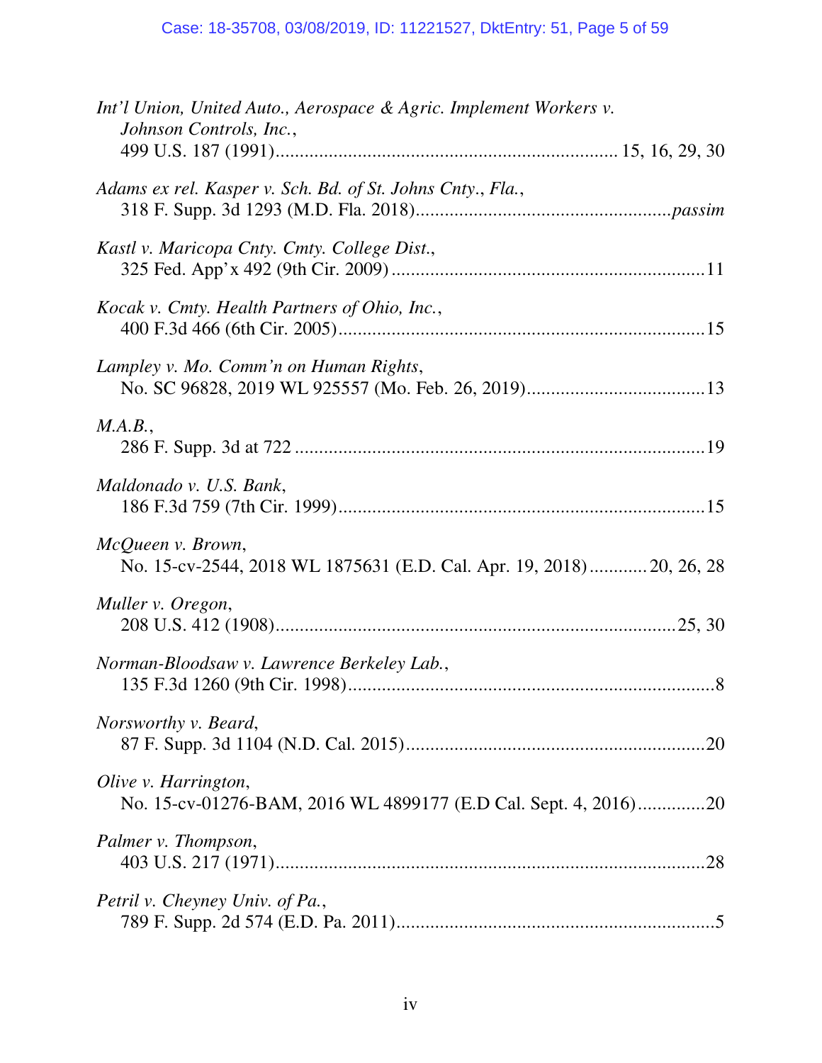*Int'l Union, United Auto., Aerospace & Agric. Implement Workers v. Johnson Controls, Inc.*,
499 U.S. 187 (1991)........................................................................ 15, 16, 29, 30

*Adams ex rel. Kasper v. Sch. Bd. of St. Johns Cnty., Fla.*,
318 F. Supp. 3d 1293 (M.D. Fla. 2018)...................................................*passim*

*Kastl v. Maricopa Cnty. Cmty. College Dist.*,
325 Fed. App'x 492 (9th Cir. 2009) ..................................................................11

*Kocak v. Cmty. Health Partners of Ohio, Inc.*,
400 F.3d 466 (6th Cir. 2005)..............................................................................15

*Lampley v. Mo. Comm'n on Human Rights*,
No. SC 96828, 2019 WL 925557 (Mo. Feb. 26, 2019).......................................13

*M.A.B.*,
286 F. Supp. 3d at 722 .......................................................................................19

*Maldonado v. U.S. Bank*,
186 F.3d 759 (7th Cir. 1999)..............................................................................15

*McQueen v. Brown*,
No. 15-cv-2544, 2018 WL 1875631 (E.D. Cal. Apr. 19, 2018)............ 20, 26, 28

*Muller v. Oregon*,
208 U.S. 412 (1908)....................................................................................25, 30

*Norman-Bloodsaw v. Lawrence Berkeley Lab.*,
135 F.3d 1260 (9th Cir. 1998)..............................................................................8

*Norsworthy v. Beard*,
87 F. Supp. 3d 1104 (N.D. Cal. 2015)................................................................20

*Olive v. Harrington*,
No. 15-cv-01276-BAM, 2016 WL 4899177 (E.D Cal. Sept. 4, 2016)..............20

*Palmer v. Thompson*,
403 U.S. 217 (1971)...........................................................................................28

*Petril v. Cheyney Univ. of Pa.*,
789 F. Supp. 2d 574 (E.D. Pa. 2011)....................................................................5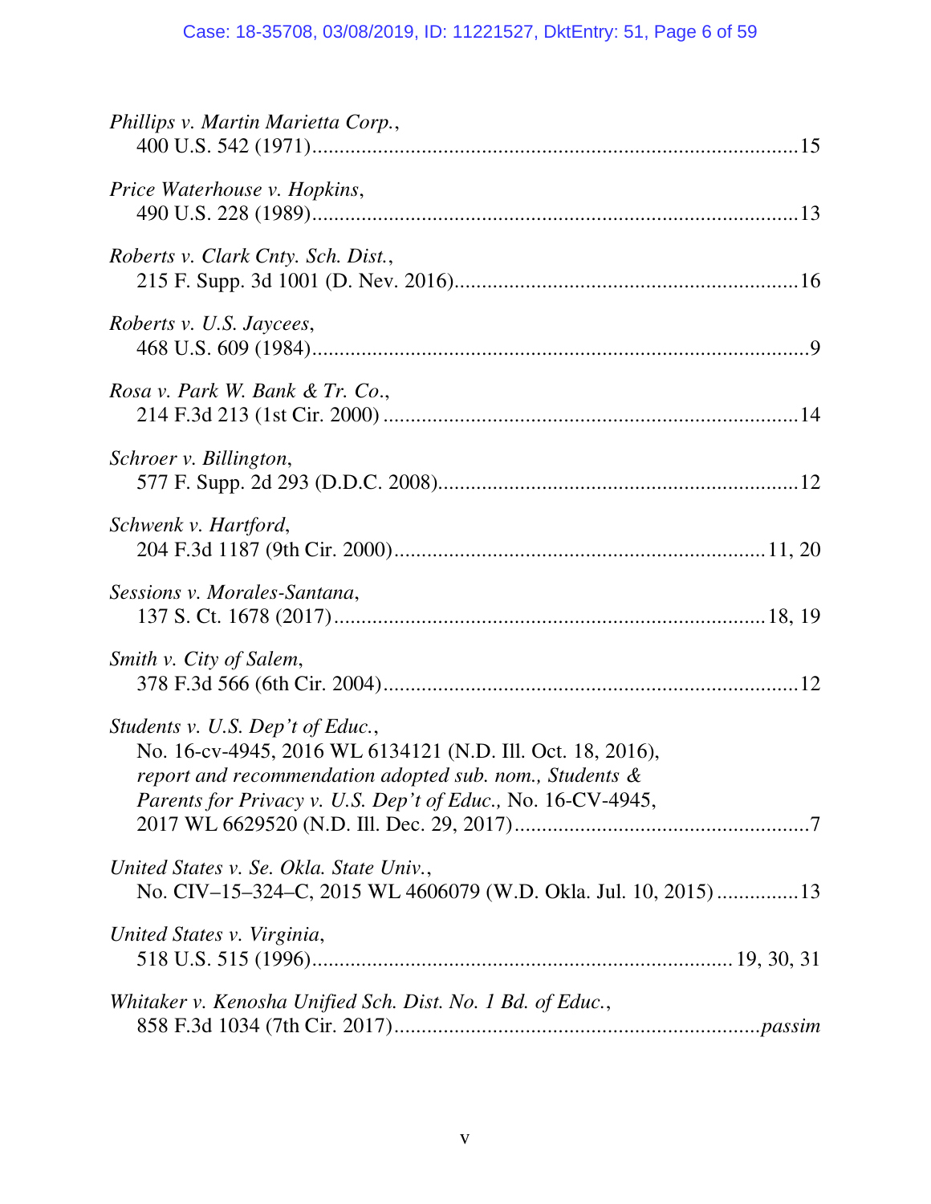*Phillips v. Martin Marietta Corp.*,
400 U.S. 542 (1971)........................................................................................15

*Price Waterhouse v. Hopkins*,
490 U.S. 228 (1989)........................................................................................13

*Roberts v. Clark Cnty. Sch. Dist.*,
215 F. Supp. 3d 1001 (D. Nev. 2016)..............................................................16

*Roberts v. U.S. Jaycees*,
468 U.S. 609 (1984)..........................................................................................9

*Rosa v. Park W. Bank & Tr. Co.*,
214 F.3d 213 (1st Cir. 2000) ............................................................................14

*Schroer v. Billington*,
577 F. Supp. 2d 293 (D.D.C. 2008)..................................................................12

*Schwenk v. Hartford*,
204 F.3d 1187 (9th Cir. 2000)....................................................................11, 20

*Sessions v. Morales-Santana*,
137 S. Ct. 1678 (2017)...............................................................................18, 19

*Smith v. City of Salem*,
378 F.3d 566 (6th Cir. 2004)............................................................................12

*Students v. U.S. Dep't of Educ.*,
No. 16-cv-4945, 2016 WL 6134121 (N.D. Ill. Oct. 18, 2016),
*report and recommendation adopted sub. nom., Students & Parents for Privacy v. U.S. Dep't of Educ.,* No. 16-CV-4945,
2017 WL 6629520 (N.D. Ill. Dec. 29, 2017)......................................................7

*United States v. Se. Okla. State Univ.*,
No. CIV–15–324–C, 2015 WL 4606079 (W.D. Okla. Jul. 10, 2015) ...............13

*United States v. Virginia*,
518 U.S. 515 (1996)...........................................................................19, 30, 31

*Whitaker v. Kenosha Unified Sch. Dist. No. 1 Bd. of Educ.*,
858 F.3d 1034 (7th Cir. 2017).................................................................*passim*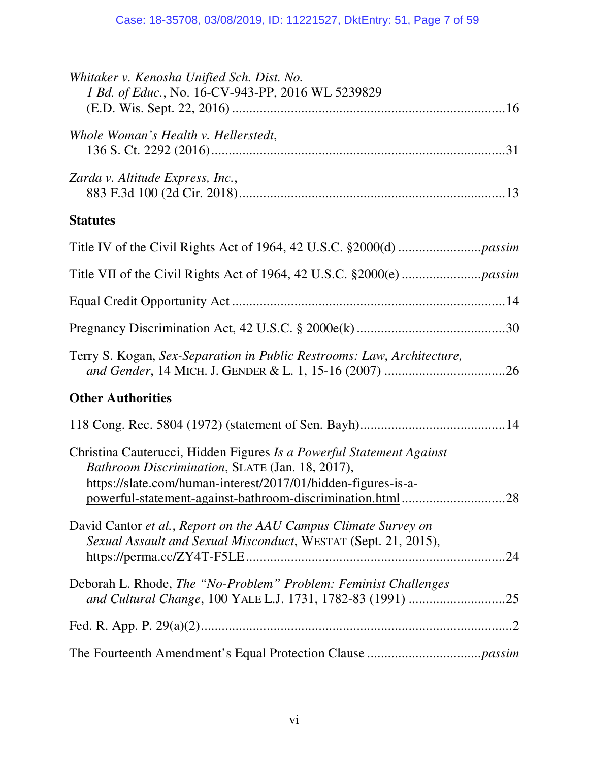*Whitaker v. Kenosha Unified Sch. Dist. No. 1 Bd. of Educ.*, No. 16-CV-943-PP, 2016 WL 5239829 (E.D. Wis. Sept. 22, 2016) ....................................................................................16

*Whole Woman's Health v. Hellerstedt*, 136 S. Ct. 2292 (2016) ....................................................................................31

*Zarda v. Altitude Express, Inc.*, 883 F.3d 100 (2d Cir. 2018) ....................................................................................13

**Statutes**

Title IV of the Civil Rights Act of 1964, 42 U.S.C. §2000(d) ........................*passim*

Title VII of the Civil Rights Act of 1964, 42 U.S.C. §2000(e) .......................*passim*

Equal Credit Opportunity Act ..............................................................................14

Pregnancy Discrimination Act, 42 U.S.C. § 2000e(k) ..........................................30

Terry S. Kogan, *Sex-Separation in Public Restrooms: Law, Architecture, and Gender*, 14 MICH. J. GENDER & L. 1, 15-16 (2007) ..................................26

**Other Authorities**

118 Cong. Rec. 5804 (1972) (statement of Sen. Bayh) .........................................14

Christina Cauterucci, Hidden Figures *Is a Powerful Statement Against Bathroom Discrimination*, SLATE (Jan. 18, 2017), https://slate.com/human-interest/2017/01/hidden-figures-is-a-powerful-statement-against-bathroom-discrimination.html ..............................28

David Cantor *et al.*, *Report on the AAU Campus Climate Survey on Sexual Assault and Sexual Misconduct*, WESTAT (Sept. 21, 2015), https://perma.cc/ZY4T-F5LE ...........................................................................24

Deborah L. Rhode, *The "No-Problem" Problem: Feminist Challenges and Cultural Change*, 100 YALE L.J. 1731, 1782-83 (1991) ...........................25

Fed. R. App. P. 29(a)(2) ...........................................................................................2

The Fourteenth Amendment's Equal Protection Clause .................................*passim*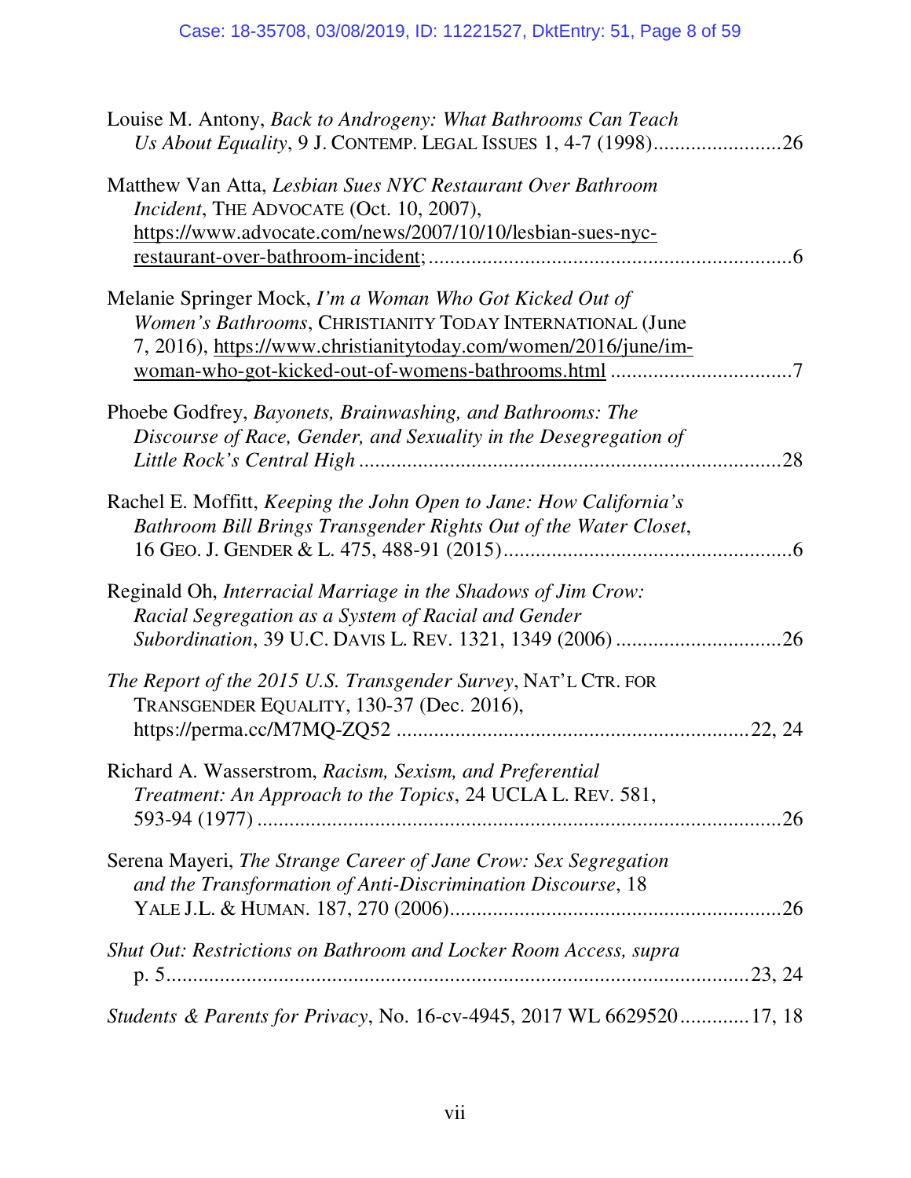Louise M. Antony, *Back to Androgeny: What Bathrooms Can Teach Us About Equality*, 9 J. CONTEMP. LEGAL ISSUES 1, 4-7 (1998)........................26

Matthew Van Atta, *Lesbian Sues NYC Restaurant Over Bathroom Incident*, THE ADVOCATE (Oct. 10, 2007), https://www.advocate.com/news/2007/10/10/lesbian-sues-nyc-restaurant-over-bathroom-incident;...................................................................6

Melanie Springer Mock, *I'm a Woman Who Got Kicked Out of Women's Bathrooms*, CHRISTIANITY TODAY INTERNATIONAL (June 7, 2016), https://www.christianitytoday.com/women/2016/june/im-woman-who-got-kicked-out-of-womens-bathrooms.html .................................7

Phoebe Godfrey, *Bayonets, Brainwashing, and Bathrooms: The Discourse of Race, Gender, and Sexuality in the Desegregation of Little Rock's Central High* ...............................................................28

Rachel E. Moffitt, *Keeping the John Open to Jane: How California's Bathroom Bill Brings Transgender Rights Out of the Water Closet*, 16 GEO. J. GENDER & L. 475, 488-91 (2015)......................................................6

Reginald Oh, *Interracial Marriage in the Shadows of Jim Crow: Racial Segregation as a System of Racial and Gender Subordination*, 39 U.C. DAVIS L. REV. 1321, 1349 (2006) ...............................26

*The Report of the 2015 U.S. Transgender Survey*, NAT'L CTR. FOR TRANSGENDER EQUALITY, 130-37 (Dec. 2016), https://perma.cc/M7MQ-ZQ52 .................................................................22, 24

Richard A. Wasserstrom, *Racism, Sexism, and Preferential Treatment: An Approach to the Topics*, 24 UCLA L. REV. 581, 593-94 (1977) ...................................................................................26

Serena Mayeri, *The Strange Career of Jane Crow: Sex Segregation and the Transformation of Anti-Discrimination Discourse*, 18 YALE J.L. & HUMAN. 187, 270 (2006)...............................................................26

*Shut Out: Restrictions on Bathroom and Locker Room Access, supra* p. 5..............................................................................................23, 24

*Students & Parents for Privacy*, No. 16-cv-4945, 2017 WL 6629520.............17, 18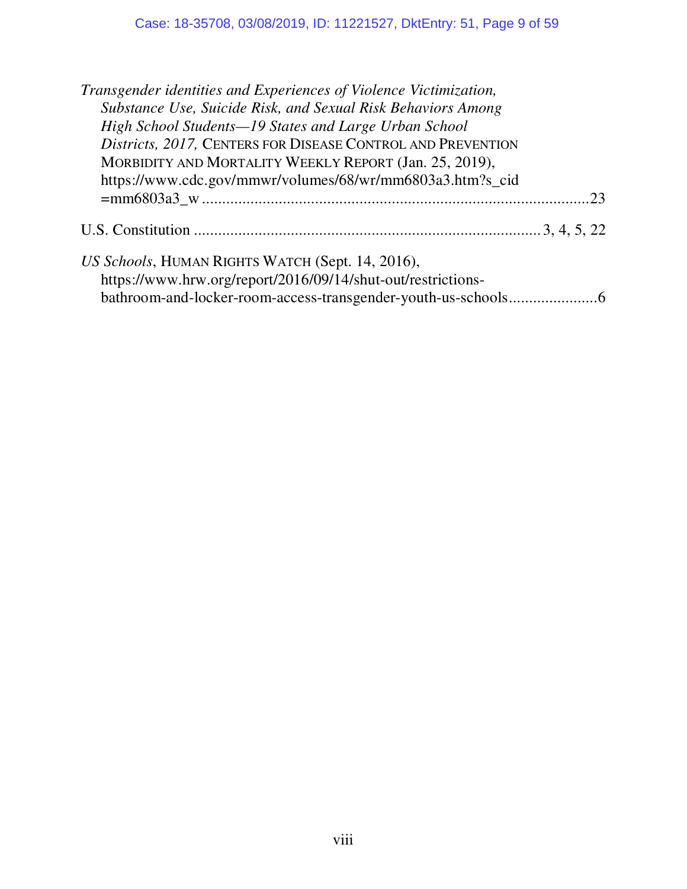*Transgender identities and Experiences of Violence Victimization, Substance Use, Suicide Risk, and Sexual Risk Behaviors Among High School Students—19 States and Large Urban School Districts, 2017,* CENTERS FOR DISEASE CONTROL AND PREVENTION MORBIDITY AND MORTALITY WEEKLY REPORT (Jan. 25, 2019), https://www.cdc.gov/mmwr/volumes/68/wr/mm6803a3.htm?s_cid =mm6803a3_w ......................................................................................23

U.S. Constitution ....................................................................................3, 4, 5, 22

*US Schools*, HUMAN RIGHTS WATCH (Sept. 14, 2016), https://www.hrw.org/report/2016/09/14/shut-out/restrictions-bathroom-and-locker-room-access-transgender-youth-us-schools......................6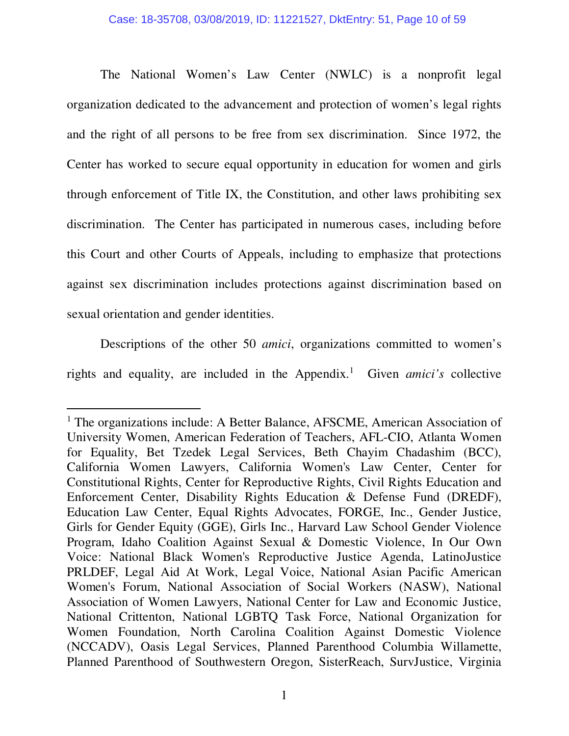The National Women's Law Center (NWLC) is a nonprofit legal organization dedicated to the advancement and protection of women's legal rights and the right of all persons to be free from sex discrimination. Since 1972, the Center has worked to secure equal opportunity in education for women and girls through enforcement of Title IX, the Constitution, and other laws prohibiting sex discrimination. The Center has participated in numerous cases, including before this Court and other Courts of Appeals, including to emphasize that protections against sex discrimination includes protections against discrimination based on sexual orientation and gender identities.

Descriptions of the other 50 *amici*, organizations committed to women's rights and equality, are included in the Appendix.[1] Given *amici's* collective

---

[1] The organizations include: A Better Balance, AFSCME, American Association of University Women, American Federation of Teachers, AFL-CIO, Atlanta Women for Equality, Bet Tzedek Legal Services, Beth Chayim Chadashim (BCC), California Women Lawyers, California Women's Law Center, Center for Constitutional Rights, Center for Reproductive Rights, Civil Rights Education and Enforcement Center, Disability Rights Education & Defense Fund (DREDF), Education Law Center, Equal Rights Advocates, FORGE, Inc., Gender Justice, Girls for Gender Equity (GGE), Girls Inc., Harvard Law School Gender Violence Program, Idaho Coalition Against Sexual & Domestic Violence, In Our Own Voice: National Black Women's Reproductive Justice Agenda, LatinoJustice PRLDEF, Legal Aid At Work, Legal Voice, National Asian Pacific American Women's Forum, National Association of Social Workers (NASW), National Association of Women Lawyers, National Center for Law and Economic Justice, National Crittenton, National LGBTQ Task Force, National Organization for Women Foundation, North Carolina Coalition Against Domestic Violence (NCCADV), Oasis Legal Services, Planned Parenthood Columbia Willamette, Planned Parenthood of Southwestern Oregon, SisterReach, SurvJustice, Virginia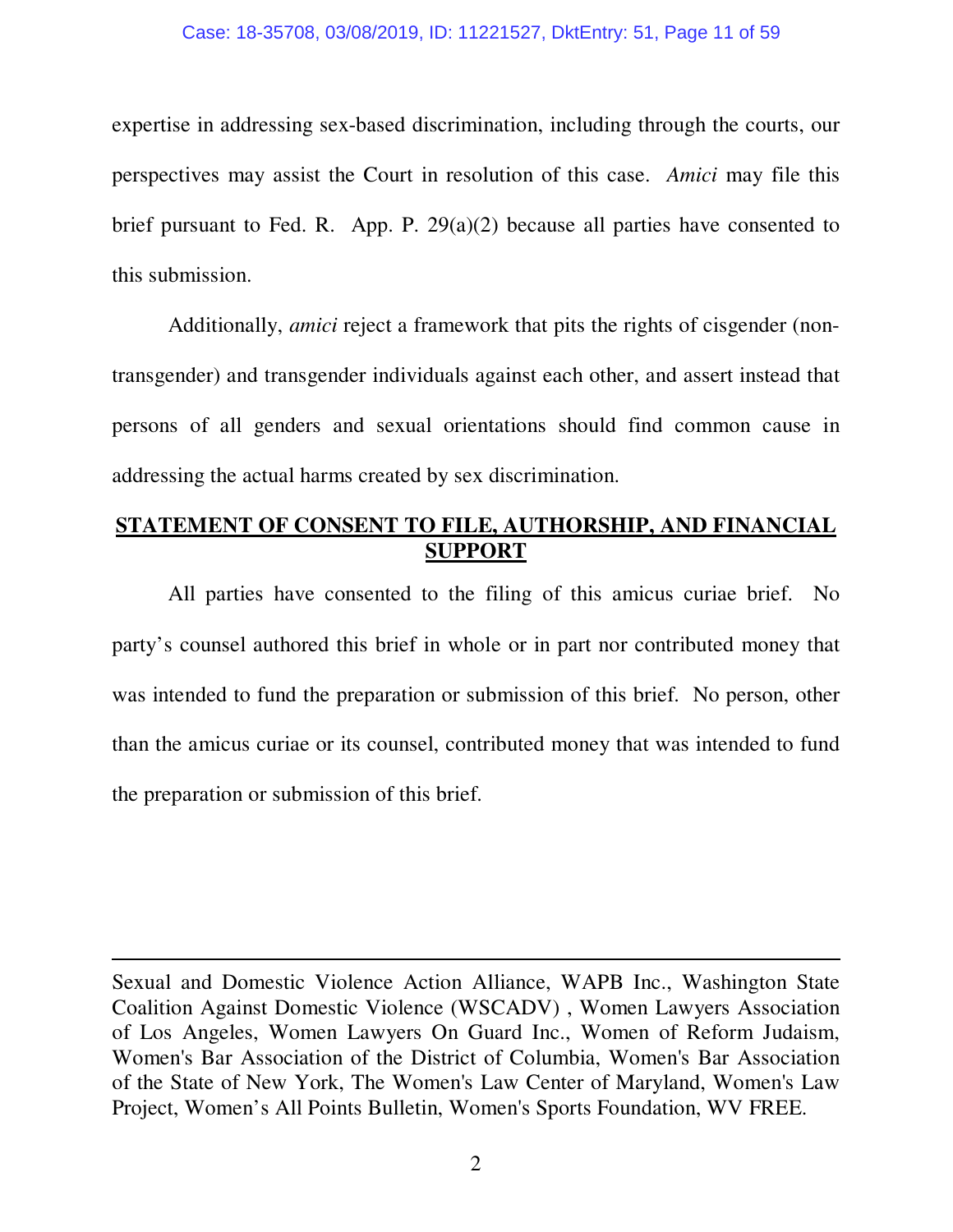expertise in addressing sex-based discrimination, including through the courts, our perspectives may assist the Court in resolution of this case. *Amici* may file this brief pursuant to Fed. R. App. P. 29(a)(2) because all parties have consented to this submission.

Additionally, *amici* reject a framework that pits the rights of cisgender (non-transgender) and transgender individuals against each other, and assert instead that persons of all genders and sexual orientations should find common cause in addressing the actual harms created by sex discrimination.

## STATEMENT OF CONSENT TO FILE, AUTHORSHIP, AND FINANCIAL SUPPORT

All parties have consented to the filing of this amicus curiae brief. No party's counsel authored this brief in whole or in part nor contributed money that was intended to fund the preparation or submission of this brief. No person, other than the amicus curiae or its counsel, contributed money that was intended to fund the preparation or submission of this brief.

---

Sexual and Domestic Violence Action Alliance, WAPB Inc., Washington State Coalition Against Domestic Violence (WSCADV) , Women Lawyers Association of Los Angeles, Women Lawyers On Guard Inc., Women of Reform Judaism, Women's Bar Association of the District of Columbia, Women's Bar Association of the State of New York, The Women's Law Center of Maryland, Women's Law Project, Women's All Points Bulletin, Women's Sports Foundation, WV FREE.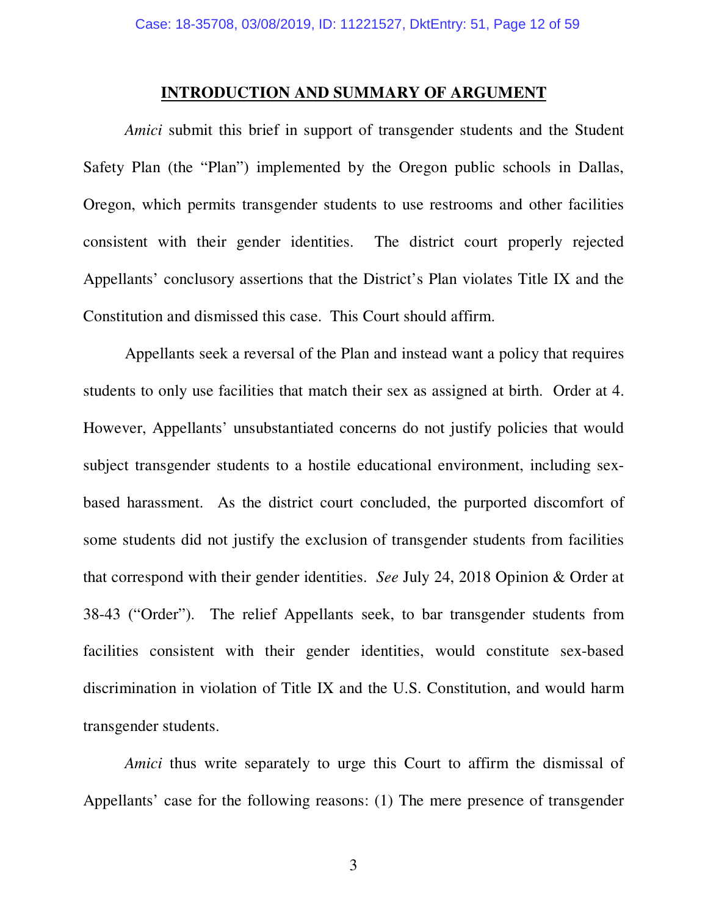## INTRODUCTION AND SUMMARY OF ARGUMENT

*Amici* submit this brief in support of transgender students and the Student Safety Plan (the "Plan") implemented by the Oregon public schools in Dallas, Oregon, which permits transgender students to use restrooms and other facilities consistent with their gender identities. The district court properly rejected Appellants' conclusory assertions that the District's Plan violates Title IX and the Constitution and dismissed this case. This Court should affirm.

Appellants seek a reversal of the Plan and instead want a policy that requires students to only use facilities that match their sex as assigned at birth. Order at 4. However, Appellants' unsubstantiated concerns do not justify policies that would subject transgender students to a hostile educational environment, including sex-based harassment. As the district court concluded, the purported discomfort of some students did not justify the exclusion of transgender students from facilities that correspond with their gender identities. *See* July 24, 2018 Opinion & Order at 38-43 ("Order"). The relief Appellants seek, to bar transgender students from facilities consistent with their gender identities, would constitute sex-based discrimination in violation of Title IX and the U.S. Constitution, and would harm transgender students.

*Amici* thus write separately to urge this Court to affirm the dismissal of Appellants' case for the following reasons: (1) The mere presence of transgender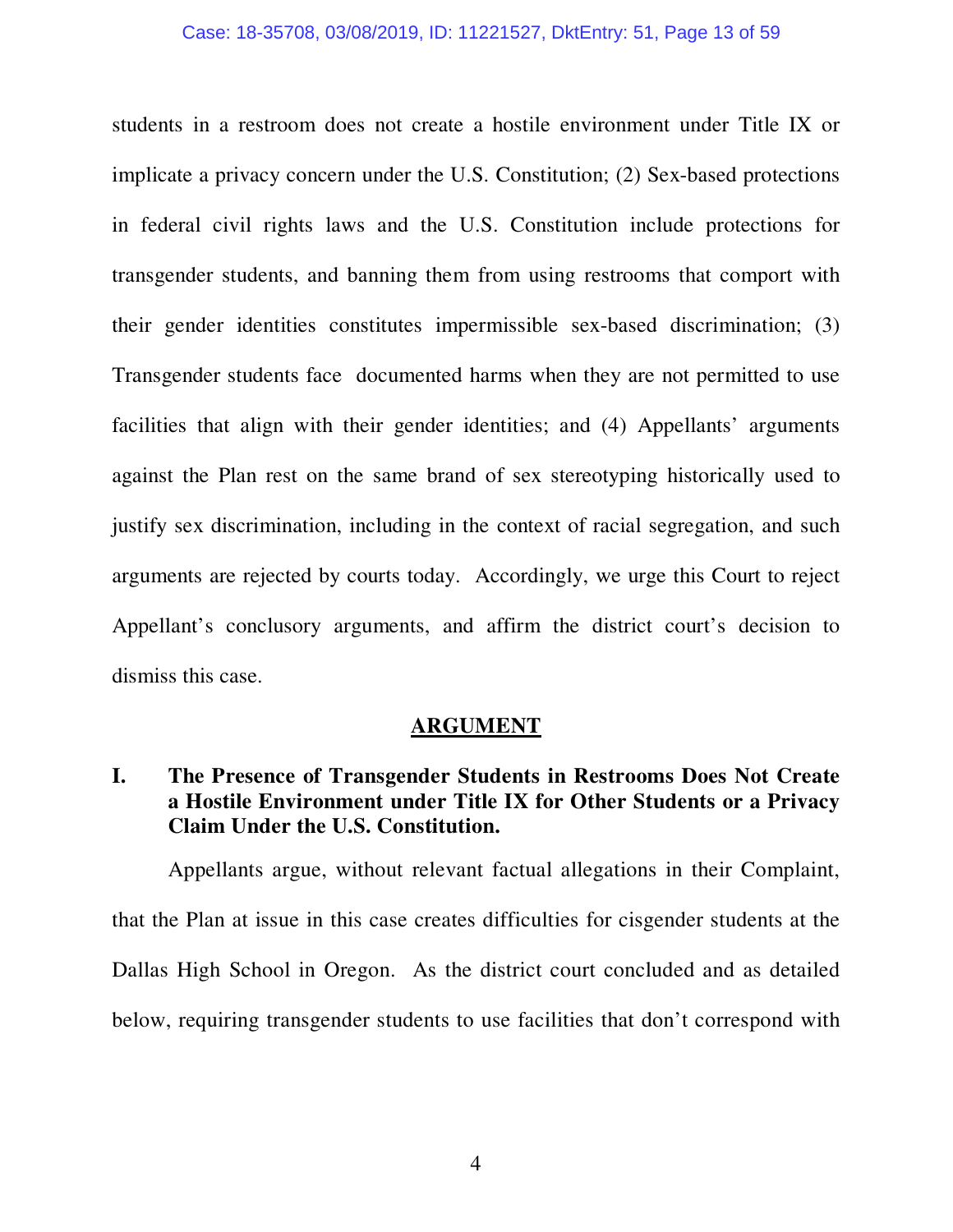students in a restroom does not create a hostile environment under Title IX or implicate a privacy concern under the U.S. Constitution; (2) Sex-based protections in federal civil rights laws and the U.S. Constitution include protections for transgender students, and banning them from using restrooms that comport with their gender identities constitutes impermissible sex-based discrimination; (3) Transgender students face documented harms when they are not permitted to use facilities that align with their gender identities; and (4) Appellants' arguments against the Plan rest on the same brand of sex stereotyping historically used to justify sex discrimination, including in the context of racial segregation, and such arguments are rejected by courts today. Accordingly, we urge this Court to reject Appellant's conclusory arguments, and affirm the district court's decision to dismiss this case.

## ARGUMENT

### I. The Presence of Transgender Students in Restrooms Does Not Create a Hostile Environment under Title IX for Other Students or a Privacy Claim Under the U.S. Constitution.

Appellants argue, without relevant factual allegations in their Complaint, that the Plan at issue in this case creates difficulties for cisgender students at the Dallas High School in Oregon. As the district court concluded and as detailed below, requiring transgender students to use facilities that don't correspond with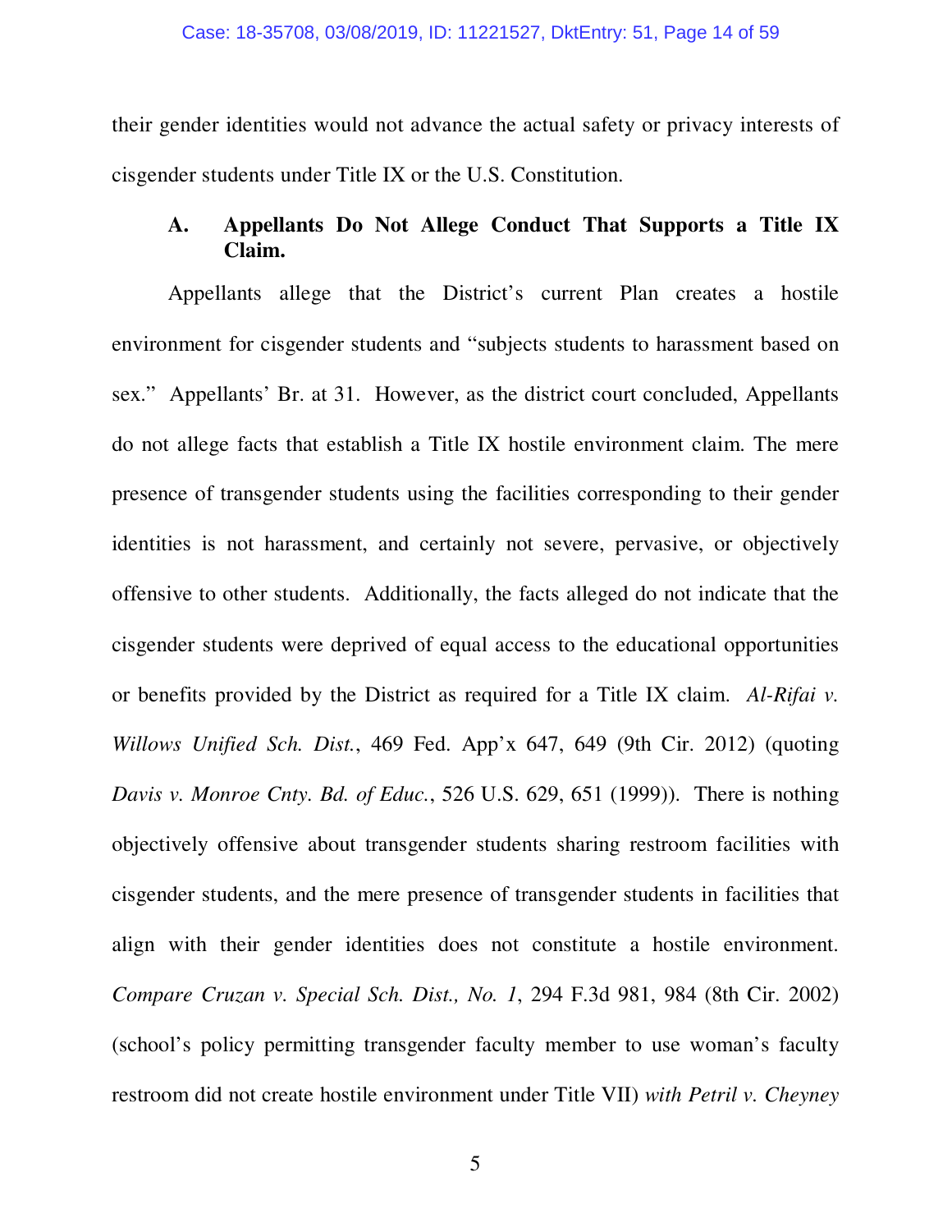their gender identities would not advance the actual safety or privacy interests of cisgender students under Title IX or the U.S. Constitution.

### A. Appellants Do Not Allege Conduct That Supports a Title IX Claim.

Appellants allege that the District's current Plan creates a hostile environment for cisgender students and "subjects students to harassment based on sex." Appellants' Br. at 31. However, as the district court concluded, Appellants do not allege facts that establish a Title IX hostile environment claim. The mere presence of transgender students using the facilities corresponding to their gender identities is not harassment, and certainly not severe, pervasive, or objectively offensive to other students. Additionally, the facts alleged do not indicate that the cisgender students were deprived of equal access to the educational opportunities or benefits provided by the District as required for a Title IX claim. *Al-Rifai v. Willows Unified Sch. Dist.*, 469 Fed. App'x 647, 649 (9th Cir. 2012) (quoting *Davis v. Monroe Cnty. Bd. of Educ.*, 526 U.S. 629, 651 (1999)). There is nothing objectively offensive about transgender students sharing restroom facilities with cisgender students, and the mere presence of transgender students in facilities that align with their gender identities does not constitute a hostile environment. *Compare Cruzan v. Special Sch. Dist., No. 1*, 294 F.3d 981, 984 (8th Cir. 2002) (school's policy permitting transgender faculty member to use woman's faculty restroom did not create hostile environment under Title VII) *with Petril v. Cheyney*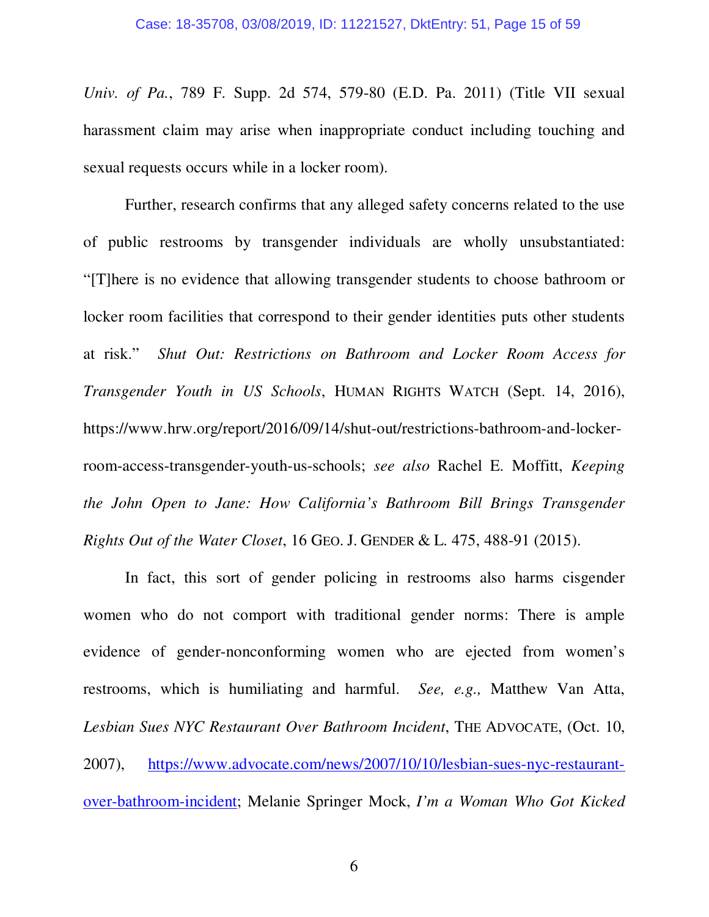*Univ. of Pa.*, 789 F. Supp. 2d 574, 579-80 (E.D. Pa. 2011) (Title VII sexual harassment claim may arise when inappropriate conduct including touching and sexual requests occurs while in a locker room).

Further, research confirms that any alleged safety concerns related to the use of public restrooms by transgender individuals are wholly unsubstantiated: "[T]here is no evidence that allowing transgender students to choose bathroom or locker room facilities that correspond to their gender identities puts other students at risk." *Shut Out: Restrictions on Bathroom and Locker Room Access for Transgender Youth in US Schools*, HUMAN RIGHTS WATCH (Sept. 14, 2016), https://www.hrw.org/report/2016/09/14/shut-out/restrictions-bathroom-and-locker-room-access-transgender-youth-us-schools; *see also* Rachel E. Moffitt, *Keeping the John Open to Jane: How California's Bathroom Bill Brings Transgender Rights Out of the Water Closet*, 16 GEO. J. GENDER & L. 475, 488-91 (2015).

In fact, this sort of gender policing in restrooms also harms cisgender women who do not comport with traditional gender norms: There is ample evidence of gender-nonconforming women who are ejected from women's restrooms, which is humiliating and harmful. *See, e.g.,* Matthew Van Atta, *Lesbian Sues NYC Restaurant Over Bathroom Incident*, THE ADVOCATE, (Oct. 10, 2007), https://www.advocate.com/news/2007/10/10/lesbian-sues-nyc-restaurant-over-bathroom-incident; Melanie Springer Mock, *I'm a Woman Who Got Kicked*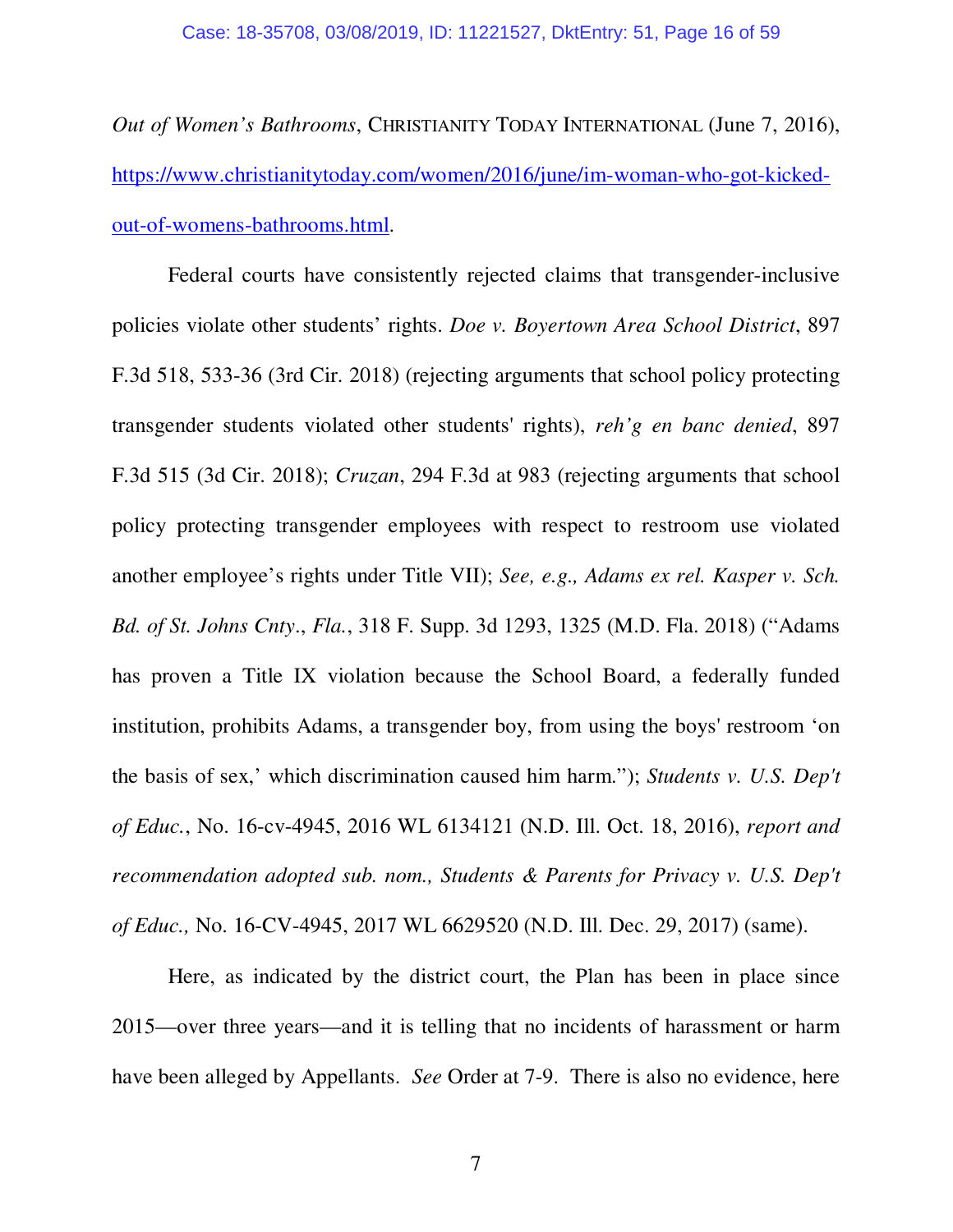*Out of Women's Bathrooms*, CHRISTIANITY TODAY INTERNATIONAL (June 7, 2016), [https://www.christianitytoday.com/women/2016/june/im-woman-who-got-kicked-out-of-womens-bathrooms.html](https://www.christianitytoday.com/women/2016/june/im-woman-who-got-kicked-out-of-womens-bathrooms.html).

Federal courts have consistently rejected claims that transgender-inclusive policies violate other students' rights. *Doe v. Boyertown Area School District*, 897 F.3d 518, 533-36 (3rd Cir. 2018) (rejecting arguments that school policy protecting transgender students violated other students' rights), *reh'g en banc denied*, 897 F.3d 515 (3d Cir. 2018); *Cruzan*, 294 F.3d at 983 (rejecting arguments that school policy protecting transgender employees with respect to restroom use violated another employee's rights under Title VII); *See, e.g., Adams ex rel. Kasper v. Sch. Bd. of St. Johns Cnty*., *Fla.*, 318 F. Supp. 3d 1293, 1325 (M.D. Fla. 2018) ("Adams has proven a Title IX violation because the School Board, a federally funded institution, prohibits Adams, a transgender boy, from using the boys' restroom 'on the basis of sex,' which discrimination caused him harm."); *Students v. U.S. Dep't of Educ.*, No. 16-cv-4945, 2016 WL 6134121 (N.D. Ill. Oct. 18, 2016), *report and recommendation adopted sub. nom., Students & Parents for Privacy v. U.S. Dep't of Educ.,* No. 16-CV-4945, 2017 WL 6629520 (N.D. Ill. Dec. 29, 2017) (same).

Here, as indicated by the district court, the Plan has been in place since 2015—over three years—and it is telling that no incidents of harassment or harm have been alleged by Appellants. *See* Order at 7-9. There is also no evidence, here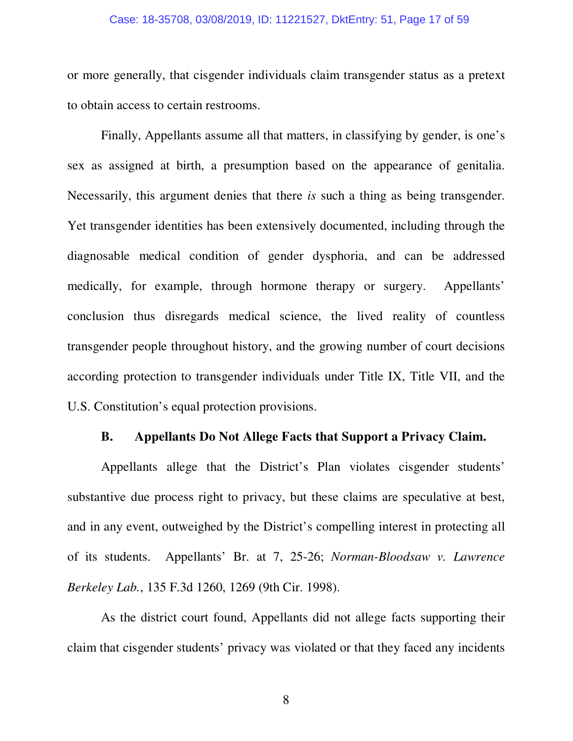or more generally, that cisgender individuals claim transgender status as a pretext to obtain access to certain restrooms.

Finally, Appellants assume all that matters, in classifying by gender, is one's sex as assigned at birth, a presumption based on the appearance of genitalia. Necessarily, this argument denies that there *is* such a thing as being transgender. Yet transgender identities has been extensively documented, including through the diagnosable medical condition of gender dysphoria, and can be addressed medically, for example, through hormone therapy or surgery. Appellants' conclusion thus disregards medical science, the lived reality of countless transgender people throughout history, and the growing number of court decisions according protection to transgender individuals under Title IX, Title VII, and the U.S. Constitution's equal protection provisions.

### B. Appellants Do Not Allege Facts that Support a Privacy Claim.

Appellants allege that the District's Plan violates cisgender students' substantive due process right to privacy, but these claims are speculative at best, and in any event, outweighed by the District's compelling interest in protecting all of its students. Appellants' Br. at 7, 25-26; *Norman-Bloodsaw v. Lawrence Berkeley Lab.*, 135 F.3d 1260, 1269 (9th Cir. 1998).

As the district court found, Appellants did not allege facts supporting their claim that cisgender students' privacy was violated or that they faced any incidents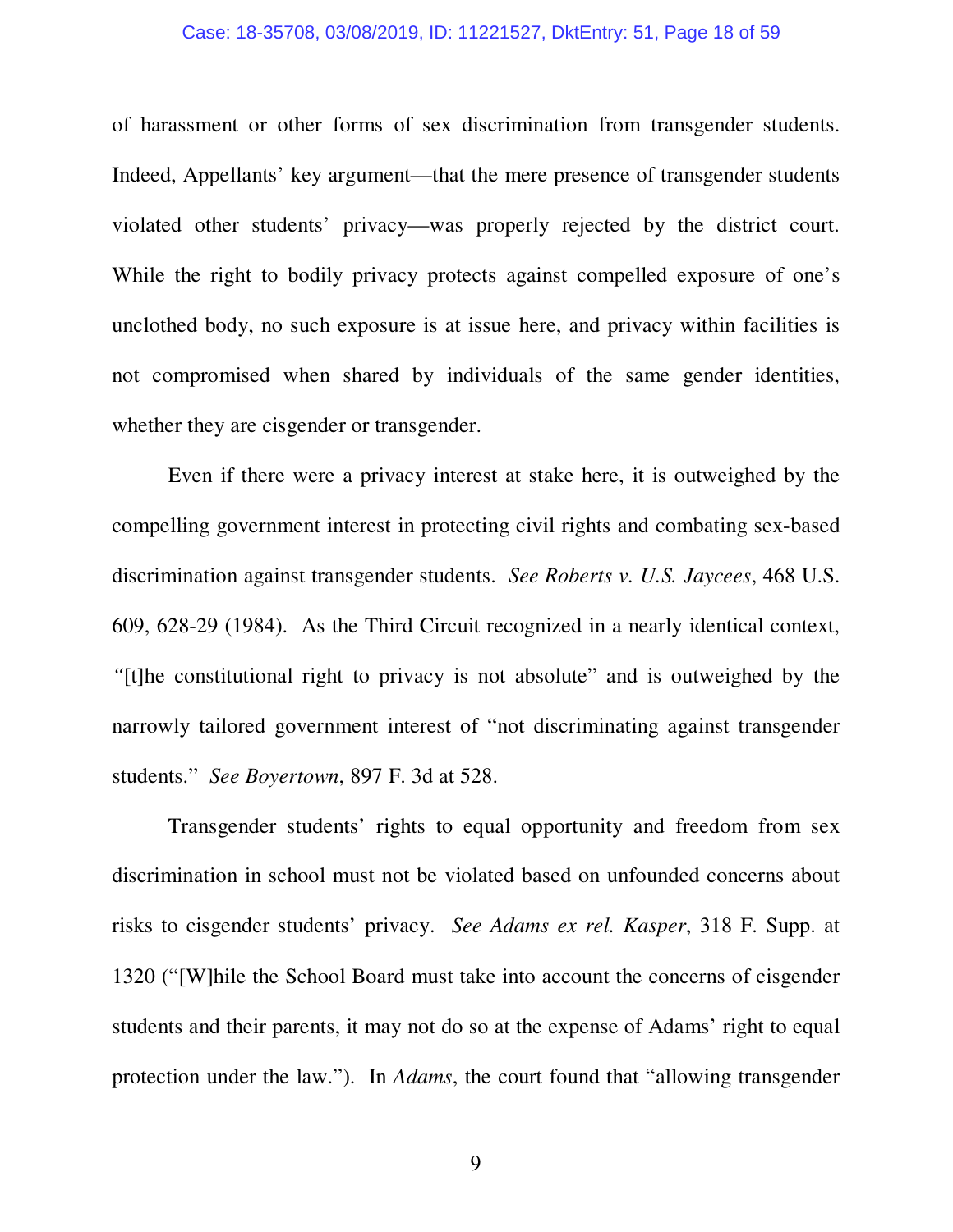of harassment or other forms of sex discrimination from transgender students. Indeed, Appellants' key argument—that the mere presence of transgender students violated other students' privacy—was properly rejected by the district court. While the right to bodily privacy protects against compelled exposure of one's unclothed body, no such exposure is at issue here, and privacy within facilities is not compromised when shared by individuals of the same gender identities, whether they are cisgender or transgender.

Even if there were a privacy interest at stake here, it is outweighed by the compelling government interest in protecting civil rights and combating sex-based discrimination against transgender students. *See Roberts v. U.S. Jaycees*, 468 U.S. 609, 628-29 (1984). As the Third Circuit recognized in a nearly identical context, "[t]he constitutional right to privacy is not absolute" and is outweighed by the narrowly tailored government interest of "not discriminating against transgender students." *See Boyertown*, 897 F. 3d at 528.

Transgender students' rights to equal opportunity and freedom from sex discrimination in school must not be violated based on unfounded concerns about risks to cisgender students' privacy. *See Adams ex rel. Kasper*, 318 F. Supp. at 1320 ("[W]hile the School Board must take into account the concerns of cisgender students and their parents, it may not do so at the expense of Adams' right to equal protection under the law."). In *Adams*, the court found that "allowing transgender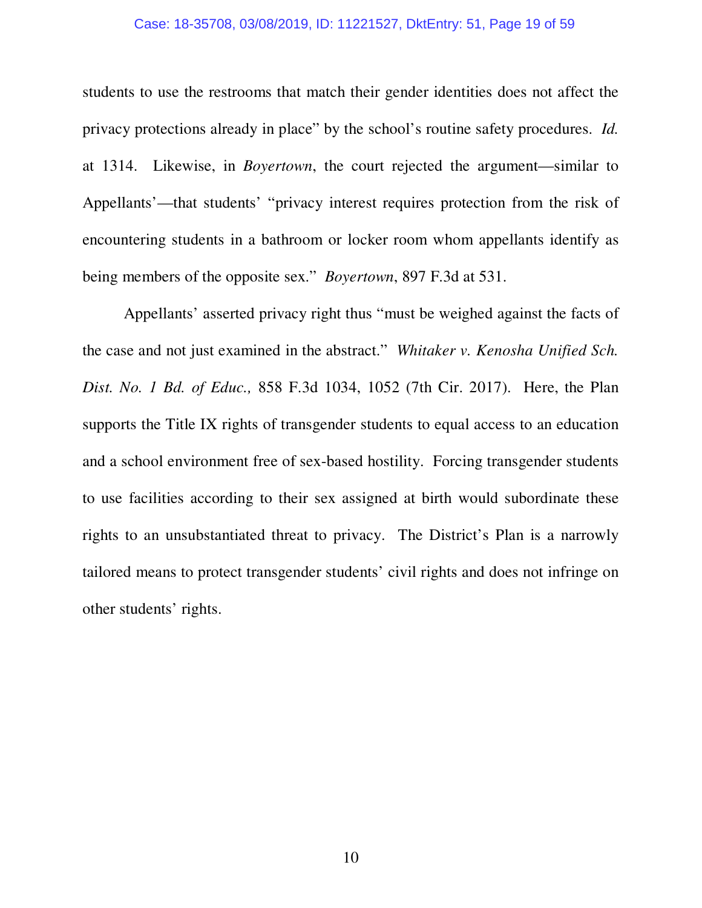students to use the restrooms that match their gender identities does not affect the privacy protections already in place" by the school's routine safety procedures. *Id.* at 1314. Likewise, in *Boyertown*, the court rejected the argument—similar to Appellants'—that students' "privacy interest requires protection from the risk of encountering students in a bathroom or locker room whom appellants identify as being members of the opposite sex." *Boyertown*, 897 F.3d at 531.

Appellants' asserted privacy right thus "must be weighed against the facts of the case and not just examined in the abstract." *Whitaker v. Kenosha Unified Sch. Dist. No. 1 Bd. of Educ.,* 858 F.3d 1034, 1052 (7th Cir. 2017). Here, the Plan supports the Title IX rights of transgender students to equal access to an education and a school environment free of sex-based hostility. Forcing transgender students to use facilities according to their sex assigned at birth would subordinate these rights to an unsubstantiated threat to privacy. The District's Plan is a narrowly tailored means to protect transgender students' civil rights and does not infringe on other students' rights.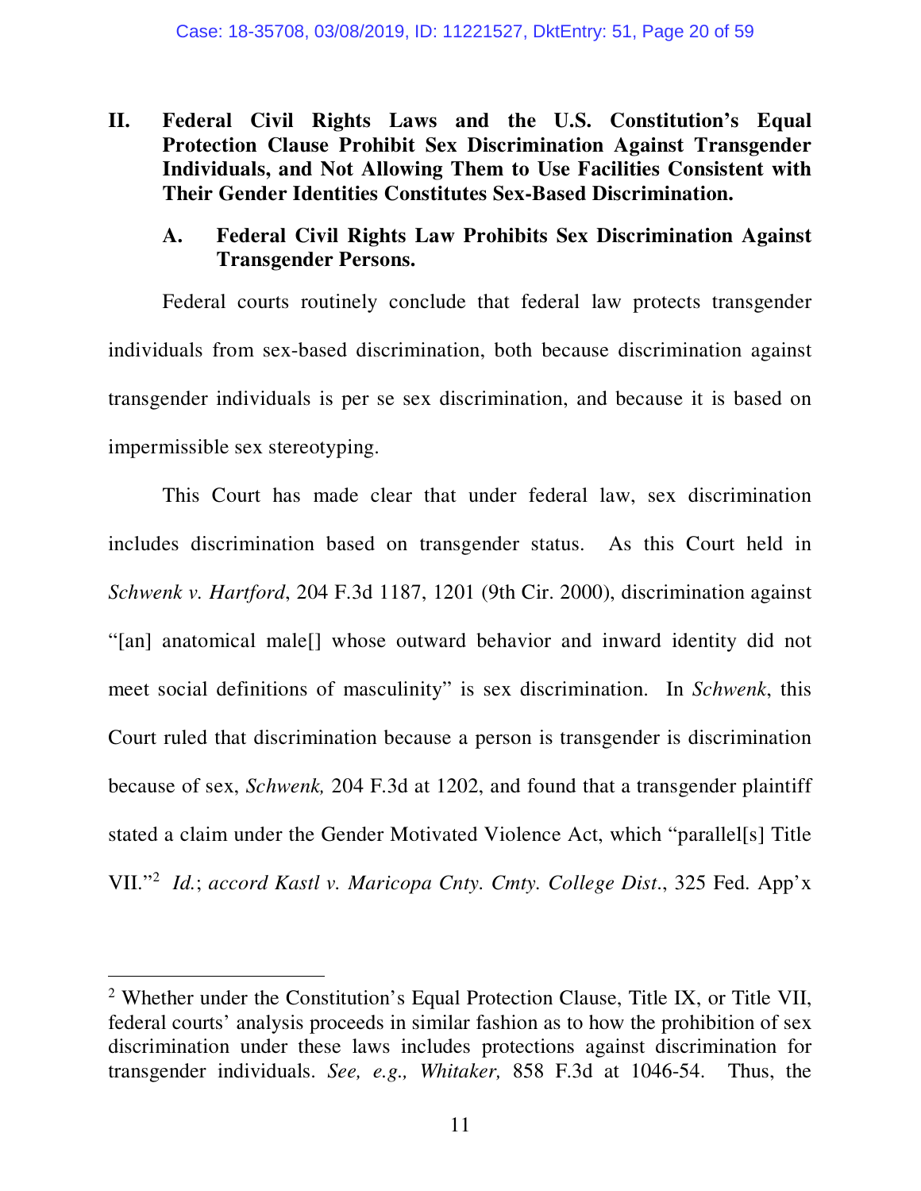## II. Federal Civil Rights Laws and the U.S. Constitution's Equal Protection Clause Prohibit Sex Discrimination Against Transgender Individuals, and Not Allowing Them to Use Facilities Consistent with Their Gender Identities Constitutes Sex-Based Discrimination.

### A. Federal Civil Rights Law Prohibits Sex Discrimination Against Transgender Persons.

Federal courts routinely conclude that federal law protects transgender individuals from sex-based discrimination, both because discrimination against transgender individuals is per se sex discrimination, and because it is based on impermissible sex stereotyping.

This Court has made clear that under federal law, sex discrimination includes discrimination based on transgender status. As this Court held in *Schwenk v. Hartford*, 204 F.3d 1187, 1201 (9th Cir. 2000), discrimination against "[an] anatomical male[] whose outward behavior and inward identity did not meet social definitions of masculinity" is sex discrimination. In *Schwenk*, this Court ruled that discrimination because a person is transgender is discrimination because of sex, *Schwenk,* 204 F.3d at 1202, and found that a transgender plaintiff stated a claim under the Gender Motivated Violence Act, which "parallel[s] Title VII."[2] *Id.*; *accord Kastl v. Maricopa Cnty. Cmty. College Dist*., 325 Fed. App'x

[2] Whether under the Constitution's Equal Protection Clause, Title IX, or Title VII, federal courts' analysis proceeds in similar fashion as to how the prohibition of sex discrimination under these laws includes protections against discrimination for transgender individuals. *See, e.g., Whitaker,* 858 F.3d at 1046-54. Thus, the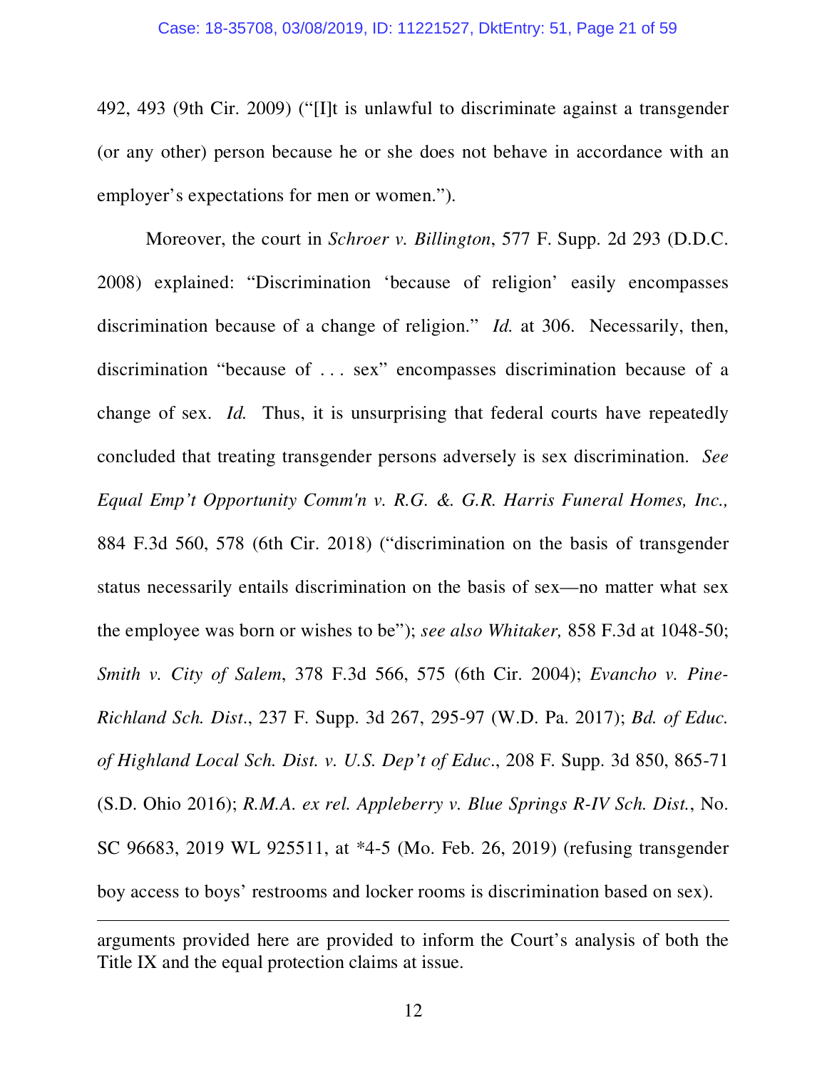492, 493 (9th Cir. 2009) ("[I]t is unlawful to discriminate against a transgender (or any other) person because he or she does not behave in accordance with an employer's expectations for men or women.").

Moreover, the court in *Schroer v. Billington*, 577 F. Supp. 2d 293 (D.D.C. 2008) explained: "Discrimination 'because of religion' easily encompasses discrimination because of a change of religion." *Id.* at 306. Necessarily, then, discrimination "because of . . . sex" encompasses discrimination because of a change of sex. *Id.* Thus, it is unsurprising that federal courts have repeatedly concluded that treating transgender persons adversely is sex discrimination. *See Equal Emp't Opportunity Comm'n v. R.G. &. G.R. Harris Funeral Homes, Inc.,* 884 F.3d 560, 578 (6th Cir. 2018) ("discrimination on the basis of transgender status necessarily entails discrimination on the basis of sex—no matter what sex the employee was born or wishes to be"); *see also Whitaker,* 858 F.3d at 1048-50; *Smith v. City of Salem*, 378 F.3d 566, 575 (6th Cir. 2004); *Evancho v. Pine-Richland Sch. Dist*., 237 F. Supp. 3d 267, 295-97 (W.D. Pa. 2017); *Bd. of Educ. of Highland Local Sch. Dist. v. U.S. Dep't of Educ*., 208 F. Supp. 3d 850, 865-71 (S.D. Ohio 2016); *R.M.A. ex rel. Appleberry v. Blue Springs R-IV Sch. Dist.*, No. SC 96683, 2019 WL 925511, at *4-5 (Mo. Feb. 26, 2019) (refusing transgender boy access to boys' restrooms and locker rooms is discrimination based on sex).

---

arguments provided here are provided to inform the Court's analysis of both the Title IX and the equal protection claims at issue.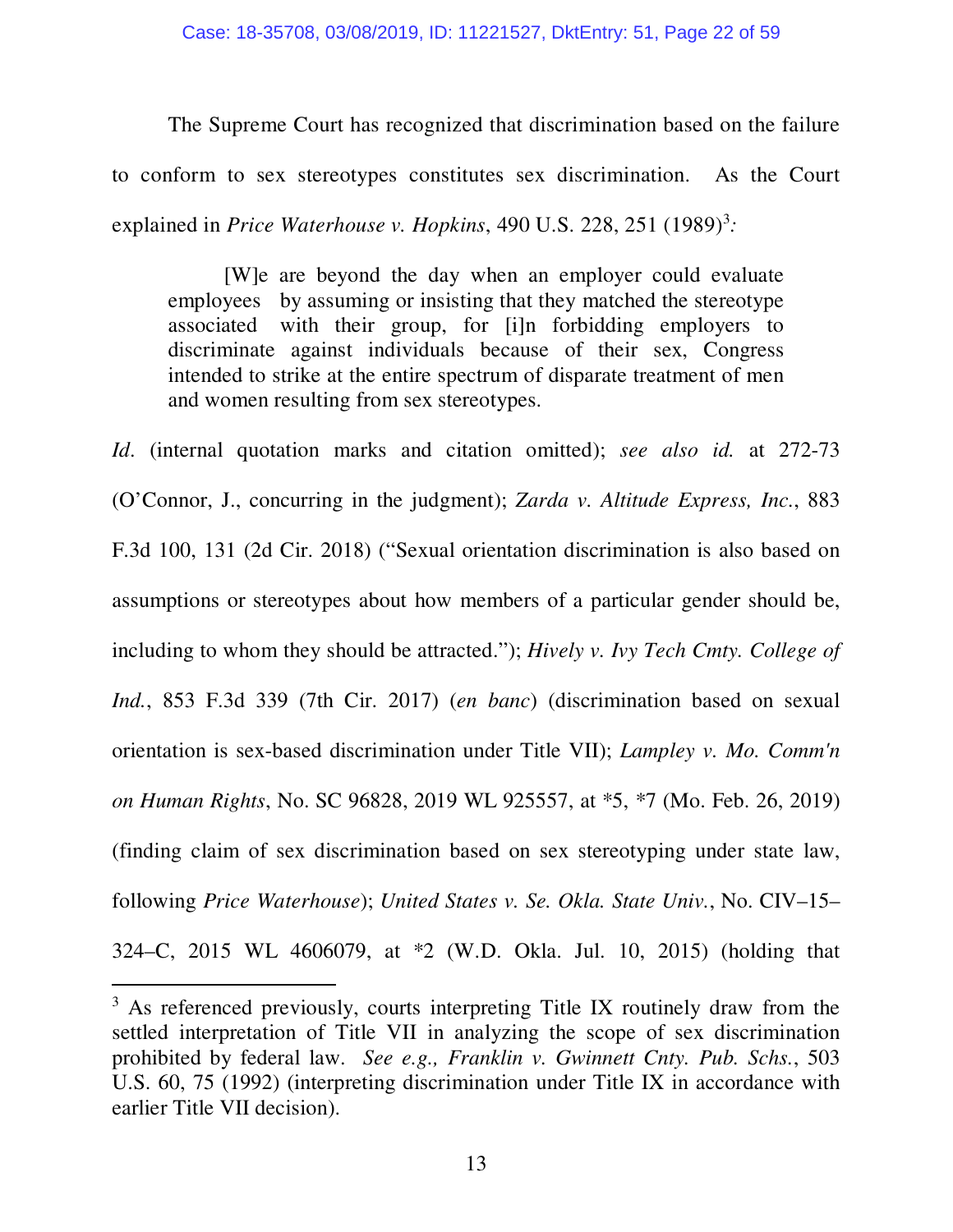The Supreme Court has recognized that discrimination based on the failure to conform to sex stereotypes constitutes sex discrimination. As the Court explained in *Price Waterhouse v. Hopkins*, 490 U.S. 228, 251 (1989)[3]*:*

> [W]e are beyond the day when an employer could evaluate employees by assuming or insisting that they matched the stereotype associated with their group, for [i]n forbidding employers to discriminate against individuals because of their sex, Congress intended to strike at the entire spectrum of disparate treatment of men and women resulting from sex stereotypes.

*Id*. (internal quotation marks and citation omitted); *see also id.* at 272-73 (O'Connor, J., concurring in the judgment); *Zarda v. Altitude Express, Inc.*, 883 F.3d 100, 131 (2d Cir. 2018) ("Sexual orientation discrimination is also based on assumptions or stereotypes about how members of a particular gender should be, including to whom they should be attracted."); *Hively v. Ivy Tech Cmty. College of Ind.*, 853 F.3d 339 (7th Cir. 2017) (*en banc*) (discrimination based on sexual orientation is sex-based discrimination under Title VII); *Lampley v. Mo. Comm'n on Human Rights*, No. SC 96828, 2019 WL 925557, at *5, *7 (Mo. Feb. 26, 2019) (finding claim of sex discrimination based on sex stereotyping under state law, following *Price Waterhouse*); *United States v. Se. Okla. State Univ.*, No. CIV–15–324–C, 2015 WL 4606079, at *2 (W.D. Okla. Jul. 10, 2015) (holding that

---

[3] As referenced previously, courts interpreting Title IX routinely draw from the settled interpretation of Title VII in analyzing the scope of sex discrimination prohibited by federal law. *See e.g., Franklin v. Gwinnett Cnty. Pub. Schs.*, 503 U.S. 60, 75 (1992) (interpreting discrimination under Title IX in accordance with earlier Title VII decision).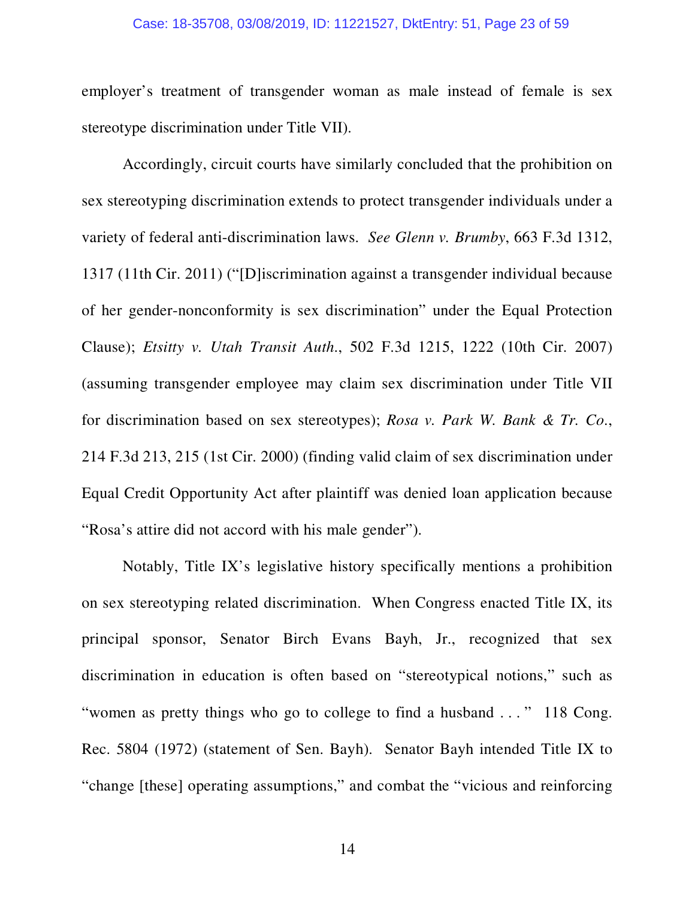employer's treatment of transgender woman as male instead of female is sex stereotype discrimination under Title VII).

Accordingly, circuit courts have similarly concluded that the prohibition on sex stereotyping discrimination extends to protect transgender individuals under a variety of federal anti-discrimination laws. *See Glenn v. Brumby*, 663 F.3d 1312, 1317 (11th Cir. 2011) ("[D]iscrimination against a transgender individual because of her gender-nonconformity is sex discrimination" under the Equal Protection Clause); *Etsitty v. Utah Transit Auth.*, 502 F.3d 1215, 1222 (10th Cir. 2007) (assuming transgender employee may claim sex discrimination under Title VII for discrimination based on sex stereotypes); *Rosa v. Park W. Bank & Tr. Co.*, 214 F.3d 213, 215 (1st Cir. 2000) (finding valid claim of sex discrimination under Equal Credit Opportunity Act after plaintiff was denied loan application because "Rosa's attire did not accord with his male gender").

Notably, Title IX's legislative history specifically mentions a prohibition on sex stereotyping related discrimination. When Congress enacted Title IX, its principal sponsor, Senator Birch Evans Bayh, Jr., recognized that sex discrimination in education is often based on "stereotypical notions," such as "women as pretty things who go to college to find a husband . . . " 118 Cong. Rec. 5804 (1972) (statement of Sen. Bayh). Senator Bayh intended Title IX to "change [these] operating assumptions," and combat the "vicious and reinforcing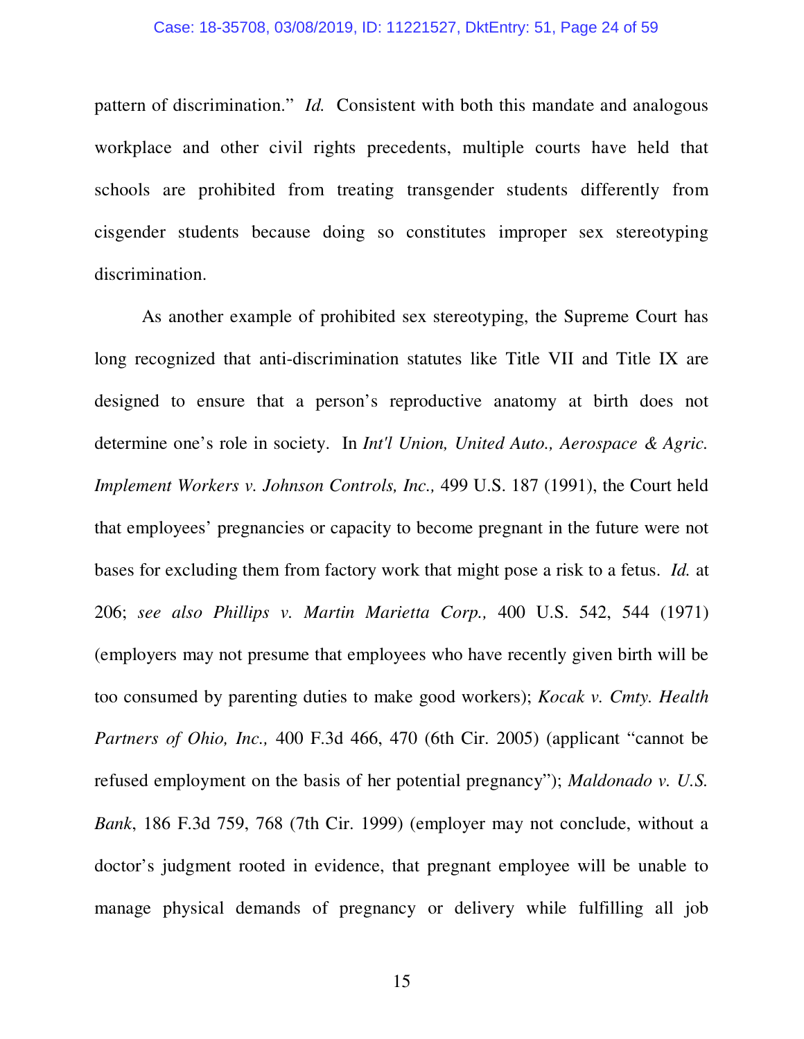pattern of discrimination." *Id.* Consistent with both this mandate and analogous workplace and other civil rights precedents, multiple courts have held that schools are prohibited from treating transgender students differently from cisgender students because doing so constitutes improper sex stereotyping discrimination.

As another example of prohibited sex stereotyping, the Supreme Court has long recognized that anti-discrimination statutes like Title VII and Title IX are designed to ensure that a person's reproductive anatomy at birth does not determine one's role in society. In *Int'l Union, United Auto., Aerospace & Agric. Implement Workers v. Johnson Controls, Inc.,* 499 U.S. 187 (1991), the Court held that employees' pregnancies or capacity to become pregnant in the future were not bases for excluding them from factory work that might pose a risk to a fetus. *Id.* at 206; *see also Phillips v. Martin Marietta Corp.,* 400 U.S. 542, 544 (1971) (employers may not presume that employees who have recently given birth will be too consumed by parenting duties to make good workers); *Kocak v. Cmty. Health Partners of Ohio, Inc.,* 400 F.3d 466, 470 (6th Cir. 2005) (applicant "cannot be refused employment on the basis of her potential pregnancy"); *Maldonado v. U.S. Bank*, 186 F.3d 759, 768 (7th Cir. 1999) (employer may not conclude, without a doctor's judgment rooted in evidence, that pregnant employee will be unable to manage physical demands of pregnancy or delivery while fulfilling all job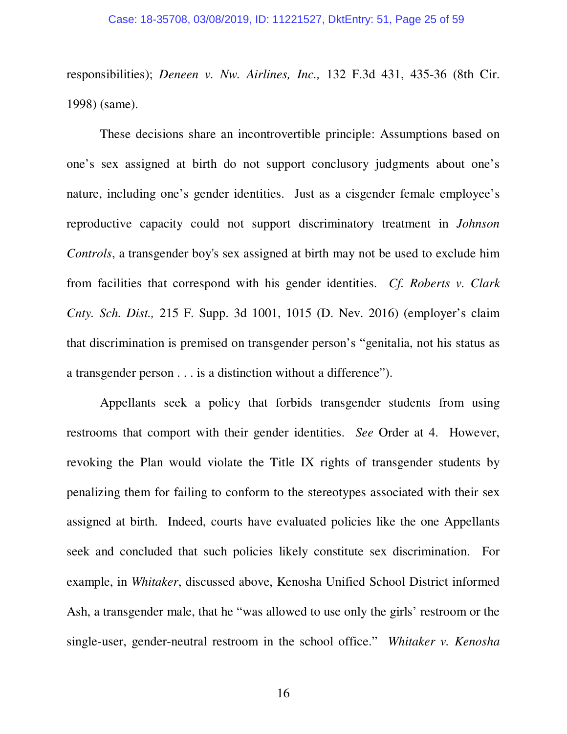responsibilities); *Deneen v. Nw. Airlines, Inc.,* 132 F.3d 431, 435-36 (8th Cir. 1998) (same).

These decisions share an incontrovertible principle: Assumptions based on one's sex assigned at birth do not support conclusory judgments about one's nature, including one's gender identities. Just as a cisgender female employee's reproductive capacity could not support discriminatory treatment in *Johnson Controls*, a transgender boy's sex assigned at birth may not be used to exclude him from facilities that correspond with his gender identities. *Cf. Roberts v. Clark Cnty. Sch. Dist.,* 215 F. Supp. 3d 1001, 1015 (D. Nev. 2016) (employer's claim that discrimination is premised on transgender person's "genitalia, not his status as a transgender person . . . is a distinction without a difference").

Appellants seek a policy that forbids transgender students from using restrooms that comport with their gender identities. *See* Order at 4. However, revoking the Plan would violate the Title IX rights of transgender students by penalizing them for failing to conform to the stereotypes associated with their sex assigned at birth. Indeed, courts have evaluated policies like the one Appellants seek and concluded that such policies likely constitute sex discrimination. For example, in *Whitaker*, discussed above, Kenosha Unified School District informed Ash, a transgender male, that he "was allowed to use only the girls' restroom or the single-user, gender-neutral restroom in the school office." *Whitaker v. Kenosha*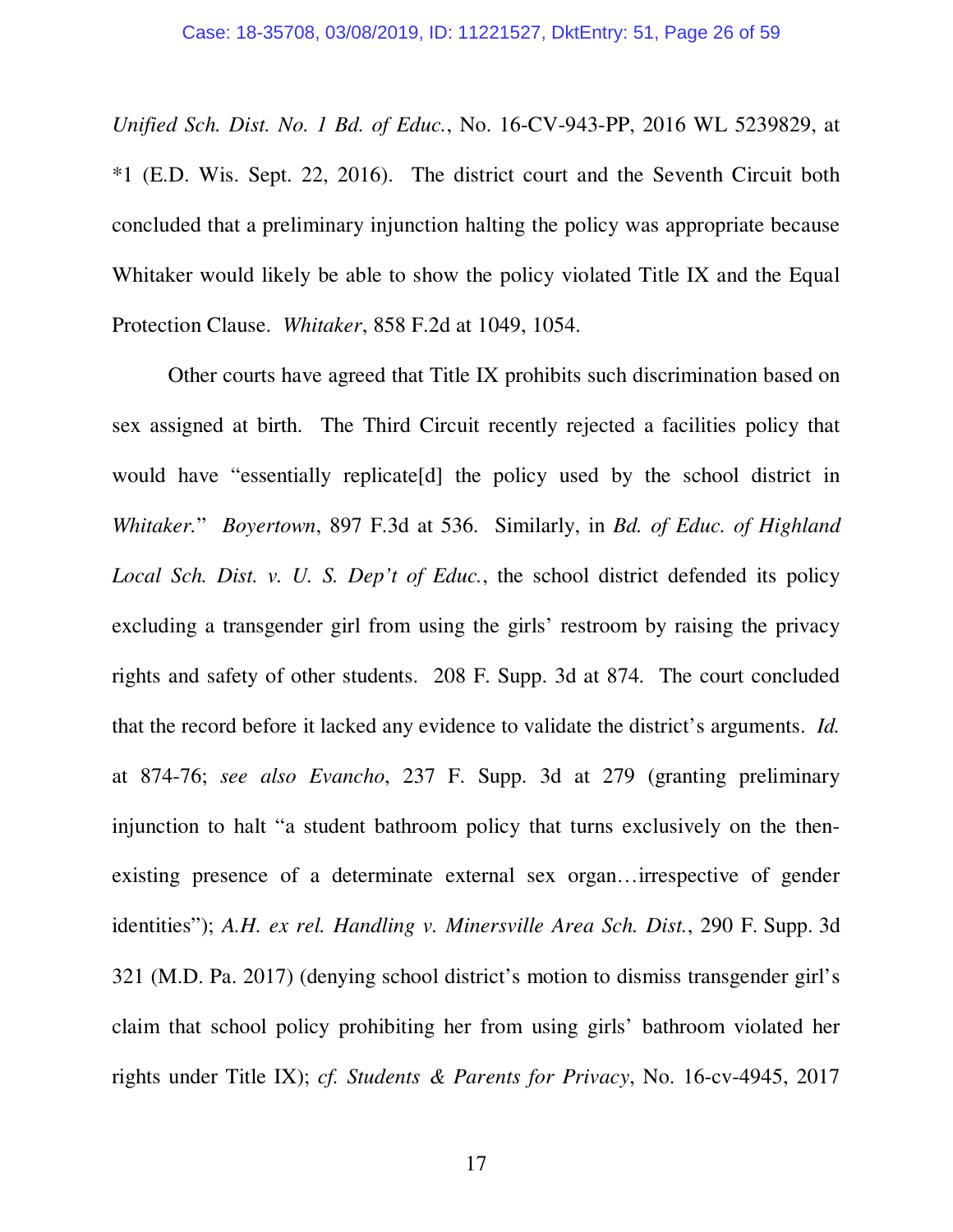*Unified Sch. Dist. No. 1 Bd. of Educ.*, No. 16-CV-943-PP, 2016 WL 5239829, at *1 (E.D. Wis. Sept. 22, 2016). The district court and the Seventh Circuit both concluded that a preliminary injunction halting the policy was appropriate because Whitaker would likely be able to show the policy violated Title IX and the Equal Protection Clause. *Whitaker*, 858 F.2d at 1049, 1054.

Other courts have agreed that Title IX prohibits such discrimination based on sex assigned at birth. The Third Circuit recently rejected a facilities policy that would have "essentially replicate[d] the policy used by the school district in *Whitaker.*" *Boyertown*, 897 F.3d at 536. Similarly, in *Bd. of Educ. of Highland Local Sch. Dist. v. U. S. Dep't of Educ.*, the school district defended its policy excluding a transgender girl from using the girls' restroom by raising the privacy rights and safety of other students. 208 F. Supp. 3d at 874. The court concluded that the record before it lacked any evidence to validate the district's arguments. *Id.* at 874-76; *see also Evancho*, 237 F. Supp. 3d at 279 (granting preliminary injunction to halt "a student bathroom policy that turns exclusively on the then-existing presence of a determinate external sex organ…irrespective of gender identities"); *A.H. ex rel. Handling v. Minersville Area Sch. Dist.*, 290 F. Supp. 3d 321 (M.D. Pa. 2017) (denying school district's motion to dismiss transgender girl's claim that school policy prohibiting her from using girls' bathroom violated her rights under Title IX); *cf. Students & Parents for Privacy*, No. 16-cv-4945, 2017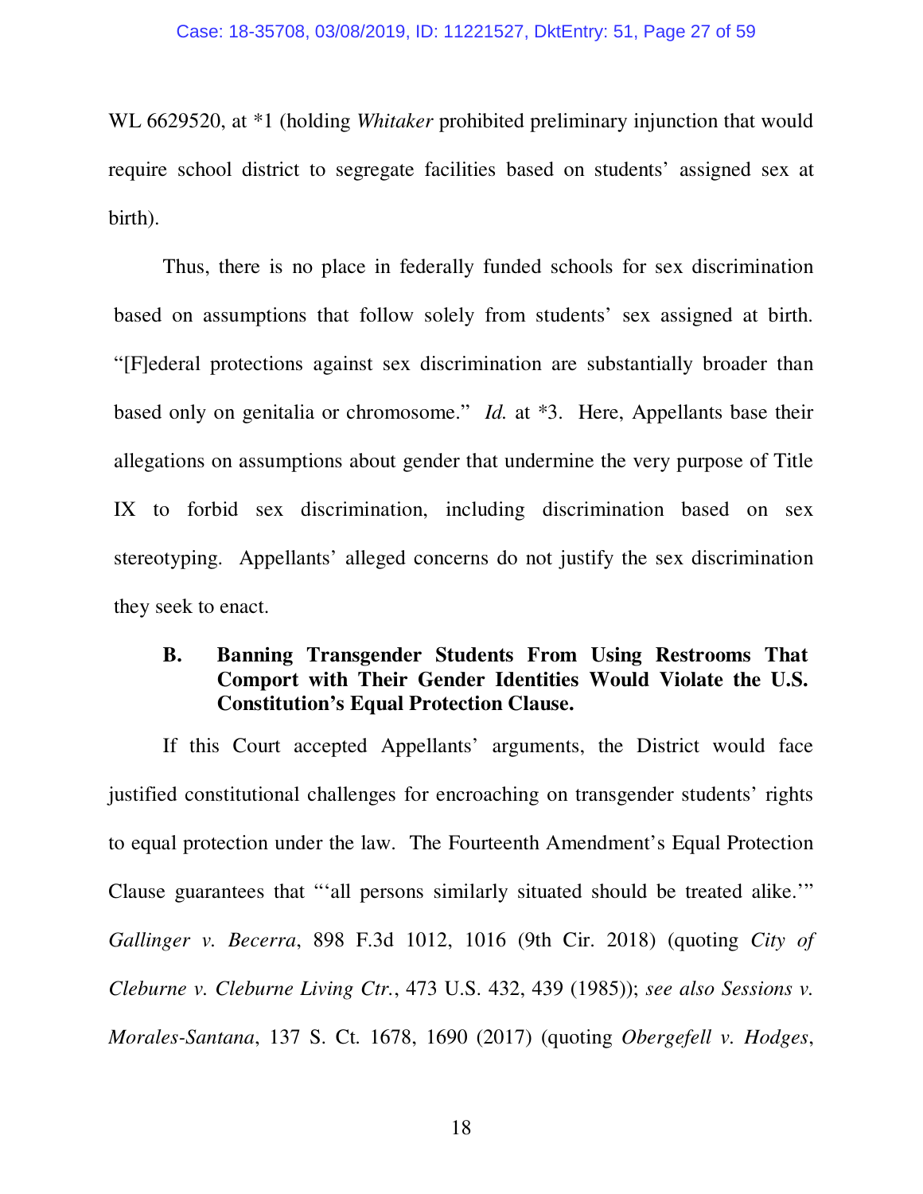WL 6629520, at *1 (holding *Whitaker* prohibited preliminary injunction that would require school district to segregate facilities based on students' assigned sex at birth).

Thus, there is no place in federally funded schools for sex discrimination based on assumptions that follow solely from students' sex assigned at birth. "[F]ederal protections against sex discrimination are substantially broader than based only on genitalia or chromosome." *Id.* at *3. Here, Appellants base their allegations on assumptions about gender that undermine the very purpose of Title IX to forbid sex discrimination, including discrimination based on sex stereotyping. Appellants' alleged concerns do not justify the sex discrimination they seek to enact.

### B. Banning Transgender Students From Using Restrooms That Comport with Their Gender Identities Would Violate the U.S. Constitution's Equal Protection Clause.

If this Court accepted Appellants' arguments, the District would face justified constitutional challenges for encroaching on transgender students' rights to equal protection under the law. The Fourteenth Amendment's Equal Protection Clause guarantees that "'all persons similarly situated should be treated alike.'" *Gallinger v. Becerra*, 898 F.3d 1012, 1016 (9th Cir. 2018) (quoting *City of Cleburne v. Cleburne Living Ctr.*, 473 U.S. 432, 439 (1985)); *see also Sessions v. Morales-Santana*, 137 S. Ct. 1678, 1690 (2017) (quoting *Obergefell v. Hodges*,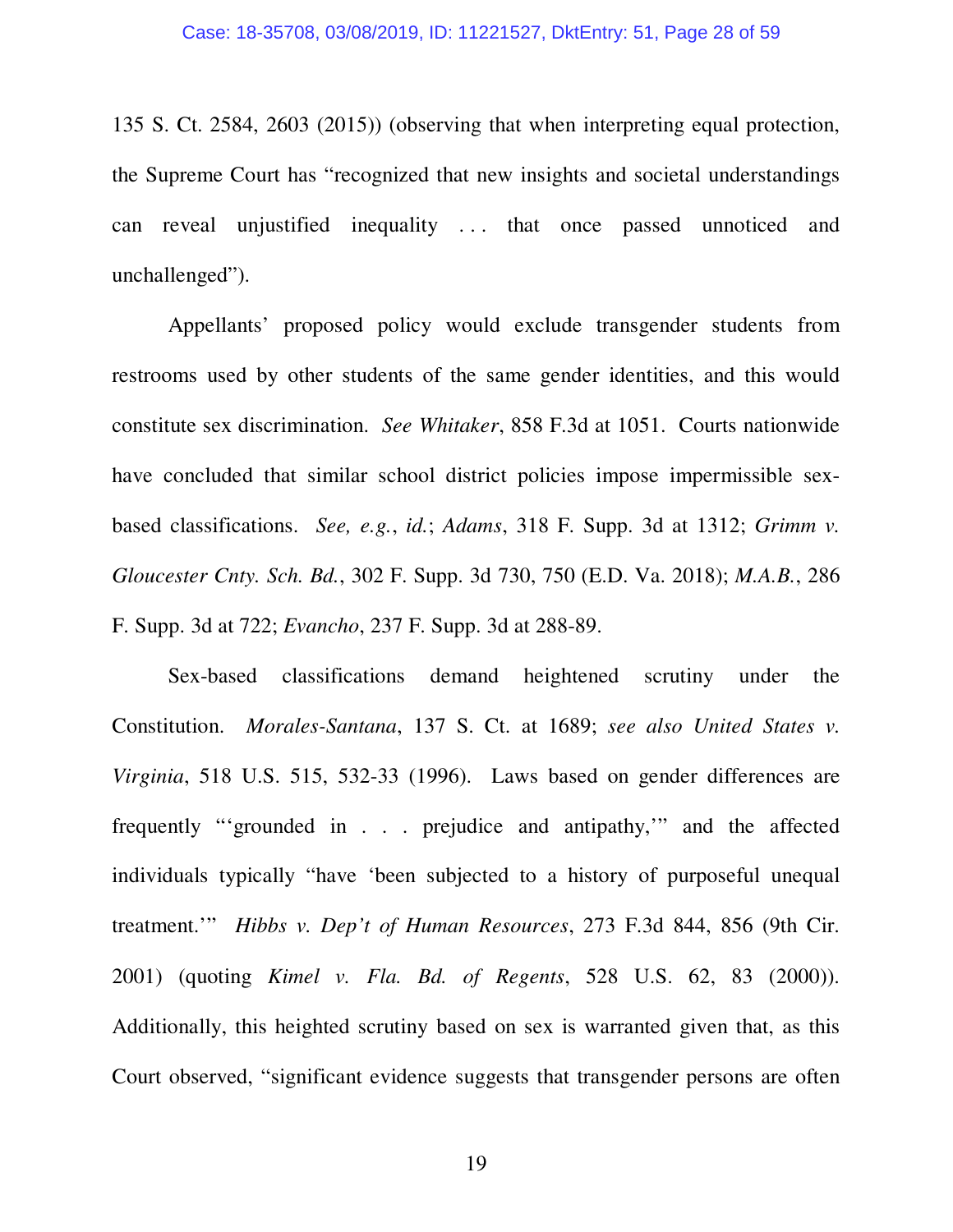135 S. Ct. 2584, 2603 (2015)) (observing that when interpreting equal protection, the Supreme Court has "recognized that new insights and societal understandings can reveal unjustified inequality . . . that once passed unnoticed and unchallenged").

Appellants' proposed policy would exclude transgender students from restrooms used by other students of the same gender identities, and this would constitute sex discrimination. *See Whitaker*, 858 F.3d at 1051. Courts nationwide have concluded that similar school district policies impose impermissible sex-based classifications. *See, e.g.*, *id.*; *Adams*, 318 F. Supp. 3d at 1312; *Grimm v. Gloucester Cnty. Sch. Bd.*, 302 F. Supp. 3d 730, 750 (E.D. Va. 2018); *M.A.B.*, 286 F. Supp. 3d at 722; *Evancho*, 237 F. Supp. 3d at 288-89.

Sex-based classifications demand heightened scrutiny under the Constitution. *Morales-Santana*, 137 S. Ct. at 1689; *see also United States v. Virginia*, 518 U.S. 515, 532-33 (1996). Laws based on gender differences are frequently "'grounded in . . . prejudice and antipathy,'" and the affected individuals typically "have 'been subjected to a history of purposeful unequal treatment.'" *Hibbs v. Dep't of Human Resources*, 273 F.3d 844, 856 (9th Cir. 2001) (quoting *Kimel v. Fla. Bd. of Regents*, 528 U.S. 62, 83 (2000)). Additionally, this heighted scrutiny based on sex is warranted given that, as this Court observed, "significant evidence suggests that transgender persons are often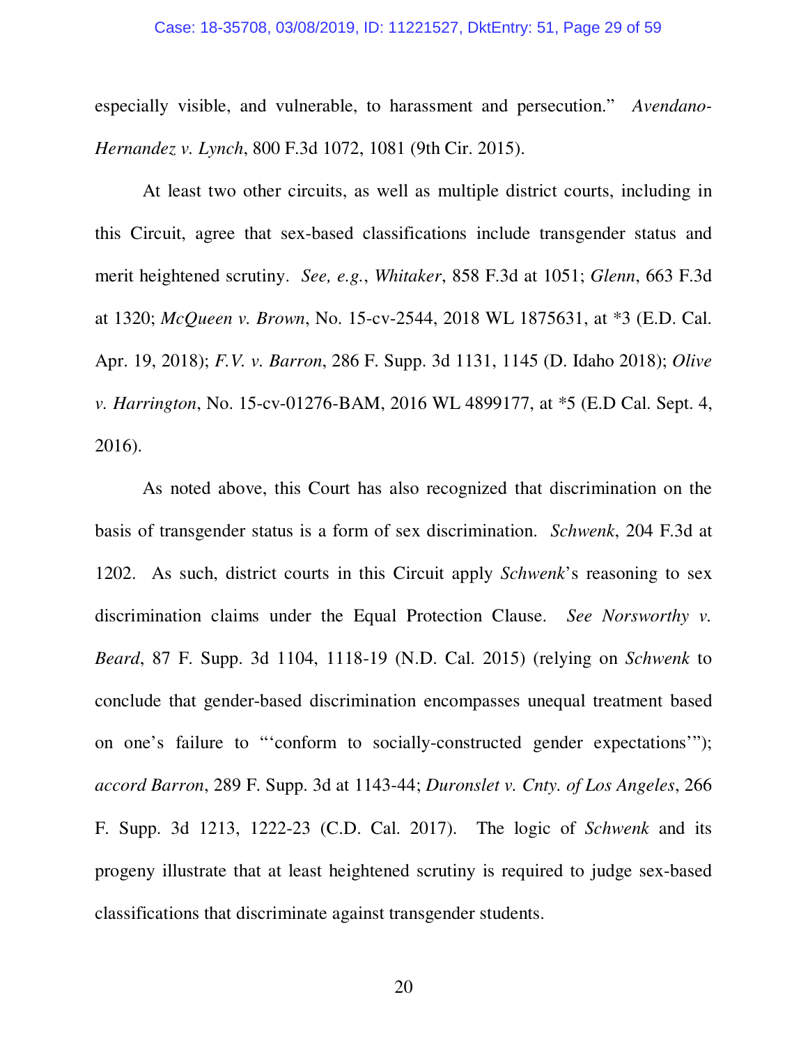especially visible, and vulnerable, to harassment and persecution." *Avendano-Hernandez v. Lynch*, 800 F.3d 1072, 1081 (9th Cir. 2015).

At least two other circuits, as well as multiple district courts, including in this Circuit, agree that sex-based classifications include transgender status and merit heightened scrutiny. *See, e.g.*, *Whitaker*, 858 F.3d at 1051; *Glenn*, 663 F.3d at 1320; *McQueen v. Brown*, No. 15-cv-2544, 2018 WL 1875631, at *3 (E.D. Cal. Apr. 19, 2018); *F.V. v. Barron*, 286 F. Supp. 3d 1131, 1145 (D. Idaho 2018); *Olive v. Harrington*, No. 15-cv-01276-BAM, 2016 WL 4899177, at *5 (E.D Cal. Sept. 4, 2016).

As noted above, this Court has also recognized that discrimination on the basis of transgender status is a form of sex discrimination. *Schwenk*, 204 F.3d at 1202. As such, district courts in this Circuit apply *Schwenk*'s reasoning to sex discrimination claims under the Equal Protection Clause. *See Norsworthy v. Beard*, 87 F. Supp. 3d 1104, 1118-19 (N.D. Cal. 2015) (relying on *Schwenk* to conclude that gender-based discrimination encompasses unequal treatment based on one's failure to "'conform to socially-constructed gender expectations'"); *accord Barron*, 289 F. Supp. 3d at 1143-44; *Duronslet v. Cnty. of Los Angeles*, 266 F. Supp. 3d 1213, 1222-23 (C.D. Cal. 2017). The logic of *Schwenk* and its progeny illustrate that at least heightened scrutiny is required to judge sex-based classifications that discriminate against transgender students.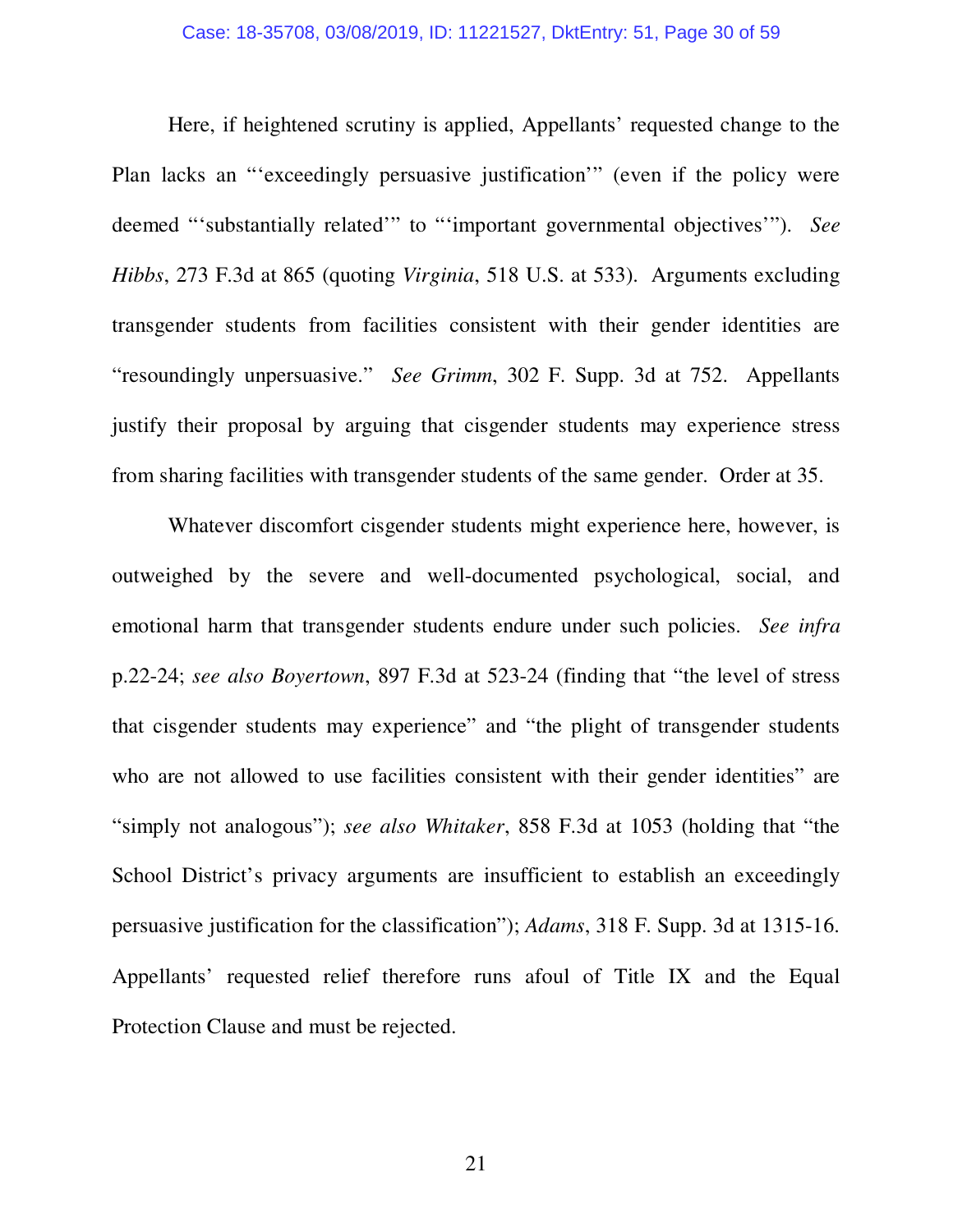Here, if heightened scrutiny is applied, Appellants' requested change to the Plan lacks an "'exceedingly persuasive justification'" (even if the policy were deemed "'substantially related'" to "'important governmental objectives'"). *See Hibbs*, 273 F.3d at 865 (quoting *Virginia*, 518 U.S. at 533). Arguments excluding transgender students from facilities consistent with their gender identities are "resoundingly unpersuasive." *See Grimm*, 302 F. Supp. 3d at 752. Appellants justify their proposal by arguing that cisgender students may experience stress from sharing facilities with transgender students of the same gender. Order at 35.

Whatever discomfort cisgender students might experience here, however, is outweighed by the severe and well-documented psychological, social, and emotional harm that transgender students endure under such policies. *See infra* p.22-24; *see also Boyertown*, 897 F.3d at 523-24 (finding that "the level of stress that cisgender students may experience" and "the plight of transgender students who are not allowed to use facilities consistent with their gender identities" are "simply not analogous"); *see also Whitaker*, 858 F.3d at 1053 (holding that "the School District's privacy arguments are insufficient to establish an exceedingly persuasive justification for the classification"); *Adams*, 318 F. Supp. 3d at 1315-16. Appellants' requested relief therefore runs afoul of Title IX and the Equal Protection Clause and must be rejected.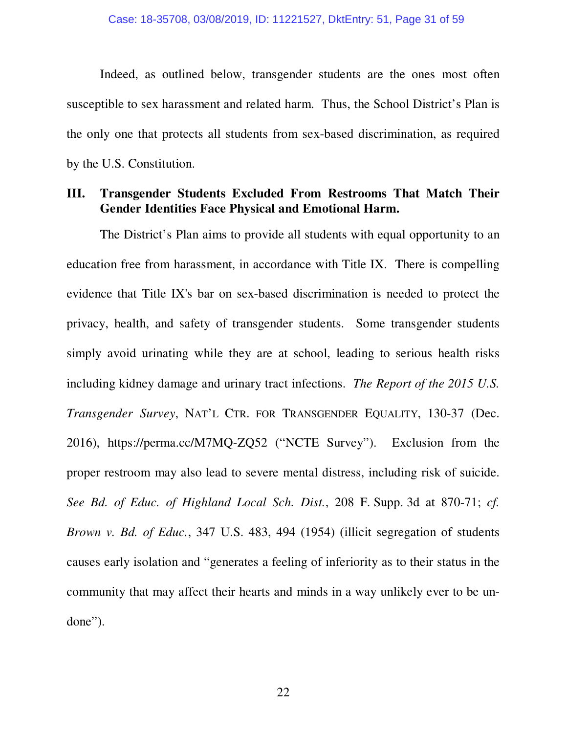Indeed, as outlined below, transgender students are the ones most often susceptible to sex harassment and related harm. Thus, the School District's Plan is the only one that protects all students from sex-based discrimination, as required by the U.S. Constitution.

## III. Transgender Students Excluded From Restrooms That Match Their Gender Identities Face Physical and Emotional Harm.

The District's Plan aims to provide all students with equal opportunity to an education free from harassment, in accordance with Title IX. There is compelling evidence that Title IX's bar on sex-based discrimination is needed to protect the privacy, health, and safety of transgender students. Some transgender students simply avoid urinating while they are at school, leading to serious health risks including kidney damage and urinary tract infections. *The Report of the 2015 U.S. Transgender Survey*, NAT'L CTR. FOR TRANSGENDER EQUALITY, 130-37 (Dec. 2016), https://perma.cc/M7MQ-ZQ52 ("NCTE Survey"). Exclusion from the proper restroom may also lead to severe mental distress, including risk of suicide. *See Bd. of Educ. of Highland Local Sch. Dist.*, 208 F. Supp. 3d at 870-71; *cf. Brown v. Bd. of Educ.*, 347 U.S. 483, 494 (1954) (illicit segregation of students causes early isolation and "generates a feeling of inferiority as to their status in the community that may affect their hearts and minds in a way unlikely ever to be un-done").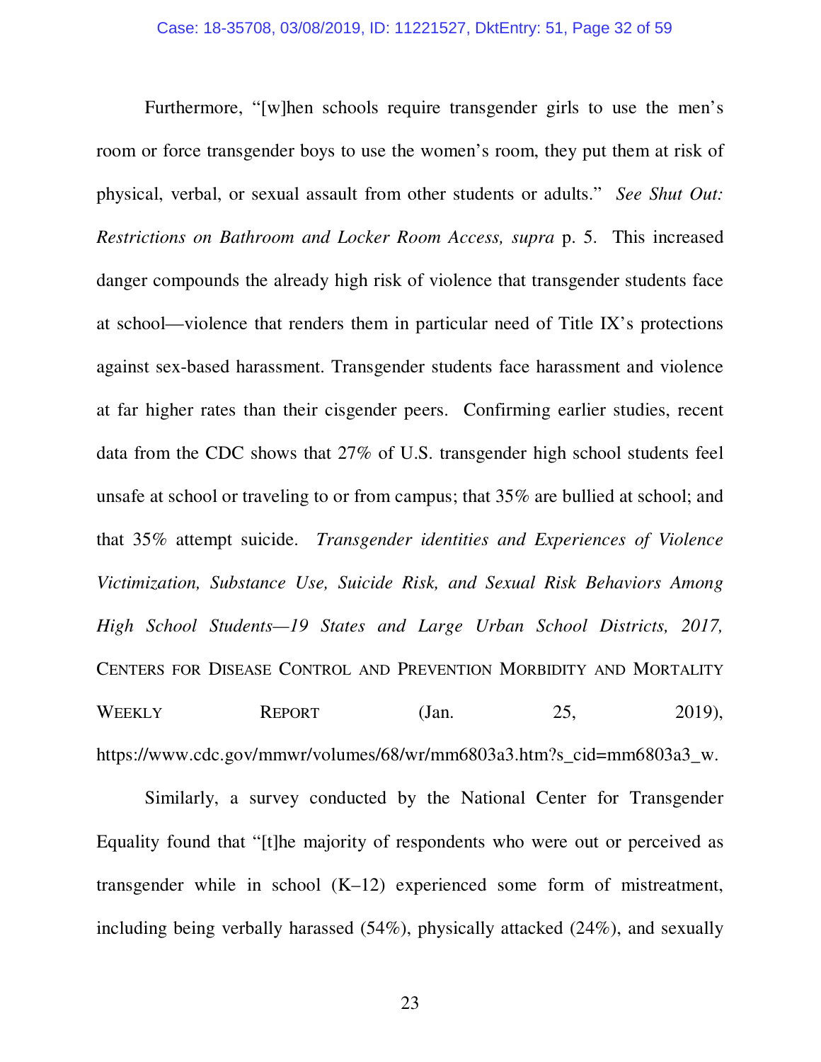Furthermore, "[w]hen schools require transgender girls to use the men's room or force transgender boys to use the women's room, they put them at risk of physical, verbal, or sexual assault from other students or adults." *See Shut Out: Restrictions on Bathroom and Locker Room Access, supra* p. 5. This increased danger compounds the already high risk of violence that transgender students face at school—violence that renders them in particular need of Title IX's protections against sex-based harassment. Transgender students face harassment and violence at far higher rates than their cisgender peers. Confirming earlier studies, recent data from the CDC shows that 27% of U.S. transgender high school students feel unsafe at school or traveling to or from campus; that 35% are bullied at school; and that 35% attempt suicide. *Transgender identities and Experiences of Violence Victimization, Substance Use, Suicide Risk, and Sexual Risk Behaviors Among High School Students—19 States and Large Urban School Districts, 2017,* CENTERS FOR DISEASE CONTROL AND PREVENTION MORBIDITY AND MORTALITY WEEKLY REPORT (Jan. 25, 2019), https://www.cdc.gov/mmwr/volumes/68/wr/mm6803a3.htm?s_cid=mm6803a3_w.

Similarly, a survey conducted by the National Center for Transgender Equality found that "[t]he majority of respondents who were out or perceived as transgender while in school (K–12) experienced some form of mistreatment, including being verbally harassed (54%), physically attacked (24%), and sexually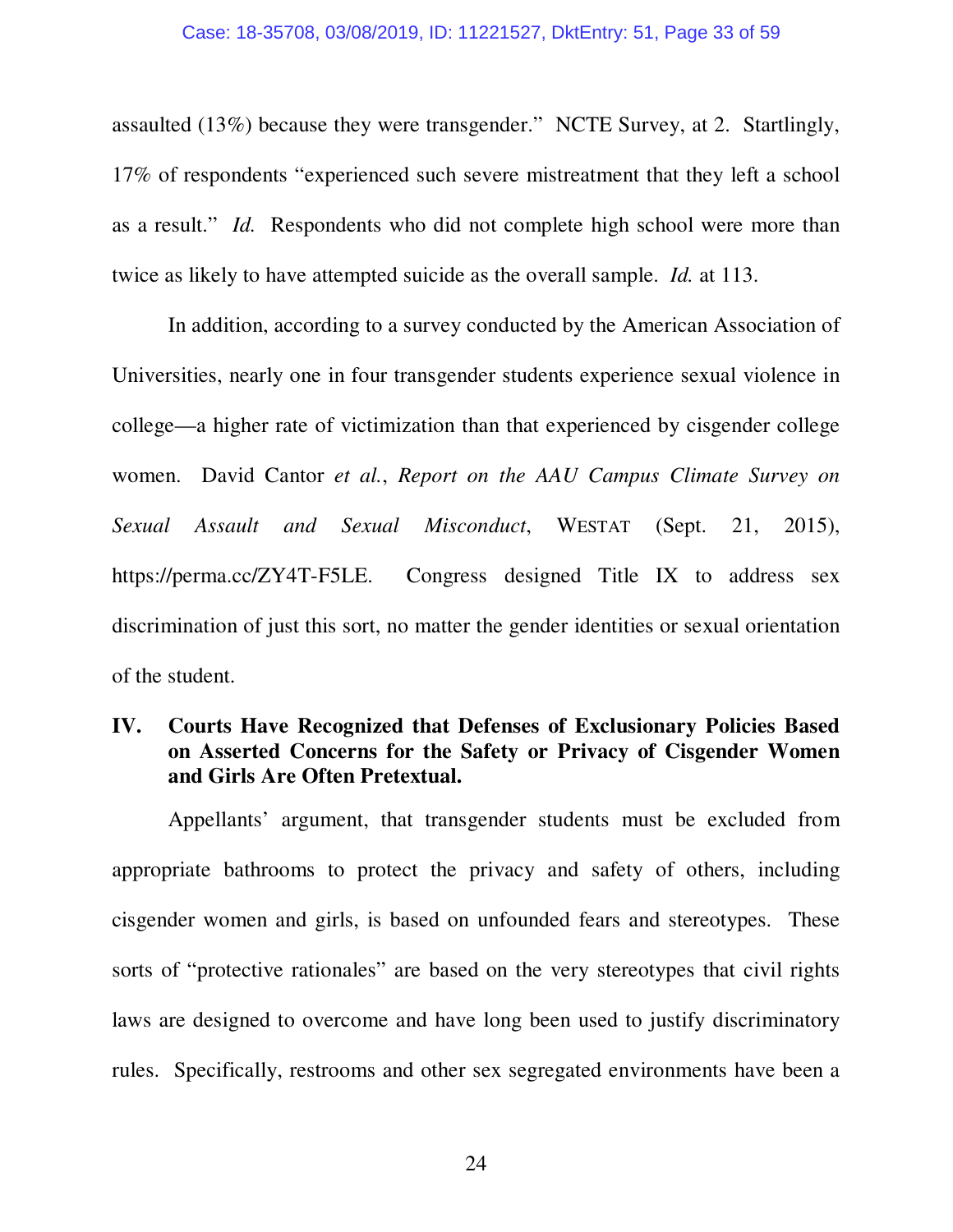assaulted (13%) because they were transgender." NCTE Survey, at 2. Startlingly, 17% of respondents "experienced such severe mistreatment that they left a school as a result." *Id.* Respondents who did not complete high school were more than twice as likely to have attempted suicide as the overall sample. *Id.* at 113.

In addition, according to a survey conducted by the American Association of Universities, nearly one in four transgender students experience sexual violence in college—a higher rate of victimization than that experienced by cisgender college women. David Cantor *et al.*, *Report on the AAU Campus Climate Survey on Sexual Assault and Sexual Misconduct*, WESTAT (Sept. 21, 2015), https://perma.cc/ZY4T-F5LE. Congress designed Title IX to address sex discrimination of just this sort, no matter the gender identities or sexual orientation of the student.

## IV. Courts Have Recognized that Defenses of Exclusionary Policies Based on Asserted Concerns for the Safety or Privacy of Cisgender Women and Girls Are Often Pretextual.

Appellants' argument, that transgender students must be excluded from appropriate bathrooms to protect the privacy and safety of others, including cisgender women and girls, is based on unfounded fears and stereotypes. These sorts of "protective rationales" are based on the very stereotypes that civil rights laws are designed to overcome and have long been used to justify discriminatory rules. Specifically, restrooms and other sex segregated environments have been a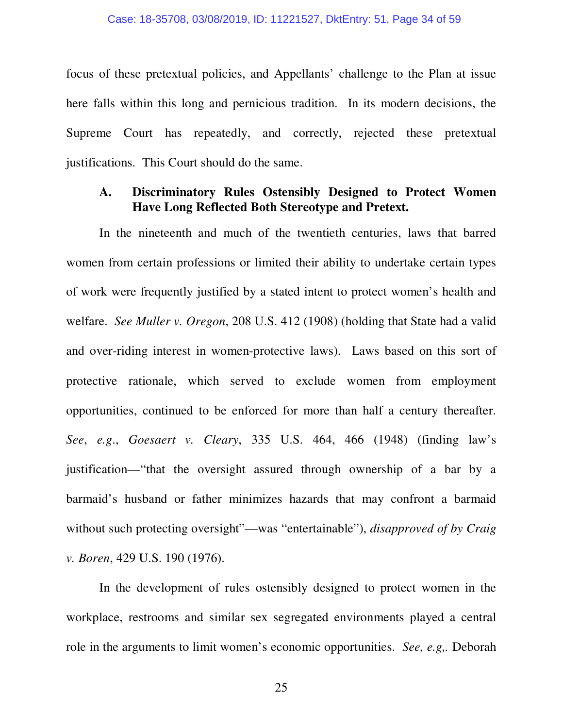focus of these pretextual policies, and Appellants' challenge to the Plan at issue here falls within this long and pernicious tradition. In its modern decisions, the Supreme Court has repeatedly, and correctly, rejected these pretextual justifications. This Court should do the same.

### A. Discriminatory Rules Ostensibly Designed to Protect Women Have Long Reflected Both Stereotype and Pretext.

In the nineteenth and much of the twentieth centuries, laws that barred women from certain professions or limited their ability to undertake certain types of work were frequently justified by a stated intent to protect women's health and welfare. *See Muller v. Oregon*, 208 U.S. 412 (1908) (holding that State had a valid and over-riding interest in women-protective laws). Laws based on this sort of protective rationale, which served to exclude women from employment opportunities, continued to be enforced for more than half a century thereafter. *See*, *e.g*., *Goesaert v. Cleary*, 335 U.S. 464, 466 (1948) (finding law's justification—"that the oversight assured through ownership of a bar by a barmaid's husband or father minimizes hazards that may confront a barmaid without such protecting oversight"—was "entertainable"), *disapproved of by Craig v. Boren*, 429 U.S. 190 (1976).

In the development of rules ostensibly designed to protect women in the workplace, restrooms and similar sex segregated environments played a central role in the arguments to limit women's economic opportunities. *See, e.g,.* Deborah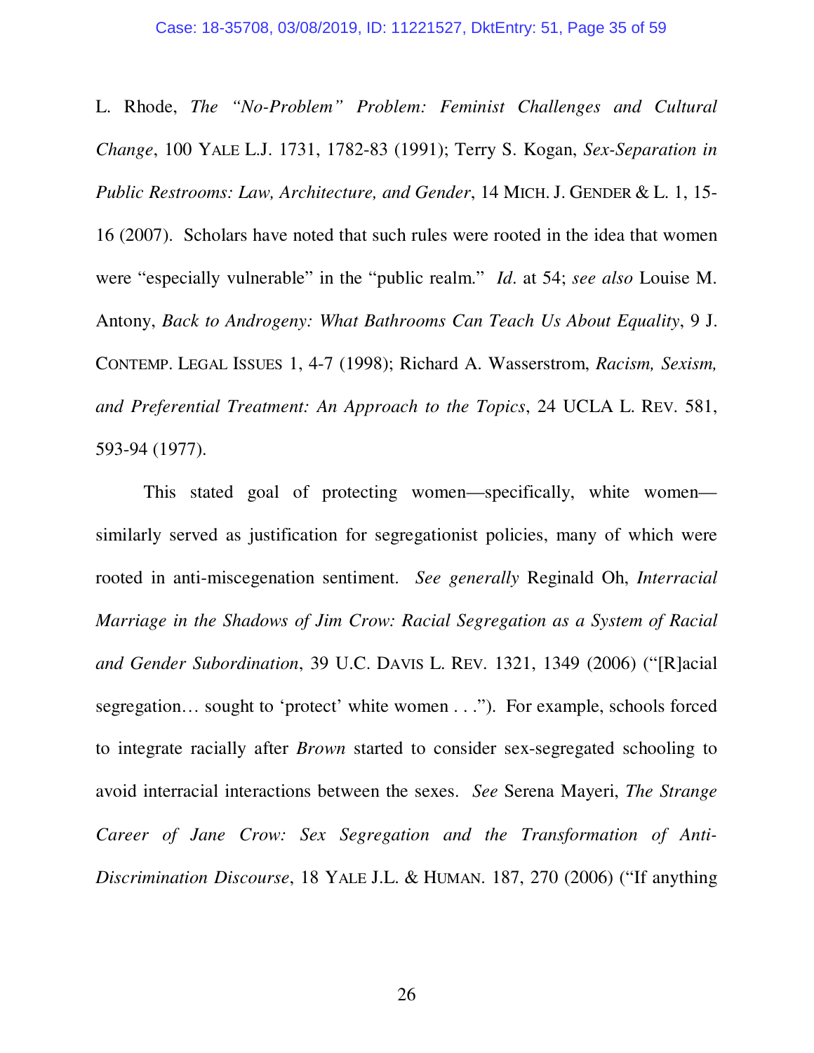L. Rhode, *The "No-Problem" Problem: Feminist Challenges and Cultural Change*, 100 YALE L.J. 1731, 1782-83 (1991); Terry S. Kogan, *Sex-Separation in Public Restrooms: Law, Architecture, and Gender*, 14 MICH. J. GENDER & L. 1, 15-16 (2007). Scholars have noted that such rules were rooted in the idea that women were "especially vulnerable" in the "public realm." *Id*. at 54; *see also* Louise M. Antony, *Back to Androgeny: What Bathrooms Can Teach Us About Equality*, 9 J. CONTEMP. LEGAL ISSUES 1, 4-7 (1998); Richard A. Wasserstrom, *Racism, Sexism, and Preferential Treatment: An Approach to the Topics*, 24 UCLA L. REV. 581, 593-94 (1977).

This stated goal of protecting women—specifically, white women—similarly served as justification for segregationist policies, many of which were rooted in anti-miscegenation sentiment. *See generally* Reginald Oh, *Interracial Marriage in the Shadows of Jim Crow: Racial Segregation as a System of Racial and Gender Subordination*, 39 U.C. DAVIS L. REV. 1321, 1349 (2006) ("[R]acial segregation… sought to 'protect' white women . . ."). For example, schools forced to integrate racially after *Brown* started to consider sex-segregated schooling to avoid interracial interactions between the sexes. *See* Serena Mayeri, *The Strange Career of Jane Crow: Sex Segregation and the Transformation of Anti-Discrimination Discourse*, 18 YALE J.L. & HUMAN. 187, 270 (2006) ("If anything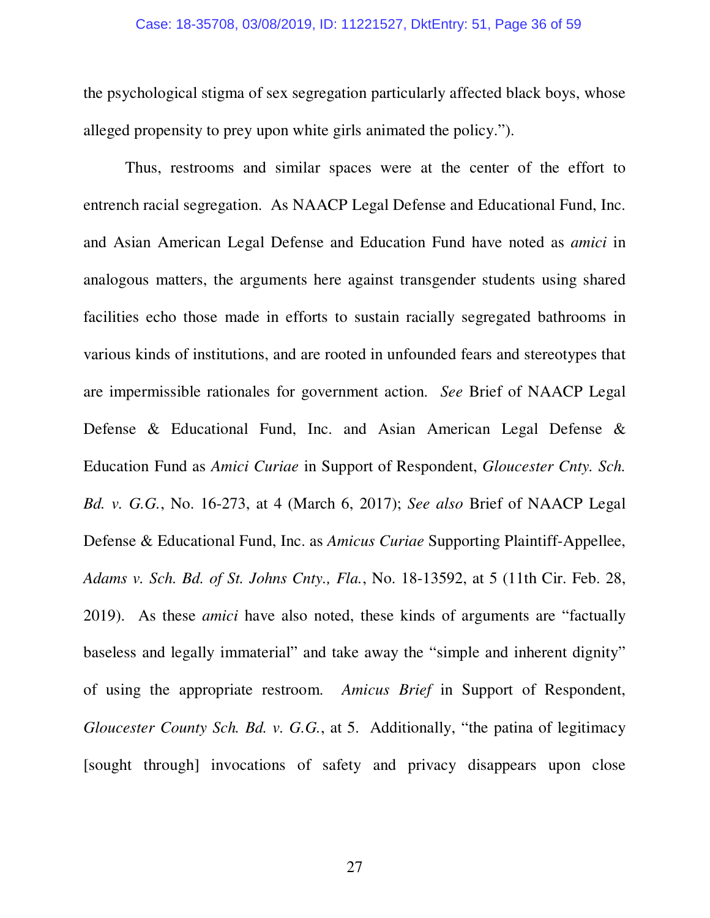the psychological stigma of sex segregation particularly affected black boys, whose alleged propensity to prey upon white girls animated the policy.").

Thus, restrooms and similar spaces were at the center of the effort to entrench racial segregation. As NAACP Legal Defense and Educational Fund, Inc. and Asian American Legal Defense and Education Fund have noted as *amici* in analogous matters, the arguments here against transgender students using shared facilities echo those made in efforts to sustain racially segregated bathrooms in various kinds of institutions, and are rooted in unfounded fears and stereotypes that are impermissible rationales for government action. *See* Brief of NAACP Legal Defense & Educational Fund, Inc. and Asian American Legal Defense & Education Fund as *Amici Curiae* in Support of Respondent, *Gloucester Cnty. Sch. Bd. v. G.G.*, No. 16-273, at 4 (March 6, 2017); *See also* Brief of NAACP Legal Defense & Educational Fund, Inc. as *Amicus Curiae* Supporting Plaintiff-Appellee, *Adams v. Sch. Bd. of St. Johns Cnty., Fla.*, No. 18-13592, at 5 (11th Cir. Feb. 28, 2019). As these *amici* have also noted, these kinds of arguments are "factually baseless and legally immaterial" and take away the "simple and inherent dignity" of using the appropriate restroom. *Amicus Brief* in Support of Respondent, *Gloucester County Sch. Bd. v. G.G.*, at 5. Additionally, "the patina of legitimacy [sought through] invocations of safety and privacy disappears upon close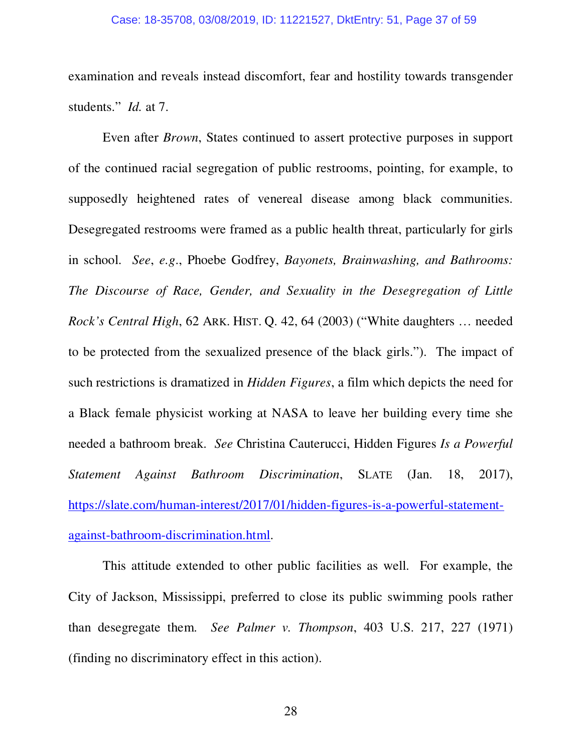examination and reveals instead discomfort, fear and hostility towards transgender students." *Id.* at 7.

Even after *Brown*, States continued to assert protective purposes in support of the continued racial segregation of public restrooms, pointing, for example, to supposedly heightened rates of venereal disease among black communities. Desegregated restrooms were framed as a public health threat, particularly for girls in school. *See*, *e.g*., Phoebe Godfrey, *Bayonets, Brainwashing, and Bathrooms: The Discourse of Race, Gender, and Sexuality in the Desegregation of Little Rock's Central High*, 62 ARK. HIST. Q. 42, 64 (2003) ("White daughters … needed to be protected from the sexualized presence of the black girls."). The impact of such restrictions is dramatized in *Hidden Figures*, a film which depicts the need for a Black female physicist working at NASA to leave her building every time she needed a bathroom break. *See* Christina Cauterucci, Hidden Figures *Is a Powerful Statement Against Bathroom Discrimination*, SLATE (Jan. 18, 2017), https://slate.com/human-interest/2017/01/hidden-figures-is-a-powerful-statement-against-bathroom-discrimination.html.

This attitude extended to other public facilities as well. For example, the City of Jackson, Mississippi, preferred to close its public swimming pools rather than desegregate them. *See Palmer v. Thompson*, 403 U.S. 217, 227 (1971) (finding no discriminatory effect in this action).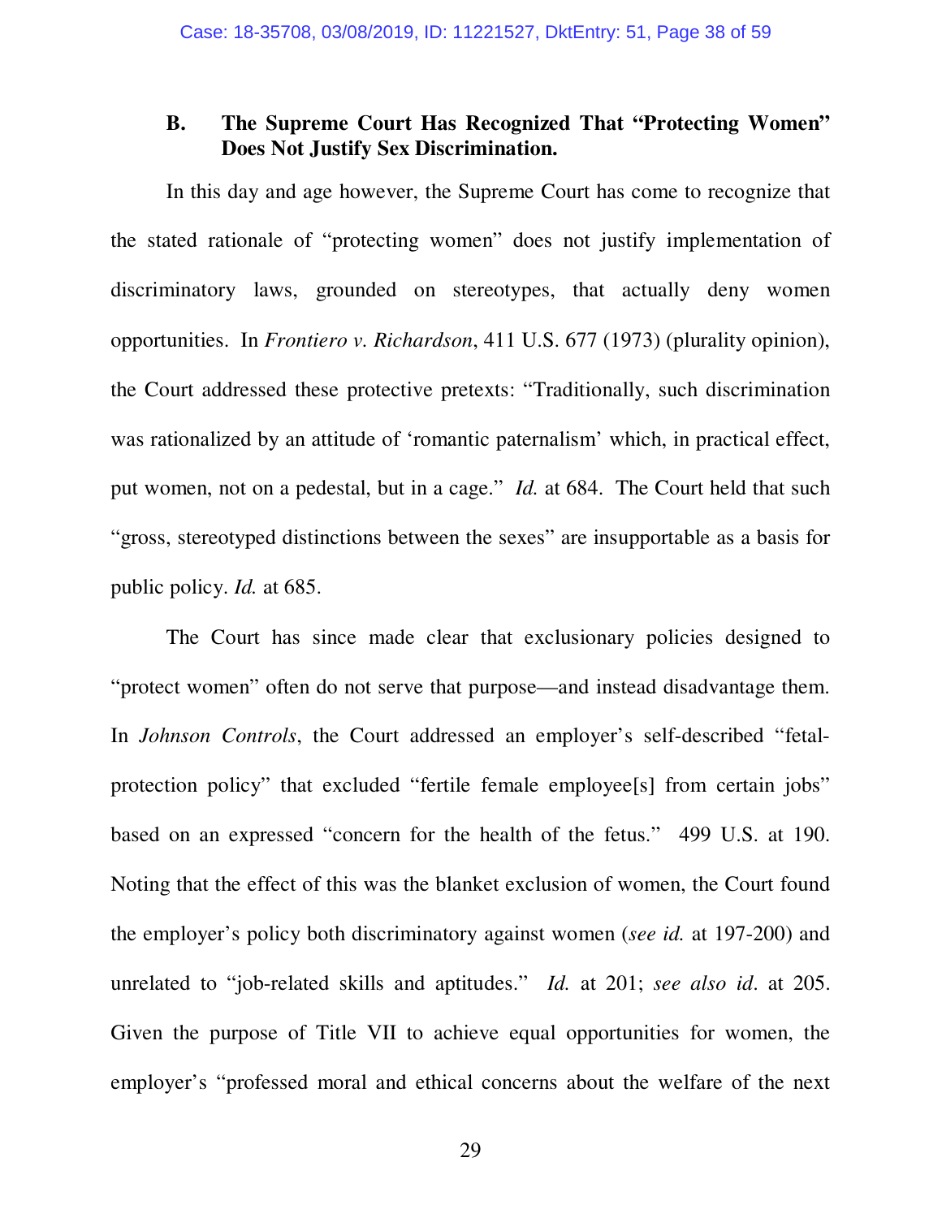### B. The Supreme Court Has Recognized That "Protecting Women" Does Not Justify Sex Discrimination.

In this day and age however, the Supreme Court has come to recognize that the stated rationale of "protecting women" does not justify implementation of discriminatory laws, grounded on stereotypes, that actually deny women opportunities. In *Frontiero v. Richardson*, 411 U.S. 677 (1973) (plurality opinion), the Court addressed these protective pretexts: "Traditionally, such discrimination was rationalized by an attitude of 'romantic paternalism' which, in practical effect, put women, not on a pedestal, but in a cage." *Id.* at 684. The Court held that such "gross, stereotyped distinctions between the sexes" are insupportable as a basis for public policy. *Id.* at 685.

The Court has since made clear that exclusionary policies designed to "protect women" often do not serve that purpose—and instead disadvantage them. In *Johnson Controls*, the Court addressed an employer's self-described "fetal-protection policy" that excluded "fertile female employee[s] from certain jobs" based on an expressed "concern for the health of the fetus." 499 U.S. at 190. Noting that the effect of this was the blanket exclusion of women, the Court found the employer's policy both discriminatory against women (*see id.* at 197-200) and unrelated to "job-related skills and aptitudes." *Id.* at 201; *see also id*. at 205. Given the purpose of Title VII to achieve equal opportunities for women, the employer's "professed moral and ethical concerns about the welfare of the next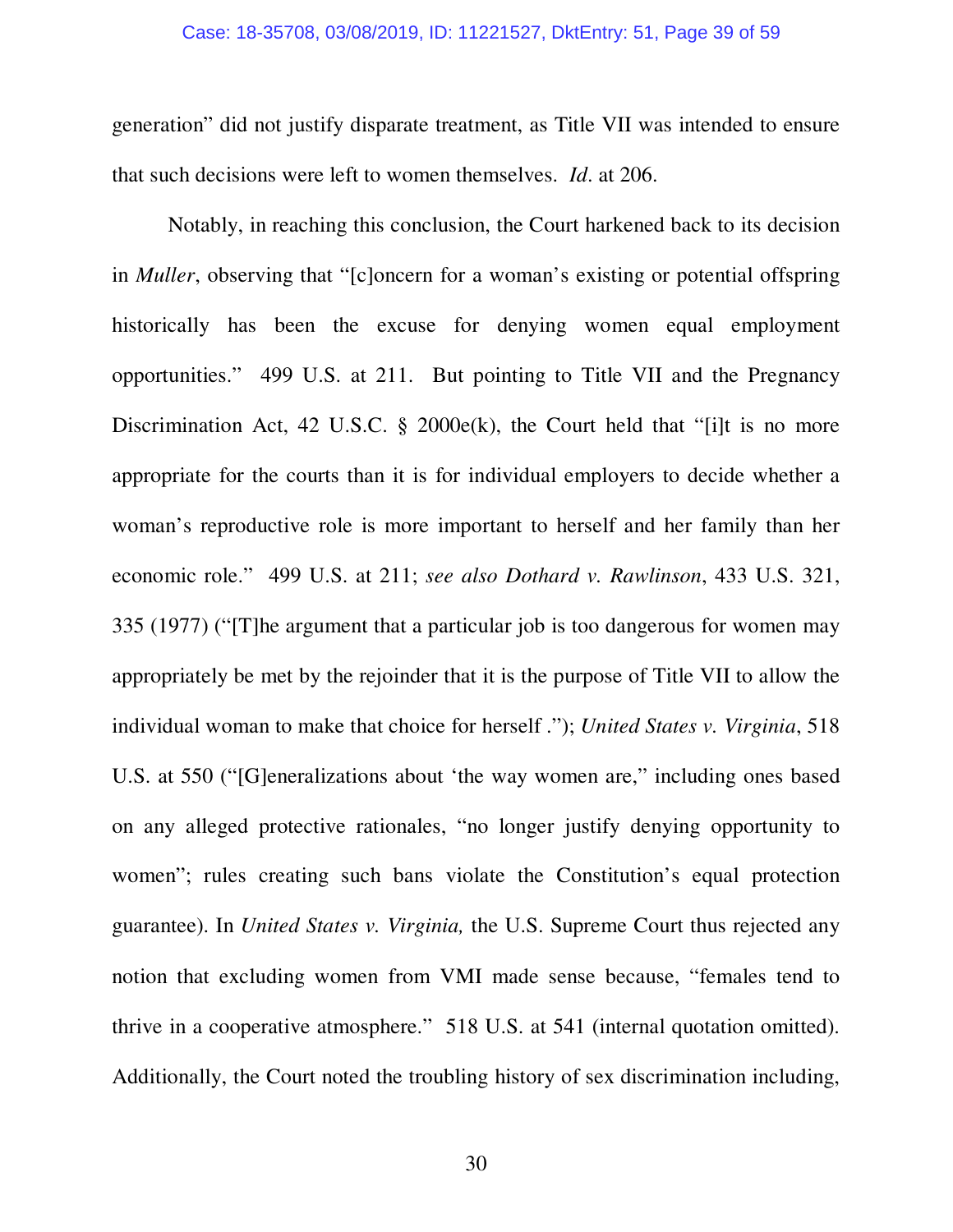generation" did not justify disparate treatment, as Title VII was intended to ensure that such decisions were left to women themselves. *Id*. at 206.

Notably, in reaching this conclusion, the Court harkened back to its decision in *Muller*, observing that "[c]oncern for a woman's existing or potential offspring historically has been the excuse for denying women equal employment opportunities." 499 U.S. at 211. But pointing to Title VII and the Pregnancy Discrimination Act, 42 U.S.C. § 2000e(k), the Court held that "[i]t is no more appropriate for the courts than it is for individual employers to decide whether a woman's reproductive role is more important to herself and her family than her economic role." 499 U.S. at 211; *see also Dothard v. Rawlinson*, 433 U.S. 321, 335 (1977) ("[T]he argument that a particular job is too dangerous for women may appropriately be met by the rejoinder that it is the purpose of Title VII to allow the individual woman to make that choice for herself ."); *United States v. Virginia*, 518 U.S. at 550 ("[G]eneralizations about 'the way women are," including ones based on any alleged protective rationales, "no longer justify denying opportunity to women"; rules creating such bans violate the Constitution's equal protection guarantee). In *United States v. Virginia,* the U.S. Supreme Court thus rejected any notion that excluding women from VMI made sense because, "females tend to thrive in a cooperative atmosphere." 518 U.S. at 541 (internal quotation omitted). Additionally, the Court noted the troubling history of sex discrimination including,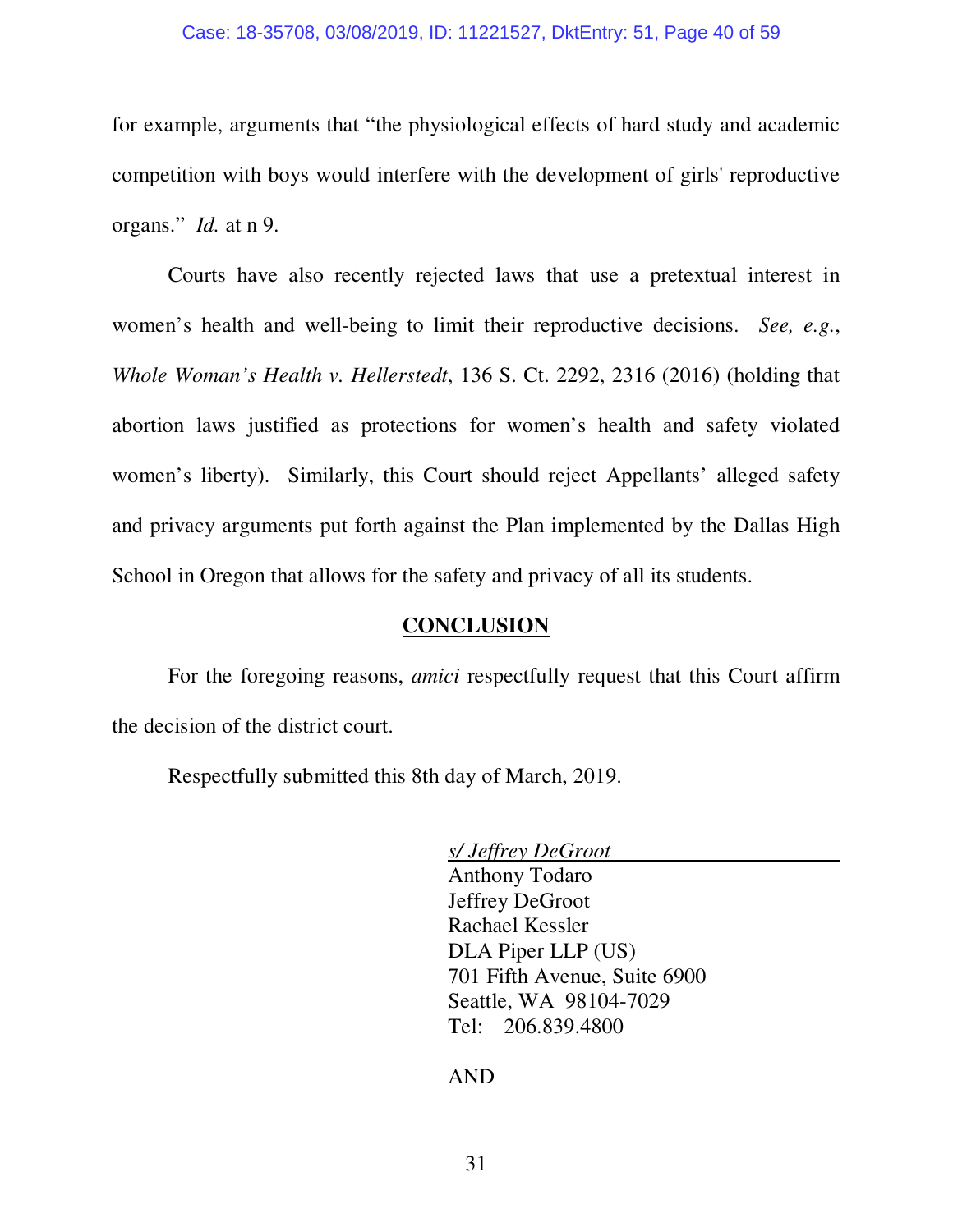for example, arguments that "the physiological effects of hard study and academic competition with boys would interfere with the development of girls' reproductive organs." *Id.* at n 9.

Courts have also recently rejected laws that use a pretextual interest in women's health and well-being to limit their reproductive decisions. *See, e.g.*, *Whole Woman's Health v. Hellerstedt*, 136 S. Ct. 2292, 2316 (2016) (holding that abortion laws justified as protections for women's health and safety violated women's liberty). Similarly, this Court should reject Appellants' alleged safety and privacy arguments put forth against the Plan implemented by the Dallas High School in Oregon that allows for the safety and privacy of all its students.

## CONCLUSION

For the foregoing reasons, *amici* respectfully request that this Court affirm the decision of the district court.

Respectfully submitted this 8th day of March, 2019.

*s/ Jeffrey DeGroot*
Anthony Todaro
Jeffrey DeGroot
Rachael Kessler
DLA Piper LLP (US)
701 Fifth Avenue, Suite 6900
Seattle, WA 98104-7029
Tel: 206.839.4800

AND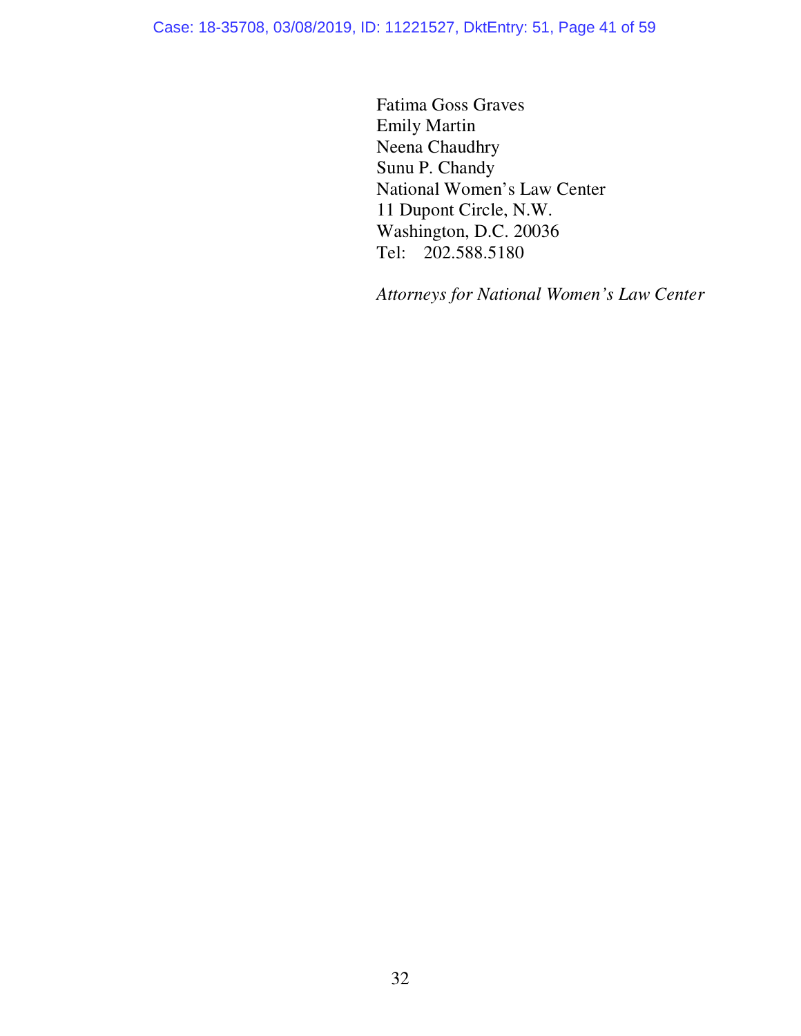Fatima Goss Graves
Emily Martin
Neena Chaudhry
Sunu P. Chandy
National Women's Law Center
11 Dupont Circle, N.W.
Washington, D.C. 20036
Tel: 202.588.5180

*Attorneys for National Women's Law Center*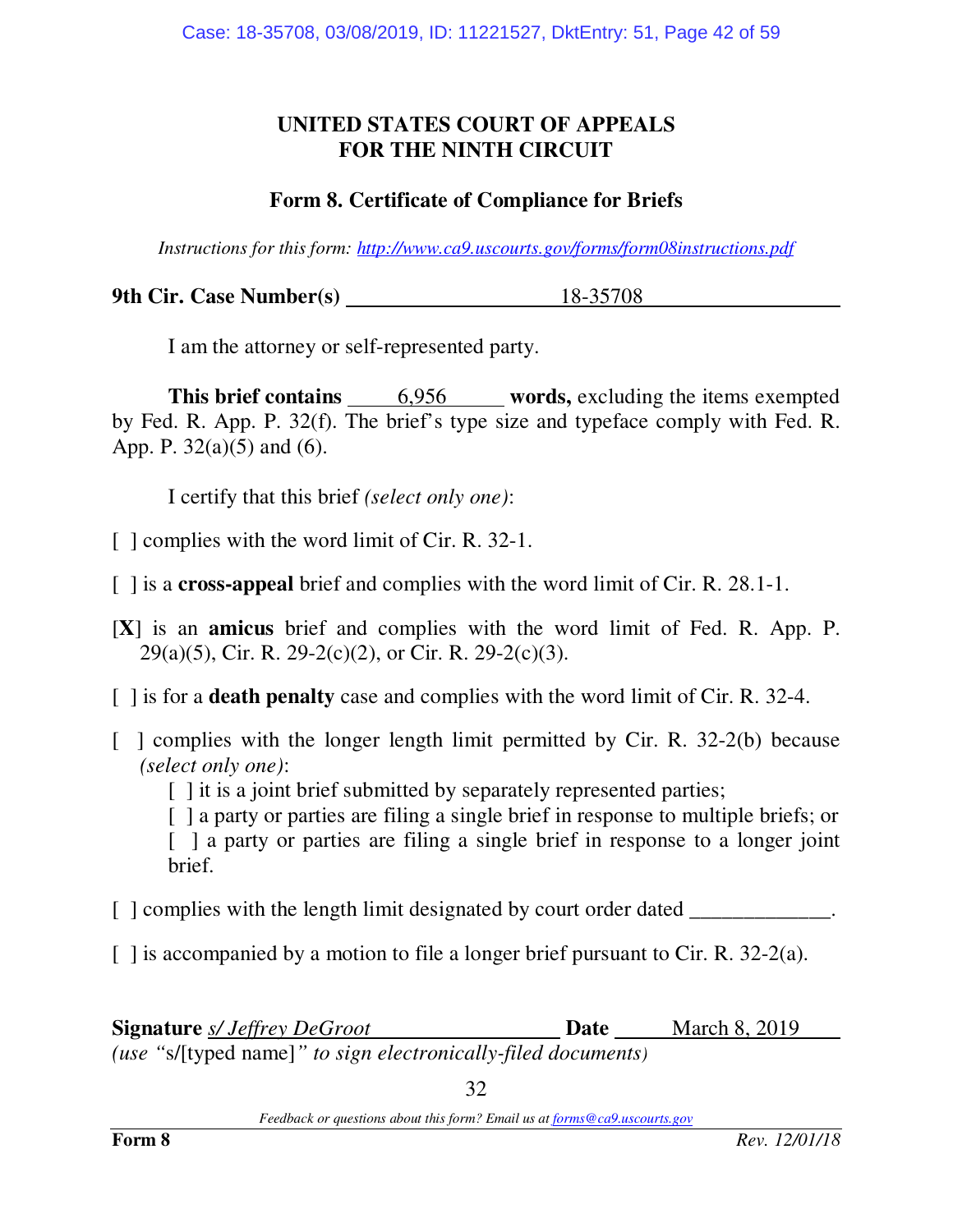## UNITED STATES COURT OF APPEALS FOR THE NINTH CIRCUIT

### Form 8. Certificate of Compliance for Briefs

*Instructions for this form: http://www.ca9.uscourts.gov/forms/form08instructions.pdf*

**9th Cir. Case Number(s)** 18-35708

I am the attorney or self-represented party.

**This brief contains** 6,956 **words,** excluding the items exempted by Fed. R. App. P. 32(f). The brief's type size and typeface comply with Fed. R. App. P. 32(a)(5) and (6).

I certify that this brief *(select only one)*:

[ ] complies with the word limit of Cir. R. 32-1.

[ ] is a **cross-appeal** brief and complies with the word limit of Cir. R. 28.1-1.

[**X**] is an **amicus** brief and complies with the word limit of Fed. R. App. P. 29(a)(5), Cir. R. 29-2(c)(2), or Cir. R. 29-2(c)(3).

[ ] is for a **death penalty** case and complies with the word limit of Cir. R. 32-4.

[ ] complies with the longer length limit permitted by Cir. R. 32-2(b) because *(select only one)*:

- [ ] it is a joint brief submitted by separately represented parties;
- [ ] a party or parties are filing a single brief in response to multiple briefs; or
- [ ] a party or parties are filing a single brief in response to a longer joint brief.

[ ] complies with the length limit designated by court order dated _____________.

[ ] is accompanied by a motion to file a longer brief pursuant to Cir. R. 32-2(a).

**Signature** *s/ Jeffrey DeGroot* **Date** March 8, 2019
*(use "*s/[typed name]*" to sign electronically-filed documents)*

*Feedback or questions about this form? Email us at forms@ca9.uscourts.gov*

**Form 8** *Rev. 12/01/18*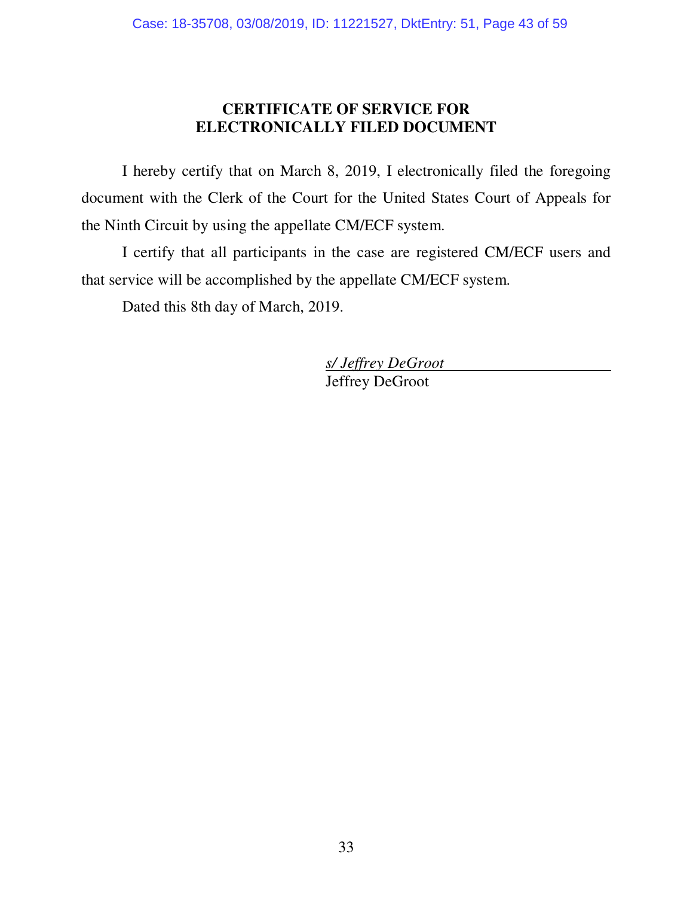## CERTIFICATE OF SERVICE FOR ELECTRONICALLY FILED DOCUMENT

I hereby certify that on March 8, 2019, I electronically filed the foregoing document with the Clerk of the Court for the United States Court of Appeals for the Ninth Circuit by using the appellate CM/ECF system.

I certify that all participants in the case are registered CM/ECF users and that service will be accomplished by the appellate CM/ECF system.

Dated this 8th day of March, 2019.

*s/ Jeffrey DeGroot*
Jeffrey DeGroot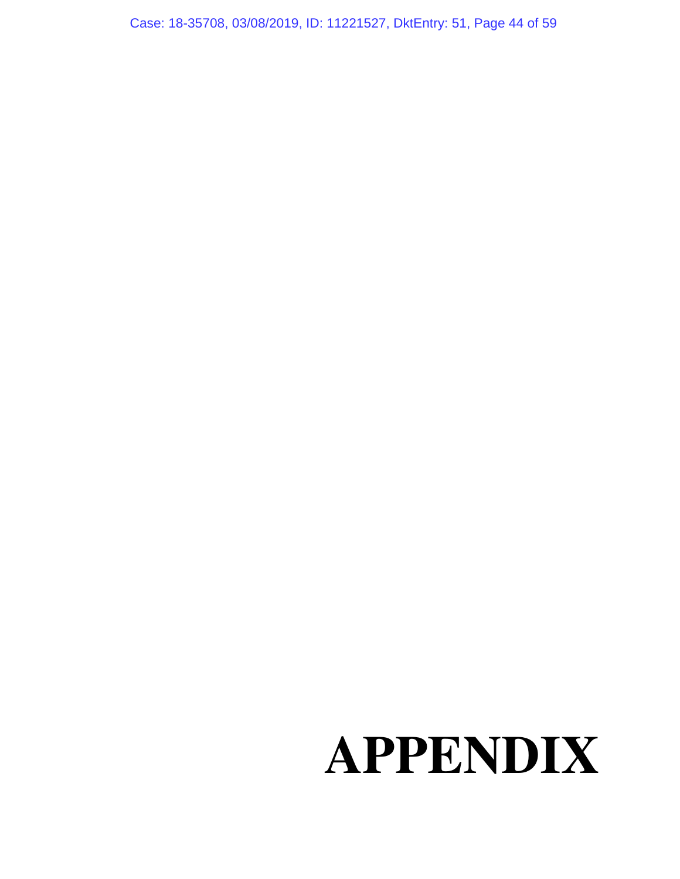# APPENDIX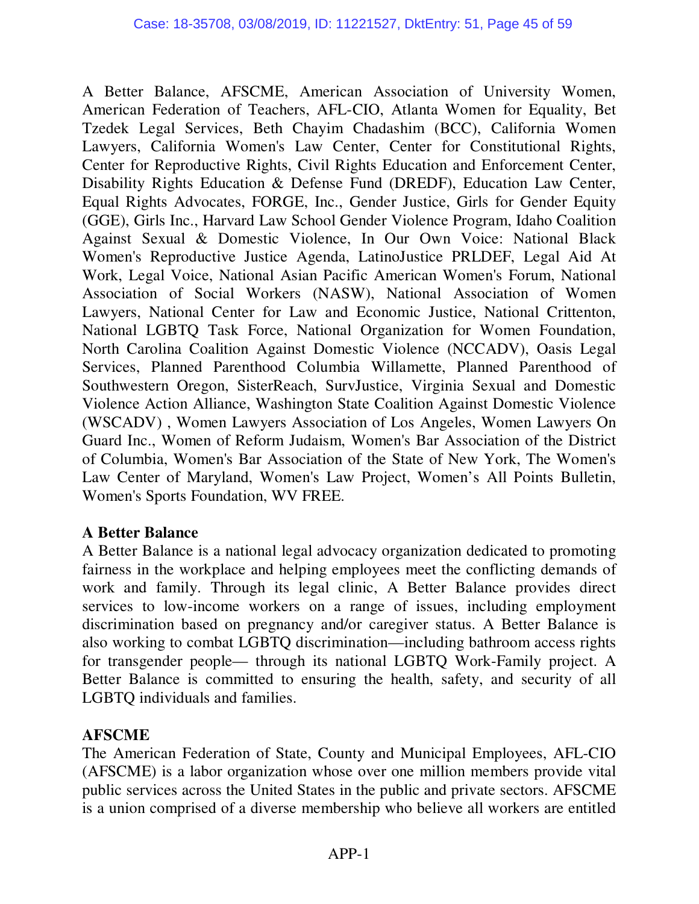A Better Balance, AFSCME, American Association of University Women, American Federation of Teachers, AFL-CIO, Atlanta Women for Equality, Bet Tzedek Legal Services, Beth Chayim Chadashim (BCC), California Women Lawyers, California Women's Law Center, Center for Constitutional Rights, Center for Reproductive Rights, Civil Rights Education and Enforcement Center, Disability Rights Education & Defense Fund (DREDF), Education Law Center, Equal Rights Advocates, FORGE, Inc., Gender Justice, Girls for Gender Equity (GGE), Girls Inc., Harvard Law School Gender Violence Program, Idaho Coalition Against Sexual & Domestic Violence, In Our Own Voice: National Black Women's Reproductive Justice Agenda, LatinoJustice PRLDEF, Legal Aid At Work, Legal Voice, National Asian Pacific American Women's Forum, National Association of Social Workers (NASW), National Association of Women Lawyers, National Center for Law and Economic Justice, National Crittenton, National LGBTQ Task Force, National Organization for Women Foundation, North Carolina Coalition Against Domestic Violence (NCCADV), Oasis Legal Services, Planned Parenthood Columbia Willamette, Planned Parenthood of Southwestern Oregon, SisterReach, SurvJustice, Virginia Sexual and Domestic Violence Action Alliance, Washington State Coalition Against Domestic Violence (WSCADV) , Women Lawyers Association of Los Angeles, Women Lawyers On Guard Inc., Women of Reform Judaism, Women's Bar Association of the District of Columbia, Women's Bar Association of the State of New York, The Women's Law Center of Maryland, Women's Law Project, Women’s All Points Bulletin, Women's Sports Foundation, WV FREE.

**A Better Balance**
A Better Balance is a national legal advocacy organization dedicated to promoting fairness in the workplace and helping employees meet the conflicting demands of work and family. Through its legal clinic, A Better Balance provides direct services to low-income workers on a range of issues, including employment discrimination based on pregnancy and/or caregiver status. A Better Balance is also working to combat LGBTQ discrimination—including bathroom access rights for transgender people— through its national LGBTQ Work-Family project. A Better Balance is committed to ensuring the health, safety, and security of all LGBTQ individuals and families.

**AFSCME**
The American Federation of State, County and Municipal Employees, AFL-CIO (AFSCME) is a labor organization whose over one million members provide vital public services across the United States in the public and private sectors. AFSCME is a union comprised of a diverse membership who believe all workers are entitled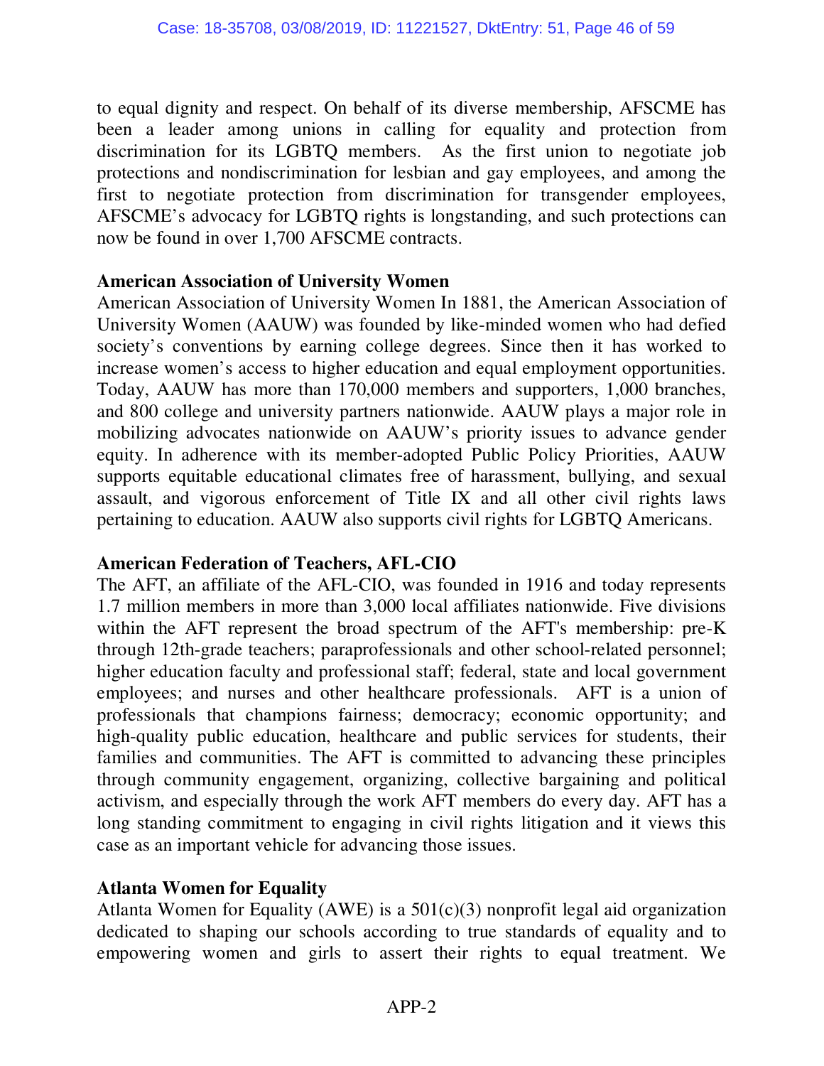to equal dignity and respect. On behalf of its diverse membership, AFSCME has been a leader among unions in calling for equality and protection from discrimination for its LGBTQ members. As the first union to negotiate job protections and nondiscrimination for lesbian and gay employees, and among the first to negotiate protection from discrimination for transgender employees, AFSCME's advocacy for LGBTQ rights is longstanding, and such protections can now be found in over 1,700 AFSCME contracts.

**American Association of University Women**

American Association of University Women In 1881, the American Association of University Women (AAUW) was founded by like-minded women who had defied society's conventions by earning college degrees. Since then it has worked to increase women's access to higher education and equal employment opportunities. Today, AAUW has more than 170,000 members and supporters, 1,000 branches, and 800 college and university partners nationwide. AAUW plays a major role in mobilizing advocates nationwide on AAUW's priority issues to advance gender equity. In adherence with its member-adopted Public Policy Priorities, AAUW supports equitable educational climates free of harassment, bullying, and sexual assault, and vigorous enforcement of Title IX and all other civil rights laws pertaining to education. AAUW also supports civil rights for LGBTQ Americans.

**American Federation of Teachers, AFL-CIO**

The AFT, an affiliate of the AFL-CIO, was founded in 1916 and today represents 1.7 million members in more than 3,000 local affiliates nationwide. Five divisions within the AFT represent the broad spectrum of the AFT's membership: pre-K through 12th-grade teachers; paraprofessionals and other school-related personnel; higher education faculty and professional staff; federal, state and local government employees; and nurses and other healthcare professionals. AFT is a union of professionals that champions fairness; democracy; economic opportunity; and high-quality public education, healthcare and public services for students, their families and communities. The AFT is committed to advancing these principles through community engagement, organizing, collective bargaining and political activism, and especially through the work AFT members do every day. AFT has a long standing commitment to engaging in civil rights litigation and it views this case as an important vehicle for advancing those issues.

**Atlanta Women for Equality**

Atlanta Women for Equality (AWE) is a 501(c)(3) nonprofit legal aid organization dedicated to shaping our schools according to true standards of equality and to empowering women and girls to assert their rights to equal treatment. We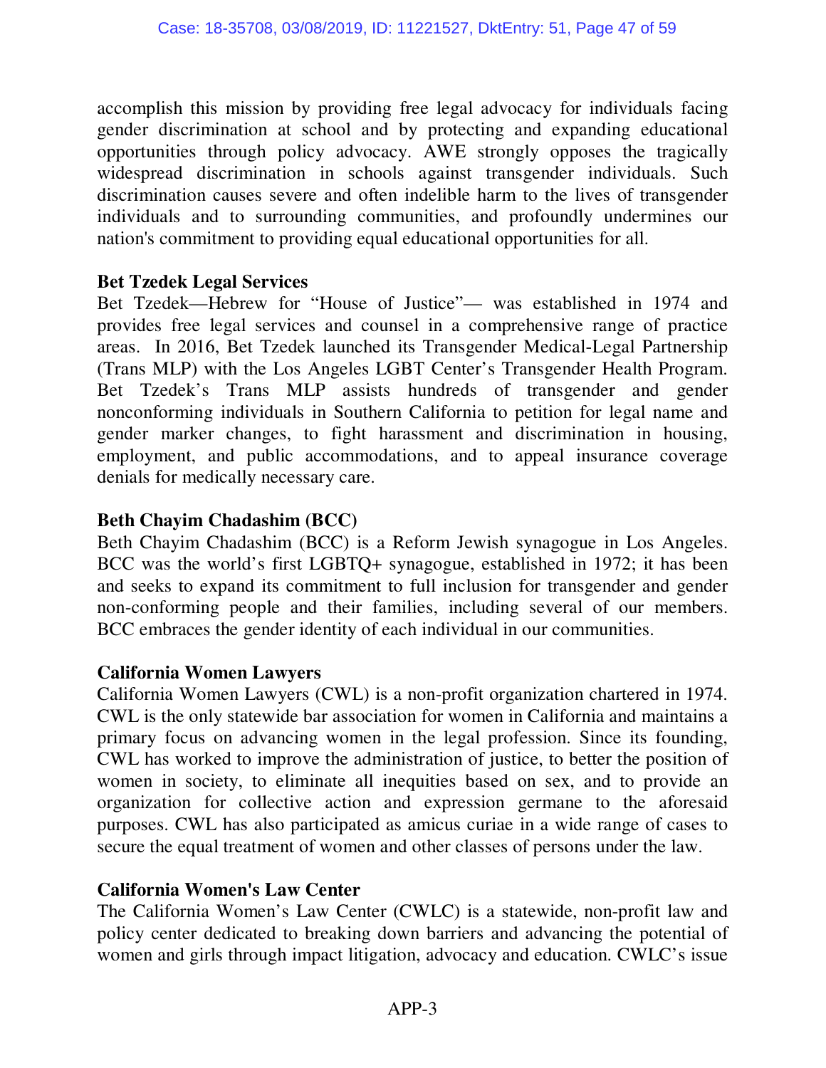accomplish this mission by providing free legal advocacy for individuals facing gender discrimination at school and by protecting and expanding educational opportunities through policy advocacy. AWE strongly opposes the tragically widespread discrimination in schools against transgender individuals. Such discrimination causes severe and often indelible harm to the lives of transgender individuals and to surrounding communities, and profoundly undermines our nation's commitment to providing equal educational opportunities for all.

**Bet Tzedek Legal Services**
Bet Tzedek—Hebrew for "House of Justice"— was established in 1974 and provides free legal services and counsel in a comprehensive range of practice areas. In 2016, Bet Tzedek launched its Transgender Medical-Legal Partnership (Trans MLP) with the Los Angeles LGBT Center's Transgender Health Program. Bet Tzedek's Trans MLP assists hundreds of transgender and gender nonconforming individuals in Southern California to petition for legal name and gender marker changes, to fight harassment and discrimination in housing, employment, and public accommodations, and to appeal insurance coverage denials for medically necessary care.

**Beth Chayim Chadashim (BCC)**
Beth Chayim Chadashim (BCC) is a Reform Jewish synagogue in Los Angeles. BCC was the world's first LGBTQ+ synagogue, established in 1972; it has been and seeks to expand its commitment to full inclusion for transgender and gender non-conforming people and their families, including several of our members. BCC embraces the gender identity of each individual in our communities.

**California Women Lawyers**
California Women Lawyers (CWL) is a non-profit organization chartered in 1974. CWL is the only statewide bar association for women in California and maintains a primary focus on advancing women in the legal profession. Since its founding, CWL has worked to improve the administration of justice, to better the position of women in society, to eliminate all inequities based on sex, and to provide an organization for collective action and expression germane to the aforesaid purposes. CWL has also participated as amicus curiae in a wide range of cases to secure the equal treatment of women and other classes of persons under the law.

**California Women's Law Center**
The California Women's Law Center (CWLC) is a statewide, non-profit law and policy center dedicated to breaking down barriers and advancing the potential of women and girls through impact litigation, advocacy and education. CWLC's issue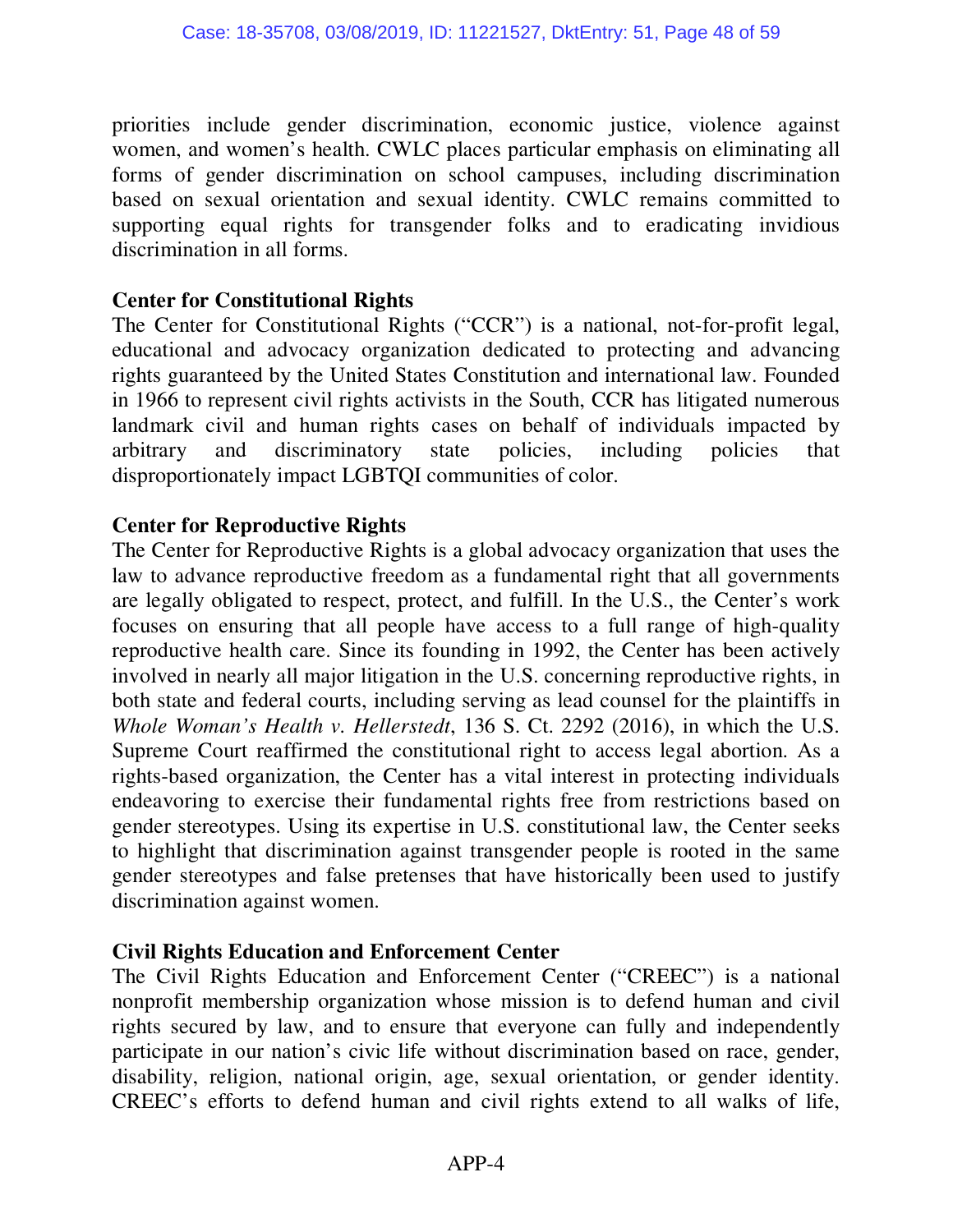priorities include gender discrimination, economic justice, violence against women, and women's health. CWLC places particular emphasis on eliminating all forms of gender discrimination on school campuses, including discrimination based on sexual orientation and sexual identity. CWLC remains committed to supporting equal rights for transgender folks and to eradicating invidious discrimination in all forms.

**Center for Constitutional Rights**

The Center for Constitutional Rights ("CCR") is a national, not-for-profit legal, educational and advocacy organization dedicated to protecting and advancing rights guaranteed by the United States Constitution and international law. Founded in 1966 to represent civil rights activists in the South, CCR has litigated numerous landmark civil and human rights cases on behalf of individuals impacted by arbitrary and discriminatory state policies, including policies that disproportionately impact LGBTQI communities of color.

**Center for Reproductive Rights**

The Center for Reproductive Rights is a global advocacy organization that uses the law to advance reproductive freedom as a fundamental right that all governments are legally obligated to respect, protect, and fulfill. In the U.S., the Center's work focuses on ensuring that all people have access to a full range of high-quality reproductive health care. Since its founding in 1992, the Center has been actively involved in nearly all major litigation in the U.S. concerning reproductive rights, in both state and federal courts, including serving as lead counsel for the plaintiffs in *Whole Woman's Health v. Hellerstedt*, 136 S. Ct. 2292 (2016), in which the U.S. Supreme Court reaffirmed the constitutional right to access legal abortion. As a rights-based organization, the Center has a vital interest in protecting individuals endeavoring to exercise their fundamental rights free from restrictions based on gender stereotypes. Using its expertise in U.S. constitutional law, the Center seeks to highlight that discrimination against transgender people is rooted in the same gender stereotypes and false pretenses that have historically been used to justify discrimination against women.

**Civil Rights Education and Enforcement Center**

The Civil Rights Education and Enforcement Center ("CREEC") is a national nonprofit membership organization whose mission is to defend human and civil rights secured by law, and to ensure that everyone can fully and independently participate in our nation's civic life without discrimination based on race, gender, disability, religion, national origin, age, sexual orientation, or gender identity. CREEC's efforts to defend human and civil rights extend to all walks of life,

APP-4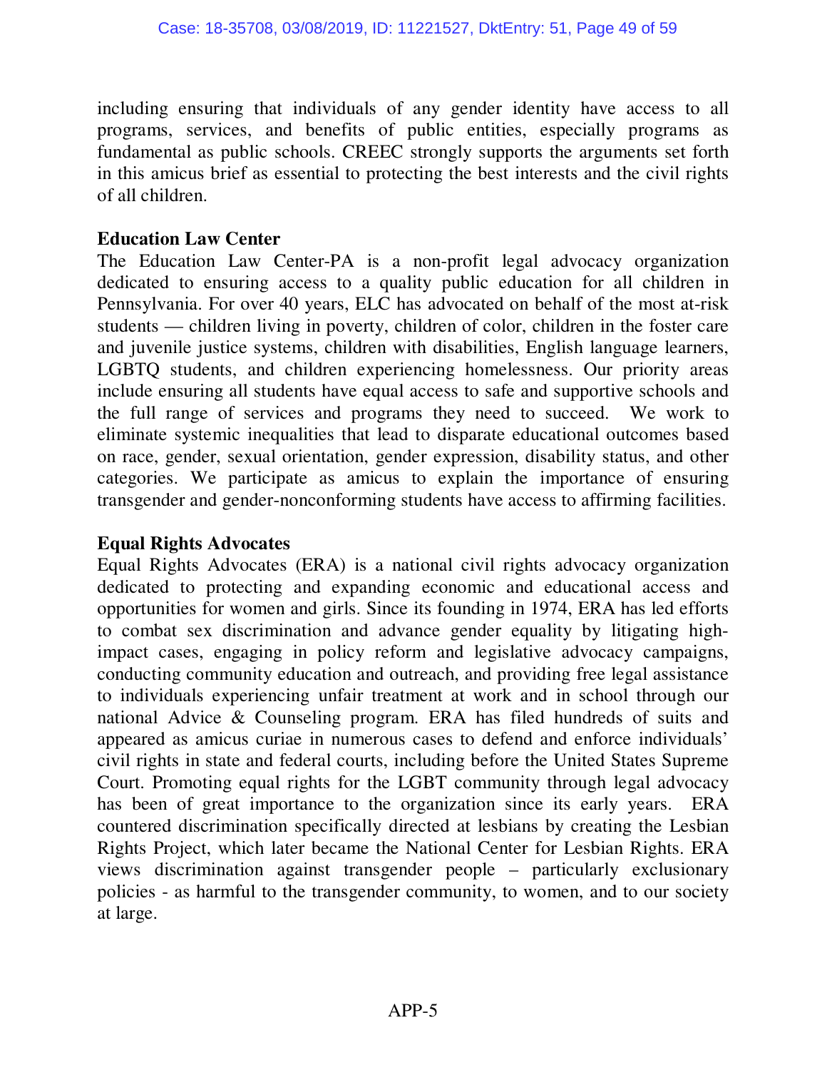including ensuring that individuals of any gender identity have access to all programs, services, and benefits of public entities, especially programs as fundamental as public schools. CREEC strongly supports the arguments set forth in this amicus brief as essential to protecting the best interests and the civil rights of all children.

**Education Law Center**

The Education Law Center-PA is a non-profit legal advocacy organization dedicated to ensuring access to a quality public education for all children in Pennsylvania. For over 40 years, ELC has advocated on behalf of the most at-risk students — children living in poverty, children of color, children in the foster care and juvenile justice systems, children with disabilities, English language learners, LGBTQ students, and children experiencing homelessness. Our priority areas include ensuring all students have equal access to safe and supportive schools and the full range of services and programs they need to succeed. We work to eliminate systemic inequalities that lead to disparate educational outcomes based on race, gender, sexual orientation, gender expression, disability status, and other categories. We participate as amicus to explain the importance of ensuring transgender and gender-nonconforming students have access to affirming facilities.

**Equal Rights Advocates**

Equal Rights Advocates (ERA) is a national civil rights advocacy organization dedicated to protecting and expanding economic and educational access and opportunities for women and girls. Since its founding in 1974, ERA has led efforts to combat sex discrimination and advance gender equality by litigating high-impact cases, engaging in policy reform and legislative advocacy campaigns, conducting community education and outreach, and providing free legal assistance to individuals experiencing unfair treatment at work and in school through our national Advice & Counseling program. ERA has filed hundreds of suits and appeared as amicus curiae in numerous cases to defend and enforce individuals' civil rights in state and federal courts, including before the United States Supreme Court. Promoting equal rights for the LGBT community through legal advocacy has been of great importance to the organization since its early years. ERA countered discrimination specifically directed at lesbians by creating the Lesbian Rights Project, which later became the National Center for Lesbian Rights. ERA views discrimination against transgender people – particularly exclusionary policies - as harmful to the transgender community, to women, and to our society at large.

APP-5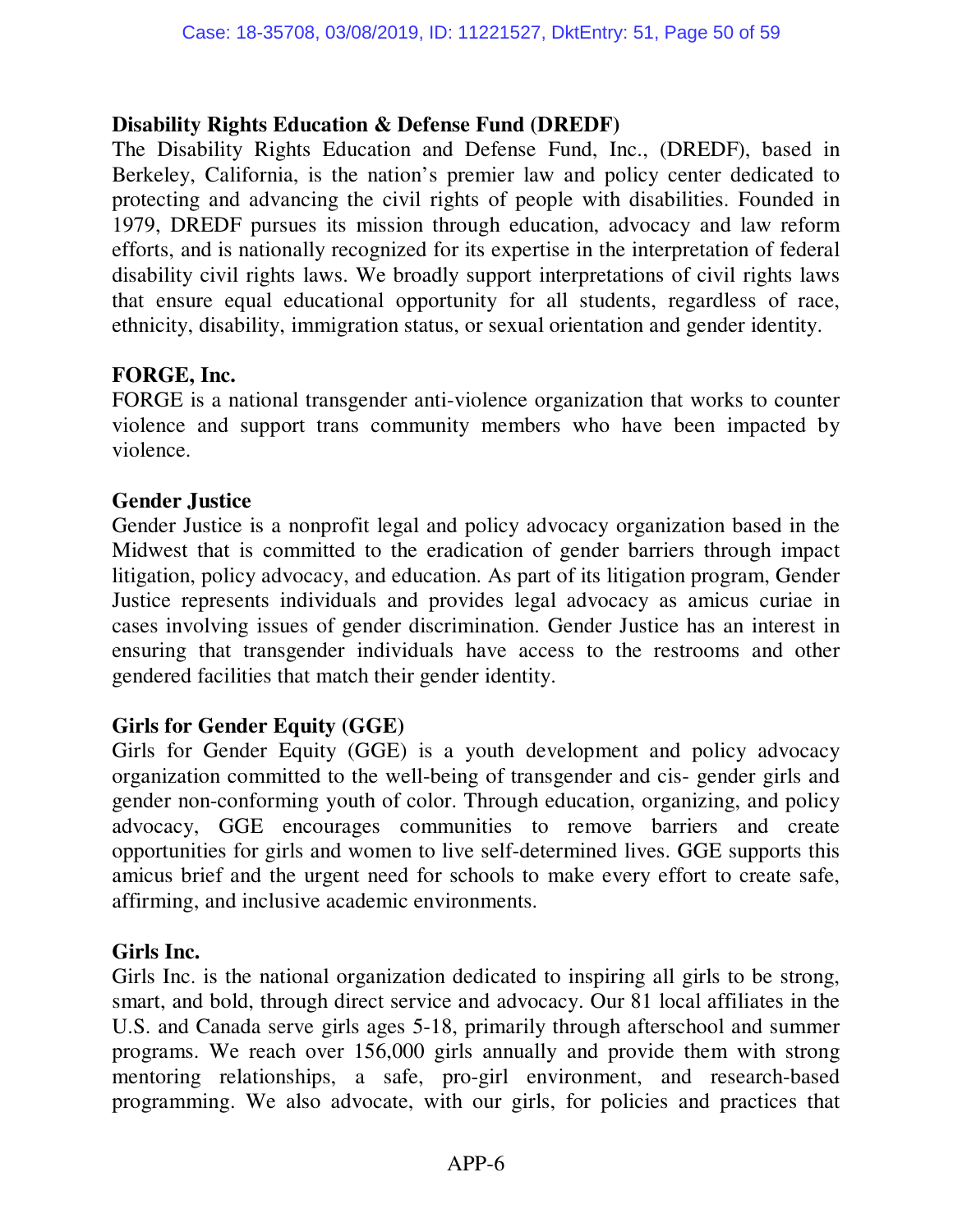**Disability Rights Education & Defense Fund (DREDF)**
The Disability Rights Education and Defense Fund, Inc., (DREDF), based in Berkeley, California, is the nation's premier law and policy center dedicated to protecting and advancing the civil rights of people with disabilities. Founded in 1979, DREDF pursues its mission through education, advocacy and law reform efforts, and is nationally recognized for its expertise in the interpretation of federal disability civil rights laws. We broadly support interpretations of civil rights laws that ensure equal educational opportunity for all students, regardless of race, ethnicity, disability, immigration status, or sexual orientation and gender identity.

**FORGE, Inc.**
FORGE is a national transgender anti-violence organization that works to counter violence and support trans community members who have been impacted by violence.

**Gender Justice**
Gender Justice is a nonprofit legal and policy advocacy organization based in the Midwest that is committed to the eradication of gender barriers through impact litigation, policy advocacy, and education. As part of its litigation program, Gender Justice represents individuals and provides legal advocacy as amicus curiae in cases involving issues of gender discrimination. Gender Justice has an interest in ensuring that transgender individuals have access to the restrooms and other gendered facilities that match their gender identity.

**Girls for Gender Equity (GGE)**
Girls for Gender Equity (GGE) is a youth development and policy advocacy organization committed to the well-being of transgender and cis- gender girls and gender non-conforming youth of color. Through education, organizing, and policy advocacy, GGE encourages communities to remove barriers and create opportunities for girls and women to live self-determined lives. GGE supports this amicus brief and the urgent need for schools to make every effort to create safe, affirming, and inclusive academic environments.

**Girls Inc.**
Girls Inc. is the national organization dedicated to inspiring all girls to be strong, smart, and bold, through direct service and advocacy. Our 81 local affiliates in the U.S. and Canada serve girls ages 5-18, primarily through afterschool and summer programs. We reach over 156,000 girls annually and provide them with strong mentoring relationships, a safe, pro-girl environment, and research-based programming. We also advocate, with our girls, for policies and practices that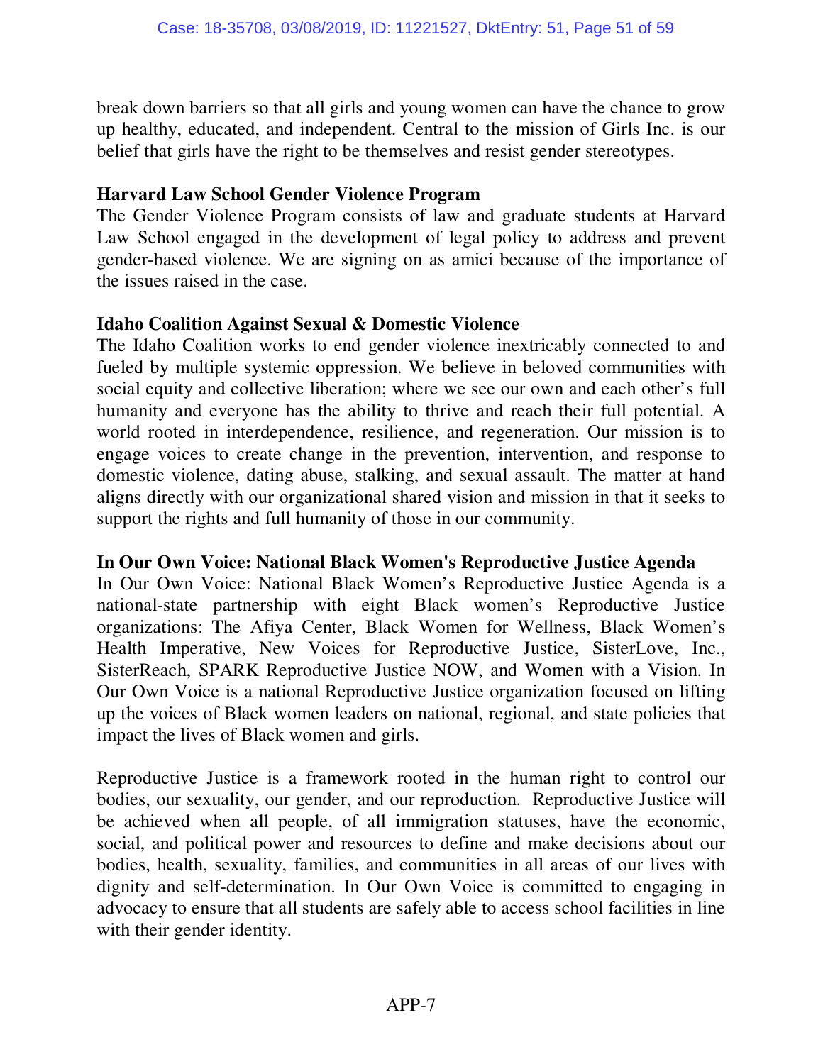break down barriers so that all girls and young women can have the chance to grow up healthy, educated, and independent. Central to the mission of Girls Inc. is our belief that girls have the right to be themselves and resist gender stereotypes.

**Harvard Law School Gender Violence Program**

The Gender Violence Program consists of law and graduate students at Harvard Law School engaged in the development of legal policy to address and prevent gender-based violence. We are signing on as amici because of the importance of the issues raised in the case.

**Idaho Coalition Against Sexual & Domestic Violence**

The Idaho Coalition works to end gender violence inextricably connected to and fueled by multiple systemic oppression. We believe in beloved communities with social equity and collective liberation; where we see our own and each other's full humanity and everyone has the ability to thrive and reach their full potential. A world rooted in interdependence, resilience, and regeneration. Our mission is to engage voices to create change in the prevention, intervention, and response to domestic violence, dating abuse, stalking, and sexual assault. The matter at hand aligns directly with our organizational shared vision and mission in that it seeks to support the rights and full humanity of those in our community.

**In Our Own Voice: National Black Women's Reproductive Justice Agenda**

In Our Own Voice: National Black Women's Reproductive Justice Agenda is a national-state partnership with eight Black women's Reproductive Justice organizations: The Afiya Center, Black Women for Wellness, Black Women's Health Imperative, New Voices for Reproductive Justice, SisterLove, Inc., SisterReach, SPARK Reproductive Justice NOW, and Women with a Vision. In Our Own Voice is a national Reproductive Justice organization focused on lifting up the voices of Black women leaders on national, regional, and state policies that impact the lives of Black women and girls.

Reproductive Justice is a framework rooted in the human right to control our bodies, our sexuality, our gender, and our reproduction. Reproductive Justice will be achieved when all people, of all immigration statuses, have the economic, social, and political power and resources to define and make decisions about our bodies, health, sexuality, families, and communities in all areas of our lives with dignity and self-determination. In Our Own Voice is committed to engaging in advocacy to ensure that all students are safely able to access school facilities in line with their gender identity.

APP-7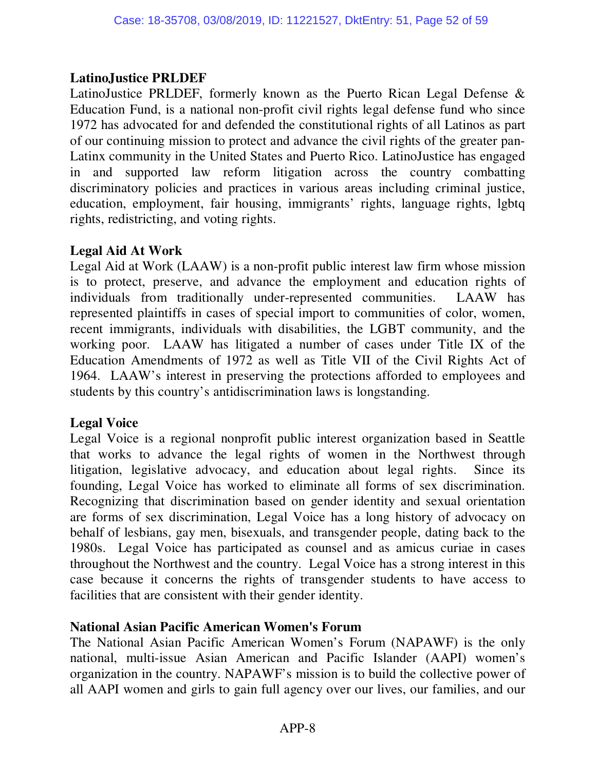**LatinoJustice PRLDEF**

LatinoJustice PRLDEF, formerly known as the Puerto Rican Legal Defense & Education Fund, is a national non-profit civil rights legal defense fund who since 1972 has advocated for and defended the constitutional rights of all Latinos as part of our continuing mission to protect and advance the civil rights of the greater pan-Latinx community in the United States and Puerto Rico. LatinoJustice has engaged in and supported law reform litigation across the country combatting discriminatory policies and practices in various areas including criminal justice, education, employment, fair housing, immigrants' rights, language rights, lgbtq rights, redistricting, and voting rights.

**Legal Aid At Work**

Legal Aid at Work (LAAW) is a non-profit public interest law firm whose mission is to protect, preserve, and advance the employment and education rights of individuals from traditionally under-represented communities. LAAW has represented plaintiffs in cases of special import to communities of color, women, recent immigrants, individuals with disabilities, the LGBT community, and the working poor. LAAW has litigated a number of cases under Title IX of the Education Amendments of 1972 as well as Title VII of the Civil Rights Act of 1964. LAAW's interest in preserving the protections afforded to employees and students by this country's antidiscrimination laws is longstanding.

**Legal Voice**

Legal Voice is a regional nonprofit public interest organization based in Seattle that works to advance the legal rights of women in the Northwest through litigation, legislative advocacy, and education about legal rights. Since its founding, Legal Voice has worked to eliminate all forms of sex discrimination. Recognizing that discrimination based on gender identity and sexual orientation are forms of sex discrimination, Legal Voice has a long history of advocacy on behalf of lesbians, gay men, bisexuals, and transgender people, dating back to the 1980s. Legal Voice has participated as counsel and as amicus curiae in cases throughout the Northwest and the country. Legal Voice has a strong interest in this case because it concerns the rights of transgender students to have access to facilities that are consistent with their gender identity.

**National Asian Pacific American Women's Forum**

The National Asian Pacific American Women's Forum (NAPAWF) is the only national, multi-issue Asian American and Pacific Islander (AAPI) women's organization in the country. NAPAWF's mission is to build the collective power of all AAPI women and girls to gain full agency over our lives, our families, and our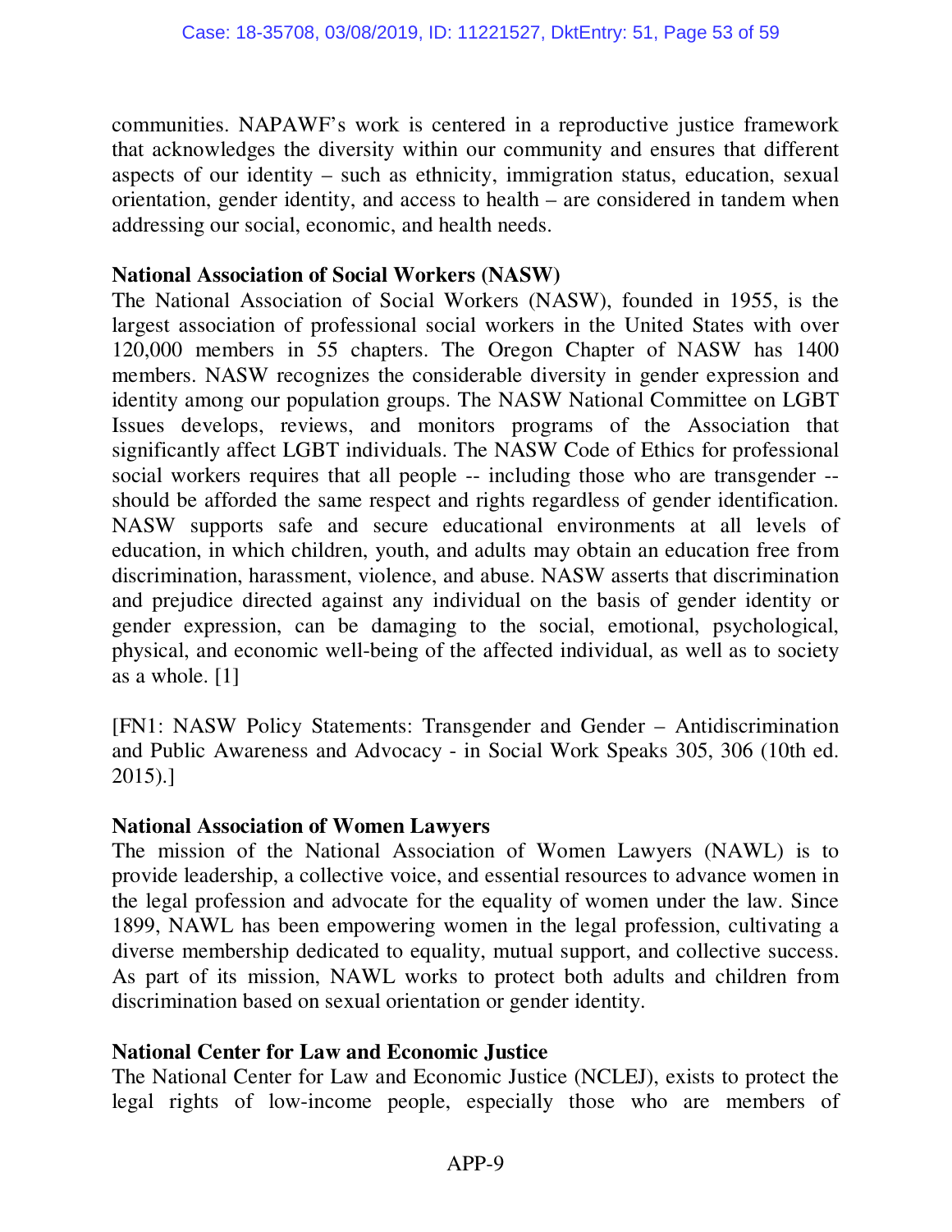communities. NAPAWF's work is centered in a reproductive justice framework that acknowledges the diversity within our community and ensures that different aspects of our identity – such as ethnicity, immigration status, education, sexual orientation, gender identity, and access to health – are considered in tandem when addressing our social, economic, and health needs.

**National Association of Social Workers (NASW)**
The National Association of Social Workers (NASW), founded in 1955, is the largest association of professional social workers in the United States with over 120,000 members in 55 chapters. The Oregon Chapter of NASW has 1400 members. NASW recognizes the considerable diversity in gender expression and identity among our population groups. The NASW National Committee on LGBT Issues develops, reviews, and monitors programs of the Association that significantly affect LGBT individuals. The NASW Code of Ethics for professional social workers requires that all people -- including those who are transgender -- should be afforded the same respect and rights regardless of gender identification. NASW supports safe and secure educational environments at all levels of education, in which children, youth, and adults may obtain an education free from discrimination, harassment, violence, and abuse. NASW asserts that discrimination and prejudice directed against any individual on the basis of gender identity or gender expression, can be damaging to the social, emotional, psychological, physical, and economic well-being of the affected individual, as well as to society as a whole. [1]

[FN1: NASW Policy Statements: Transgender and Gender – Antidiscrimination and Public Awareness and Advocacy - in Social Work Speaks 305, 306 (10th ed. 2015).]

**National Association of Women Lawyers**
The mission of the National Association of Women Lawyers (NAWL) is to provide leadership, a collective voice, and essential resources to advance women in the legal profession and advocate for the equality of women under the law. Since 1899, NAWL has been empowering women in the legal profession, cultivating a diverse membership dedicated to equality, mutual support, and collective success. As part of its mission, NAWL works to protect both adults and children from discrimination based on sexual orientation or gender identity.

**National Center for Law and Economic Justice**
The National Center for Law and Economic Justice (NCLEJ), exists to protect the legal rights of low-income people, especially those who are members of

APP-9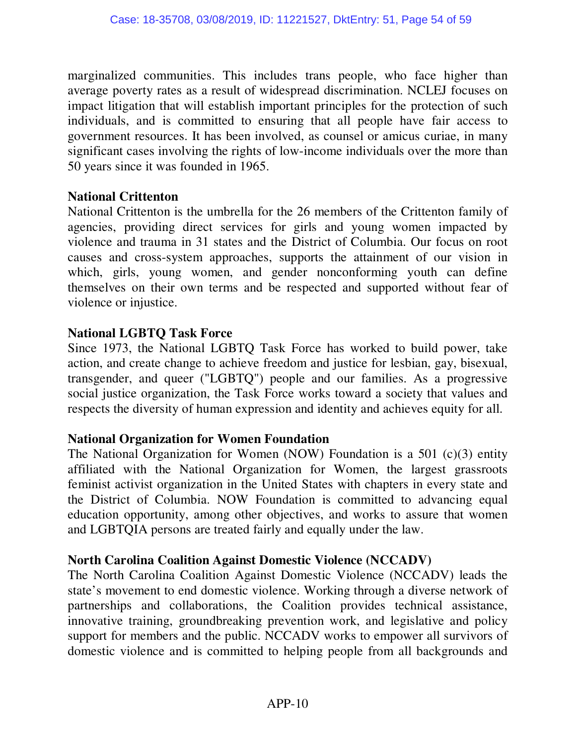marginalized communities. This includes trans people, who face higher than average poverty rates as a result of widespread discrimination. NCLEJ focuses on impact litigation that will establish important principles for the protection of such individuals, and is committed to ensuring that all people have fair access to government resources. It has been involved, as counsel or amicus curiae, in many significant cases involving the rights of low-income individuals over the more than 50 years since it was founded in 1965.

**National Crittenton**
National Crittenton is the umbrella for the 26 members of the Crittenton family of agencies, providing direct services for girls and young women impacted by violence and trauma in 31 states and the District of Columbia. Our focus on root causes and cross-system approaches, supports the attainment of our vision in which, girls, young women, and gender nonconforming youth can define themselves on their own terms and be respected and supported without fear of violence or injustice.

**National LGBTQ Task Force**
Since 1973, the National LGBTQ Task Force has worked to build power, take action, and create change to achieve freedom and justice for lesbian, gay, bisexual, transgender, and queer ("LGBTQ") people and our families. As a progressive social justice organization, the Task Force works toward a society that values and respects the diversity of human expression and identity and achieves equity for all.

**National Organization for Women Foundation**
The National Organization for Women (NOW) Foundation is a 501 (c)(3) entity affiliated with the National Organization for Women, the largest grassroots feminist activist organization in the United States with chapters in every state and the District of Columbia. NOW Foundation is committed to advancing equal education opportunity, among other objectives, and works to assure that women and LGBTQIA persons are treated fairly and equally under the law.

**North Carolina Coalition Against Domestic Violence (NCCADV)**
The North Carolina Coalition Against Domestic Violence (NCCADV) leads the state's movement to end domestic violence. Working through a diverse network of partnerships and collaborations, the Coalition provides technical assistance, innovative training, groundbreaking prevention work, and legislative and policy support for members and the public. NCCADV works to empower all survivors of domestic violence and is committed to helping people from all backgrounds and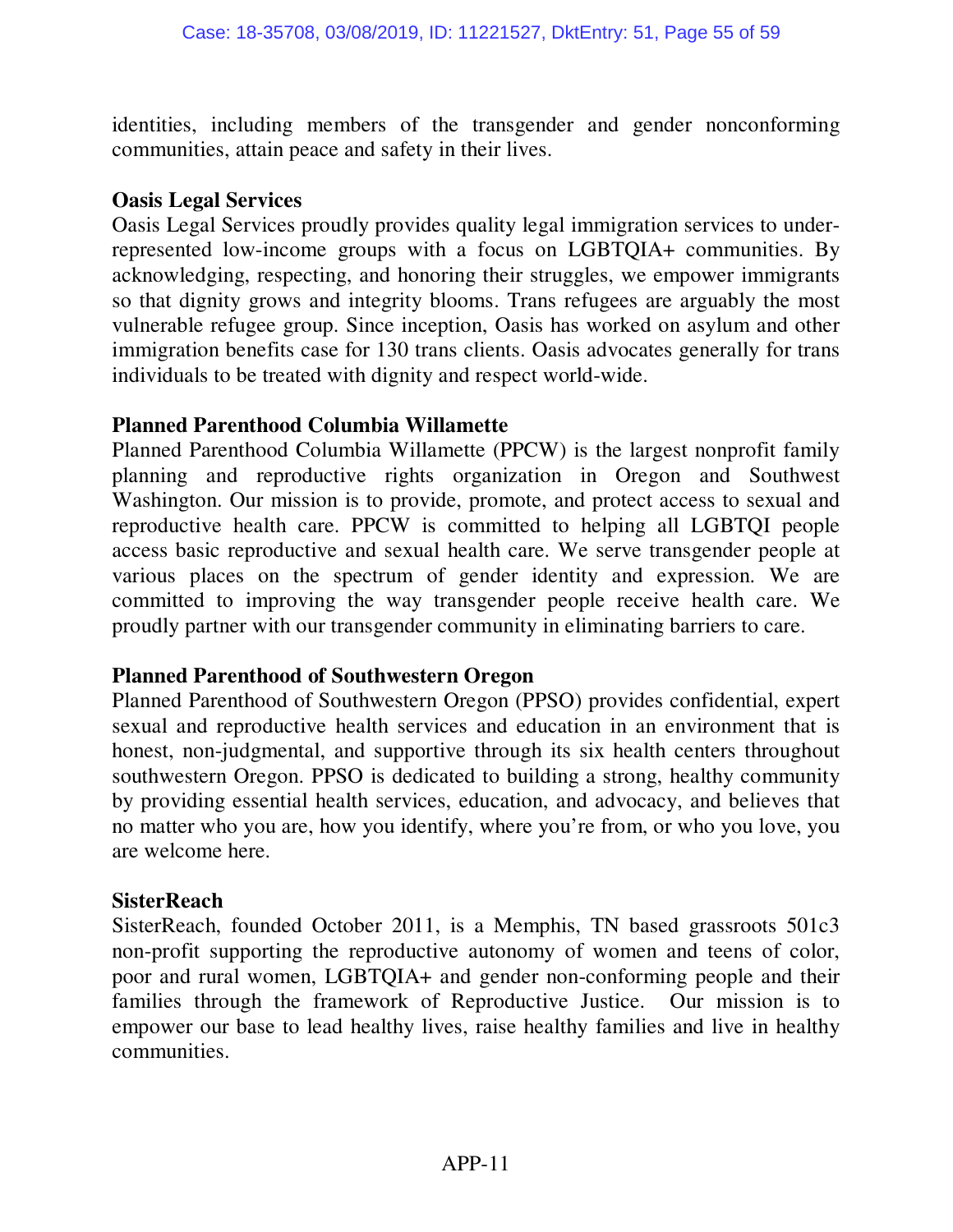identities, including members of the transgender and gender nonconforming communities, attain peace and safety in their lives.

**Oasis Legal Services**
Oasis Legal Services proudly provides quality legal immigration services to under-represented low-income groups with a focus on LGBTQIA+ communities. By acknowledging, respecting, and honoring their struggles, we empower immigrants so that dignity grows and integrity blooms. Trans refugees are arguably the most vulnerable refugee group. Since inception, Oasis has worked on asylum and other immigration benefits case for 130 trans clients. Oasis advocates generally for trans individuals to be treated with dignity and respect world-wide.

**Planned Parenthood Columbia Willamette**
Planned Parenthood Columbia Willamette (PPCW) is the largest nonprofit family planning and reproductive rights organization in Oregon and Southwest Washington. Our mission is to provide, promote, and protect access to sexual and reproductive health care. PPCW is committed to helping all LGBTQI people access basic reproductive and sexual health care. We serve transgender people at various places on the spectrum of gender identity and expression. We are committed to improving the way transgender people receive health care. We proudly partner with our transgender community in eliminating barriers to care.

**Planned Parenthood of Southwestern Oregon**
Planned Parenthood of Southwestern Oregon (PPSO) provides confidential, expert sexual and reproductive health services and education in an environment that is honest, non-judgmental, and supportive through its six health centers throughout southwestern Oregon. PPSO is dedicated to building a strong, healthy community by providing essential health services, education, and advocacy, and believes that no matter who you are, how you identify, where you're from, or who you love, you are welcome here.

**SisterReach**
SisterReach, founded October 2011, is a Memphis, TN based grassroots 501c3 non-profit supporting the reproductive autonomy of women and teens of color, poor and rural women, LGBTQIA+ and gender non-conforming people and their families through the framework of Reproductive Justice. Our mission is to empower our base to lead healthy lives, raise healthy families and live in healthy communities.

APP-11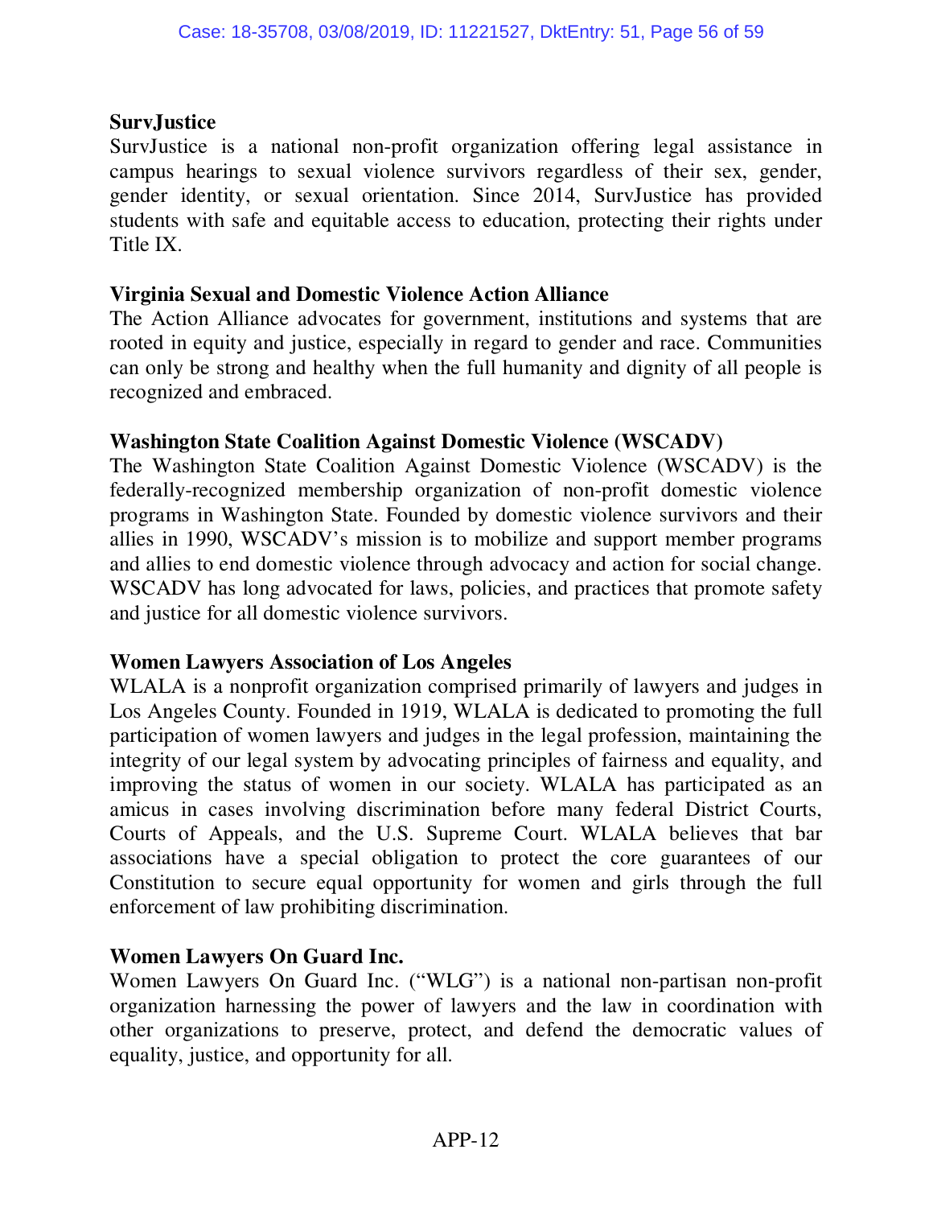**SurvJustice**

SurvJustice is a national non-profit organization offering legal assistance in campus hearings to sexual violence survivors regardless of their sex, gender, gender identity, or sexual orientation. Since 2014, SurvJustice has provided students with safe and equitable access to education, protecting their rights under Title IX.

**Virginia Sexual and Domestic Violence Action Alliance**

The Action Alliance advocates for government, institutions and systems that are rooted in equity and justice, especially in regard to gender and race. Communities can only be strong and healthy when the full humanity and dignity of all people is recognized and embraced.

**Washington State Coalition Against Domestic Violence (WSCADV)**

The Washington State Coalition Against Domestic Violence (WSCADV) is the federally-recognized membership organization of non-profit domestic violence programs in Washington State. Founded by domestic violence survivors and their allies in 1990, WSCADV's mission is to mobilize and support member programs and allies to end domestic violence through advocacy and action for social change. WSCADV has long advocated for laws, policies, and practices that promote safety and justice for all domestic violence survivors.

**Women Lawyers Association of Los Angeles**

WLALA is a nonprofit organization comprised primarily of lawyers and judges in Los Angeles County. Founded in 1919, WLALA is dedicated to promoting the full participation of women lawyers and judges in the legal profession, maintaining the integrity of our legal system by advocating principles of fairness and equality, and improving the status of women in our society. WLALA has participated as an amicus in cases involving discrimination before many federal District Courts, Courts of Appeals, and the U.S. Supreme Court. WLALA believes that bar associations have a special obligation to protect the core guarantees of our Constitution to secure equal opportunity for women and girls through the full enforcement of law prohibiting discrimination.

**Women Lawyers On Guard Inc.**

Women Lawyers On Guard Inc. ("WLG") is a national non-partisan non-profit organization harnessing the power of lawyers and the law in coordination with other organizations to preserve, protect, and defend the democratic values of equality, justice, and opportunity for all.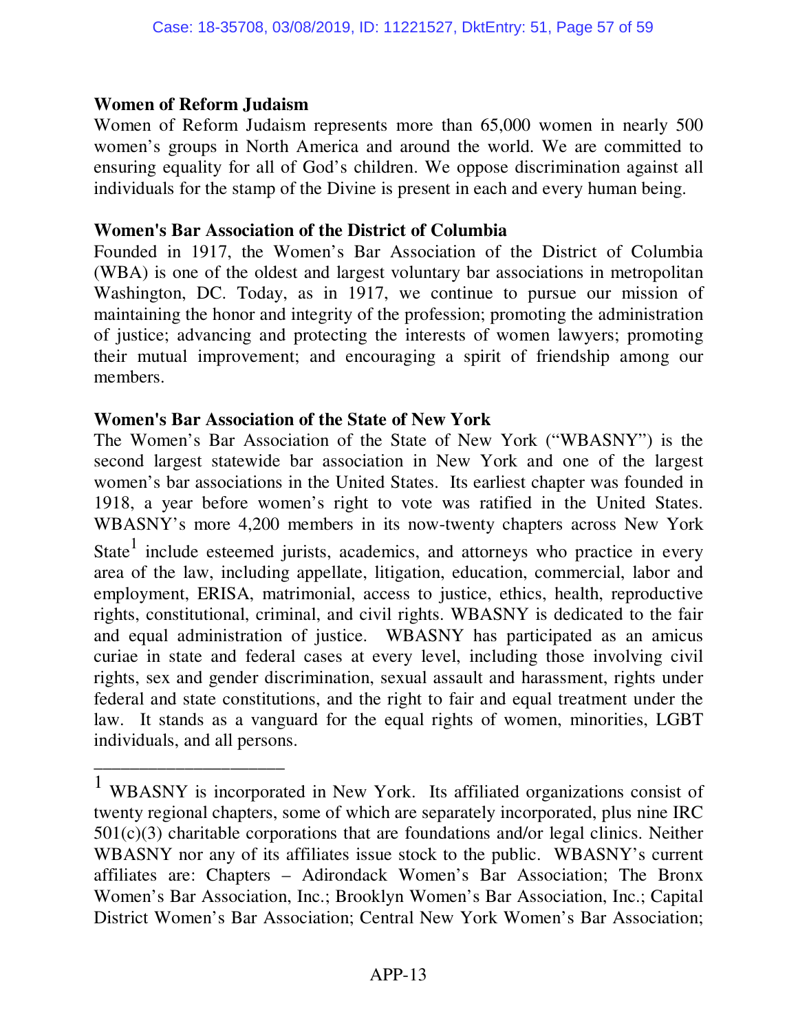**Women of Reform Judaism**

Women of Reform Judaism represents more than 65,000 women in nearly 500 women's groups in North America and around the world. We are committed to ensuring equality for all of God's children. We oppose discrimination against all individuals for the stamp of the Divine is present in each and every human being.

**Women's Bar Association of the District of Columbia**

Founded in 1917, the Women's Bar Association of the District of Columbia (WBA) is one of the oldest and largest voluntary bar associations in metropolitan Washington, DC. Today, as in 1917, we continue to pursue our mission of maintaining the honor and integrity of the profession; promoting the administration of justice; advancing and protecting the interests of women lawyers; promoting their mutual improvement; and encouraging a spirit of friendship among our members.

**Women's Bar Association of the State of New York**

The Women's Bar Association of the State of New York ("WBASNY") is the second largest statewide bar association in New York and one of the largest women's bar associations in the United States. Its earliest chapter was founded in 1918, a year before women's right to vote was ratified in the United States. WBASNY's more 4,200 members in its now-twenty chapters across New York State[1] include esteemed jurists, academics, and attorneys who practice in every area of the law, including appellate, litigation, education, commercial, labor and employment, ERISA, matrimonial, access to justice, ethics, health, reproductive rights, constitutional, criminal, and civil rights. WBASNY is dedicated to the fair and equal administration of justice. WBASNY has participated as an amicus curiae in state and federal cases at every level, including those involving civil rights, sex and gender discrimination, sexual assault and harassment, rights under federal and state constitutions, and the right to fair and equal treatment under the law. It stands as a vanguard for the equal rights of women, minorities, LGBT individuals, and all persons.

---

[1] WBASNY is incorporated in New York. Its affiliated organizations consist of twenty regional chapters, some of which are separately incorporated, plus nine IRC 501(c)(3) charitable corporations that are foundations and/or legal clinics. Neither WBASNY nor any of its affiliates issue stock to the public. WBASNY's current affiliates are: Chapters – Adirondack Women's Bar Association; The Bronx Women's Bar Association, Inc.; Brooklyn Women's Bar Association, Inc.; Capital District Women's Bar Association; Central New York Women's Bar Association;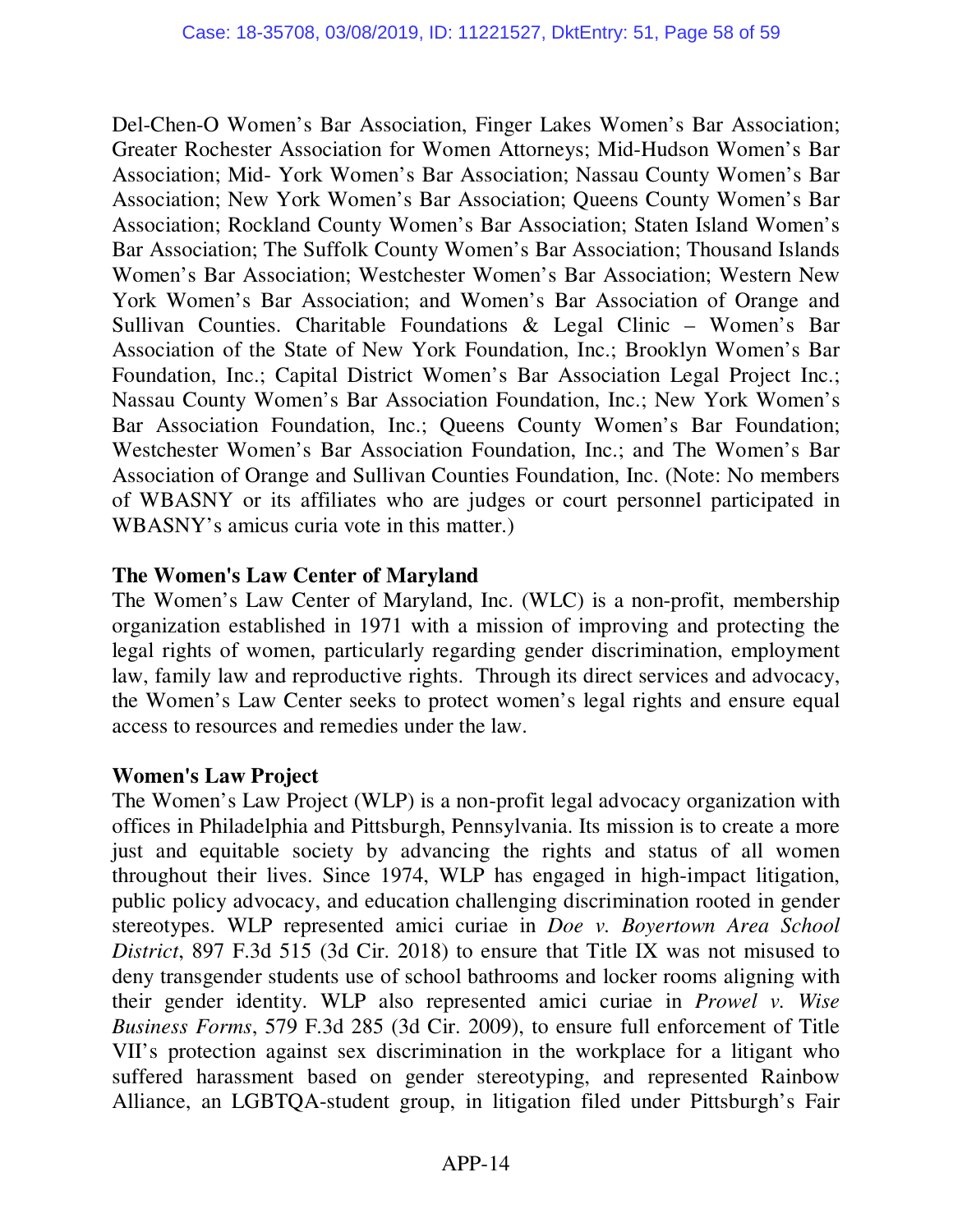Del-Chen-O Women's Bar Association, Finger Lakes Women's Bar Association; Greater Rochester Association for Women Attorneys; Mid-Hudson Women's Bar Association; Mid- York Women's Bar Association; Nassau County Women's Bar Association; New York Women's Bar Association; Queens County Women's Bar Association; Rockland County Women's Bar Association; Staten Island Women's Bar Association; The Suffolk County Women's Bar Association; Thousand Islands Women's Bar Association; Westchester Women's Bar Association; Western New York Women's Bar Association; and Women's Bar Association of Orange and Sullivan Counties. Charitable Foundations & Legal Clinic – Women's Bar Association of the State of New York Foundation, Inc.; Brooklyn Women's Bar Foundation, Inc.; Capital District Women's Bar Association Legal Project Inc.; Nassau County Women's Bar Association Foundation, Inc.; New York Women's Bar Association Foundation, Inc.; Queens County Women's Bar Foundation; Westchester Women's Bar Association Foundation, Inc.; and The Women's Bar Association of Orange and Sullivan Counties Foundation, Inc. (Note: No members of WBASNY or its affiliates who are judges or court personnel participated in WBASNY's amicus curia vote in this matter.)

**The Women's Law Center of Maryland**

The Women's Law Center of Maryland, Inc. (WLC) is a non-profit, membership organization established in 1971 with a mission of improving and protecting the legal rights of women, particularly regarding gender discrimination, employment law, family law and reproductive rights. Through its direct services and advocacy, the Women's Law Center seeks to protect women's legal rights and ensure equal access to resources and remedies under the law.

**Women's Law Project**

The Women's Law Project (WLP) is a non-profit legal advocacy organization with offices in Philadelphia and Pittsburgh, Pennsylvania. Its mission is to create a more just and equitable society by advancing the rights and status of all women throughout their lives. Since 1974, WLP has engaged in high-impact litigation, public policy advocacy, and education challenging discrimination rooted in gender stereotypes. WLP represented amici curiae in *Doe v. Boyertown Area School District*, 897 F.3d 515 (3d Cir. 2018) to ensure that Title IX was not misused to deny transgender students use of school bathrooms and locker rooms aligning with their gender identity. WLP also represented amici curiae in *Prowel v. Wise Business Forms*, 579 F.3d 285 (3d Cir. 2009), to ensure full enforcement of Title VII's protection against sex discrimination in the workplace for a litigant who suffered harassment based on gender stereotyping, and represented Rainbow Alliance, an LGBTQA-student group, in litigation filed under Pittsburgh's Fair

APP-14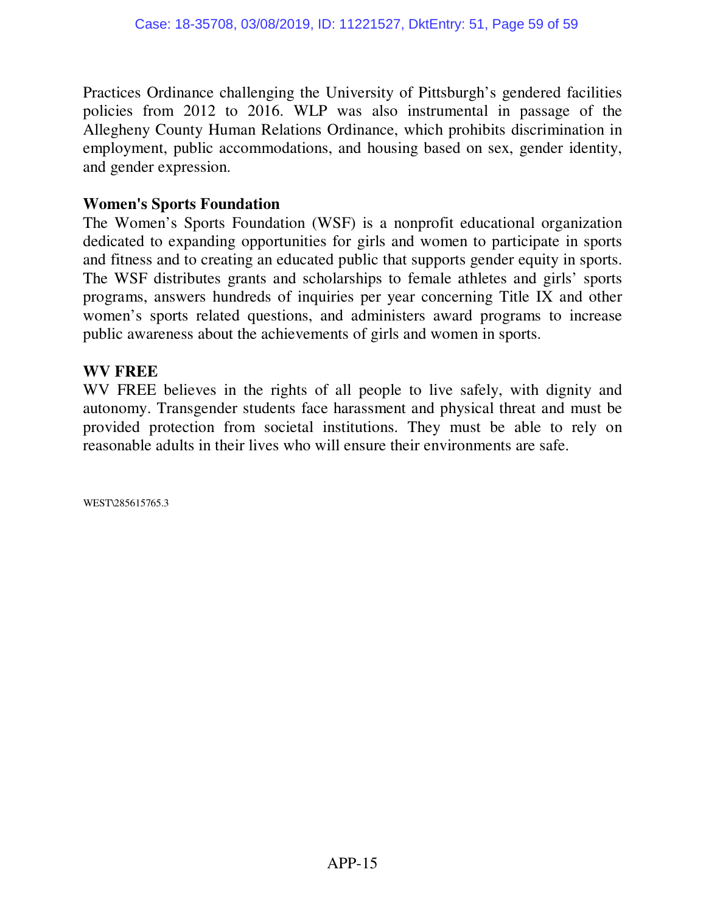Practices Ordinance challenging the University of Pittsburgh's gendered facilities policies from 2012 to 2016. WLP was also instrumental in passage of the Allegheny County Human Relations Ordinance, which prohibits discrimination in employment, public accommodations, and housing based on sex, gender identity, and gender expression.

**Women's Sports Foundation**
The Women's Sports Foundation (WSF) is a nonprofit educational organization dedicated to expanding opportunities for girls and women to participate in sports and fitness and to creating an educated public that supports gender equity in sports. The WSF distributes grants and scholarships to female athletes and girls' sports programs, answers hundreds of inquiries per year concerning Title IX and other women's sports related questions, and administers award programs to increase public awareness about the achievements of girls and women in sports.

**WV FREE**
WV FREE believes in the rights of all people to live safely, with dignity and autonomy. Transgender students face harassment and physical threat and must be provided protection from societal institutions. They must be able to rely on reasonable adults in their lives who will ensure their environments are safe.

WEST\285615765.3